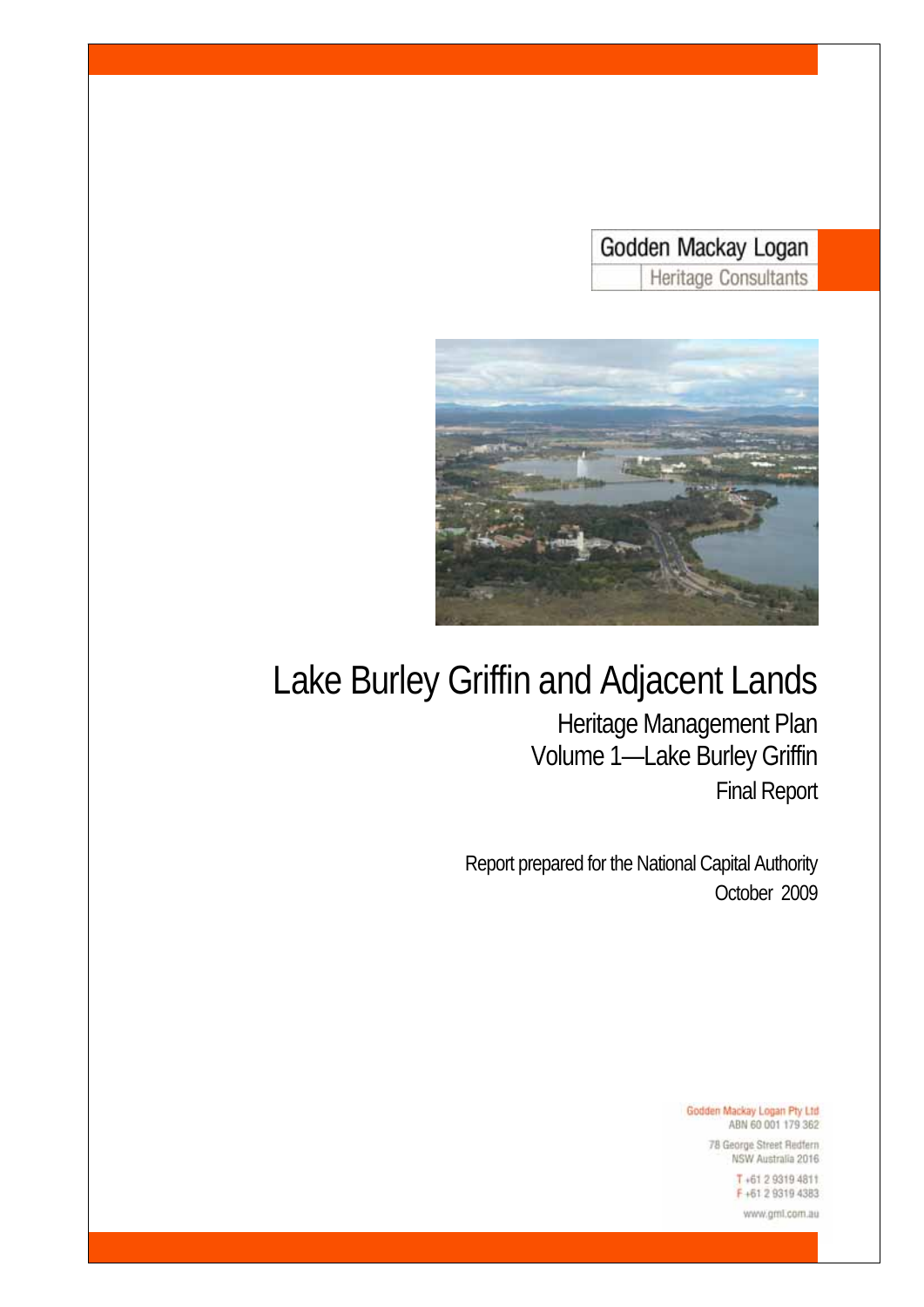Godden Mackay Logan

Heritage Consultants

# Lake Burley Griffin and Adjacent Lands

## Heritage Management Plan

## Volume 1—Lake Burley Griffin

### Final Report

Report prepared for the National Capital Authority

October 2009

Godden Mackay Logan Pty Ltd
ABN 60 001 179 362

78 George Street Redfern
NSW Australia 2016

T +61 2 9319 4811
F +61 2 9319 4383

www.gml.com.au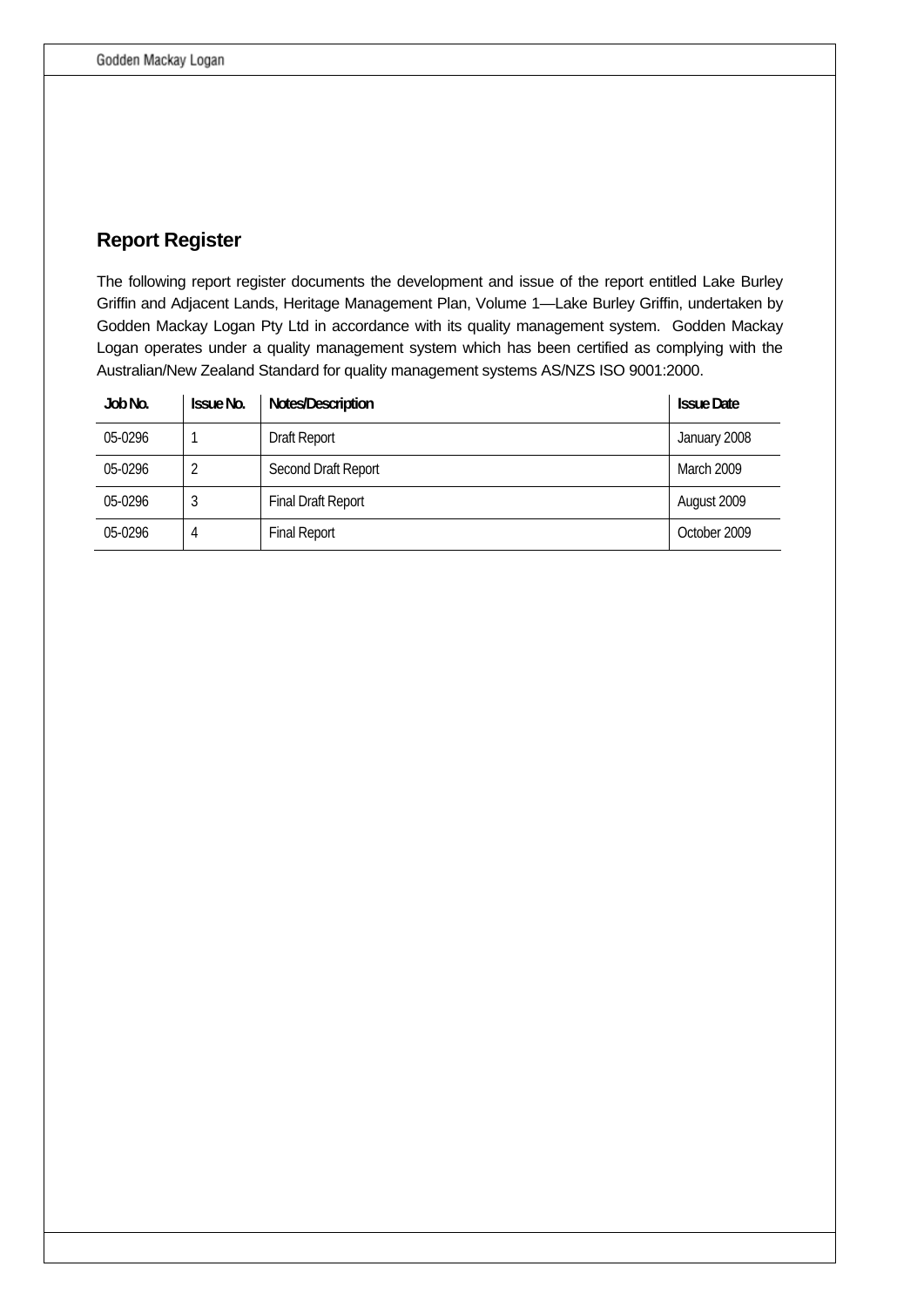## Report Register

The following report register documents the development and issue of the report entitled Lake Burley Griffin and Adjacent Lands, Heritage Management Plan, Volume 1—Lake Burley Griffin, undertaken by Godden Mackay Logan Pty Ltd in accordance with its quality management system. Godden Mackay Logan operates under a quality management system which has been certified as complying with the Australian/New Zealand Standard for quality management systems AS/NZS ISO 9001:2000.

| Job No. | Issue No. | Notes/Description | Issue Date |
| --- | --- | --- | --- |
| 05-0296 | 1 | Draft Report | January 2008 |
| 05-0296 | 2 | Second Draft Report | March 2009 |
| 05-0296 | 3 | Final Draft Report | August 2009 |
| 05-0296 | 4 | Final Report | October 2009 |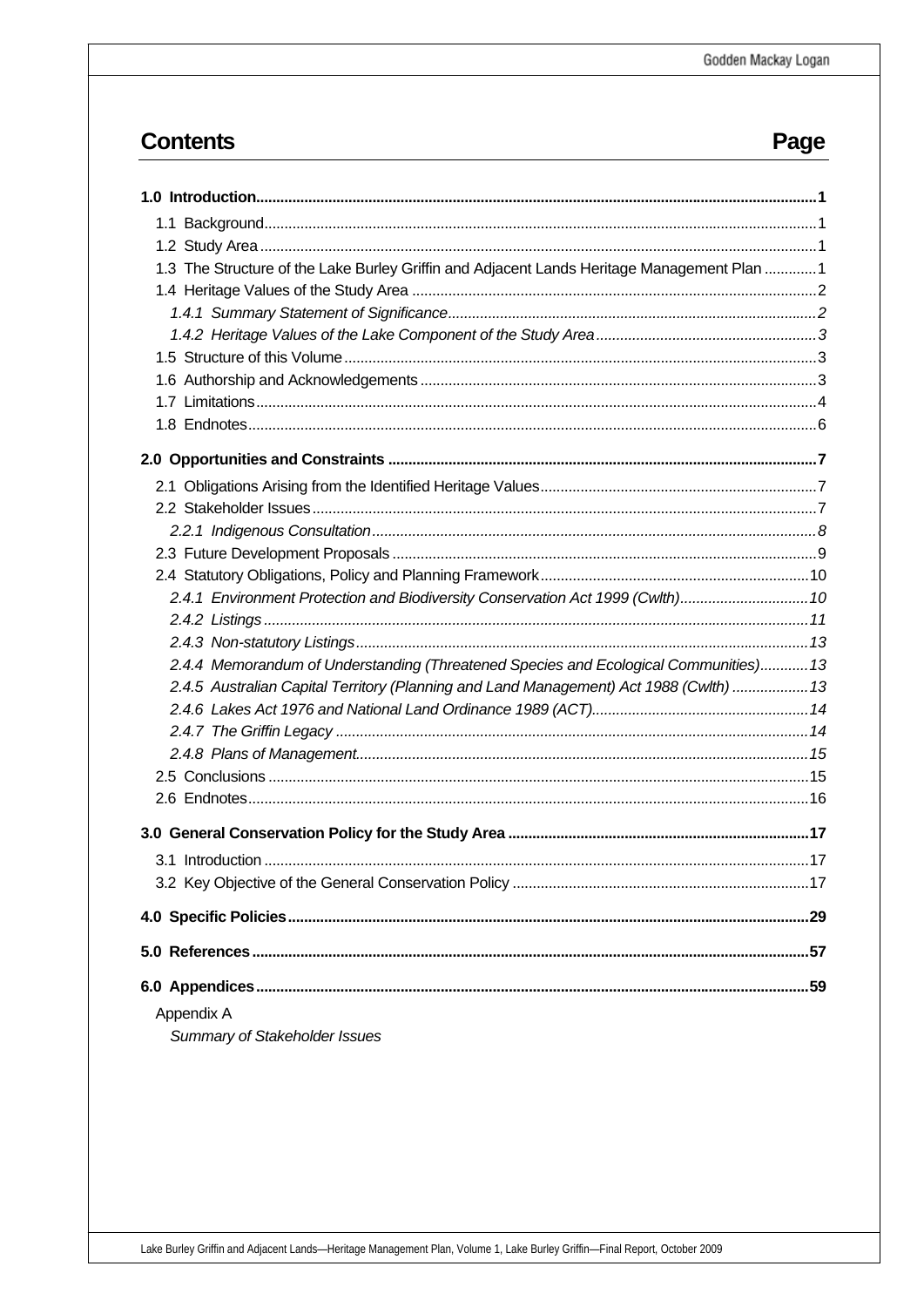# Contents Page

**1.0 Introduction....1**

1.1 Background....1

1.2 Study Area....1

1.3 The Structure of the Lake Burley Griffin and Adjacent Lands Heritage Management Plan....1

1.4 Heritage Values of the Study Area....2

*1.4.1 Summary Statement of Significance....2*

*1.4.2 Heritage Values of the Lake Component of the Study Area....3*

1.5 Structure of this Volume....3

1.6 Authorship and Acknowledgements....3

1.7 Limitations....4

1.8 Endnotes....6

**2.0 Opportunities and Constraints....7**

2.1 Obligations Arising from the Identified Heritage Values....7

2.2 Stakeholder Issues....7

*2.2.1 Indigenous Consultation....8*

2.3 Future Development Proposals....9

2.4 Statutory Obligations, Policy and Planning Framework....10

*2.4.1 Environment Protection and Biodiversity Conservation Act 1999 (Cwlth)....10*

*2.4.2 Listings....11*

*2.4.3 Non-statutory Listings....13*

*2.4.4 Memorandum of Understanding (Threatened Species and Ecological Communities)....13*

*2.4.5 Australian Capital Territory (Planning and Land Management) Act 1988 (Cwlth)....13*

*2.4.6 Lakes Act 1976 and National Land Ordinance 1989 (ACT)....14*

*2.4.7 The Griffin Legacy....14*

*2.4.8 Plans of Management....15*

2.5 Conclusions....15

2.6 Endnotes....16

**3.0 General Conservation Policy for the Study Area....17**

3.1 Introduction....17

3.2 Key Objective of the General Conservation Policy....17

**4.0 Specific Policies....29**

**5.0 References....57**

**6.0 Appendices....59**

Appendix A

*Summary of Stakeholder Issues*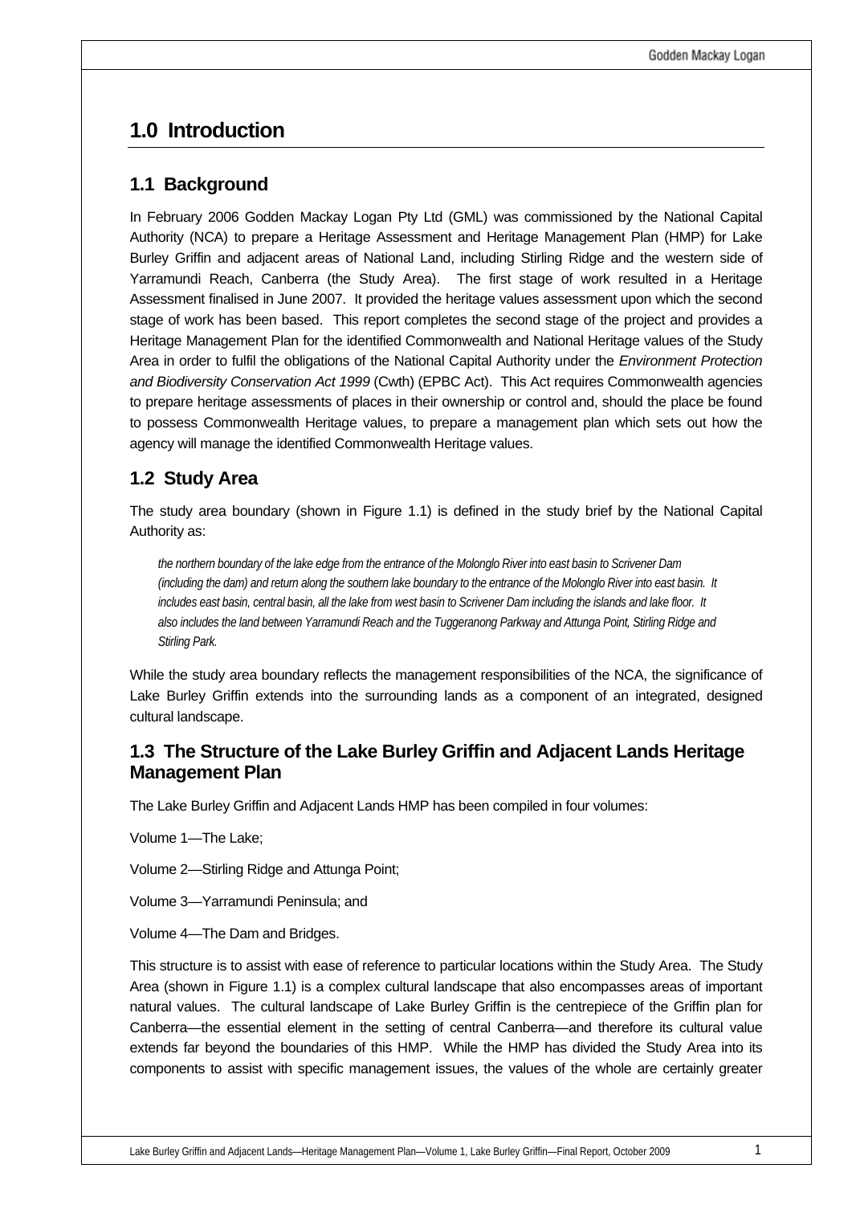# 1.0 Introduction

## 1.1 Background

In February 2006 Godden Mackay Logan Pty Ltd (GML) was commissioned by the National Capital Authority (NCA) to prepare a Heritage Assessment and Heritage Management Plan (HMP) for Lake Burley Griffin and adjacent areas of National Land, including Stirling Ridge and the western side of Yarramundi Reach, Canberra (the Study Area). The first stage of work resulted in a Heritage Assessment finalised in June 2007. It provided the heritage values assessment upon which the second stage of work has been based. This report completes the second stage of the project and provides a Heritage Management Plan for the identified Commonwealth and National Heritage values of the Study Area in order to fulfil the obligations of the National Capital Authority under the *Environment Protection and Biodiversity Conservation Act 1999* (Cwth) (EPBC Act). This Act requires Commonwealth agencies to prepare heritage assessments of places in their ownership or control and, should the place be found to possess Commonwealth Heritage values, to prepare a management plan which sets out how the agency will manage the identified Commonwealth Heritage values.

## 1.2 Study Area

The study area boundary (shown in Figure 1.1) is defined in the study brief by the National Capital Authority as:

> *the northern boundary of the lake edge from the entrance of the Molonglo River into east basin to Scrivener Dam (including the dam) and return along the southern lake boundary to the entrance of the Molonglo River into east basin. It includes east basin, central basin, all the lake from west basin to Scrivener Dam including the islands and lake floor. It also includes the land between Yarramundi Reach and the Tuggeranong Parkway and Attunga Point, Stirling Ridge and Stirling Park.*

While the study area boundary reflects the management responsibilities of the NCA, the significance of Lake Burley Griffin extends into the surrounding lands as a component of an integrated, designed cultural landscape.

## 1.3 The Structure of the Lake Burley Griffin and Adjacent Lands Heritage Management Plan

The Lake Burley Griffin and Adjacent Lands HMP has been compiled in four volumes:

Volume 1—The Lake;

Volume 2—Stirling Ridge and Attunga Point;

Volume 3—Yarramundi Peninsula; and

Volume 4—The Dam and Bridges.

This structure is to assist with ease of reference to particular locations within the Study Area. The Study Area (shown in Figure 1.1) is a complex cultural landscape that also encompasses areas of important natural values. The cultural landscape of Lake Burley Griffin is the centrepiece of the Griffin plan for Canberra—the essential element in the setting of central Canberra—and therefore its cultural value extends far beyond the boundaries of this HMP. While the HMP has divided the Study Area into its components to assist with specific management issues, the values of the whole are certainly greater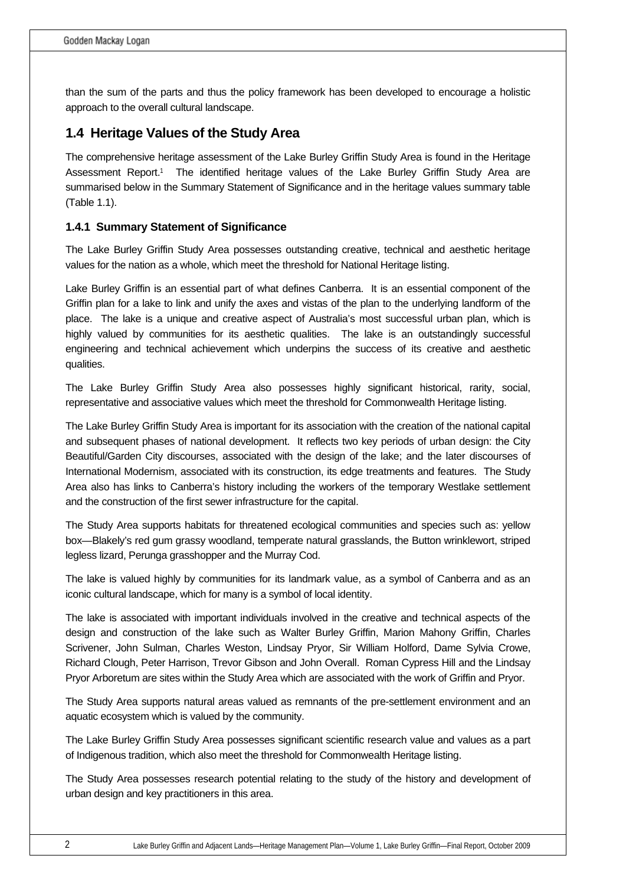than the sum of the parts and thus the policy framework has been developed to encourage a holistic approach to the overall cultural landscape.

## 1.4 Heritage Values of the Study Area

The comprehensive heritage assessment of the Lake Burley Griffin Study Area is found in the Heritage Assessment Report.[1] The identified heritage values of the Lake Burley Griffin Study Area are summarised below in the Summary Statement of Significance and in the heritage values summary table (Table 1.1).

### 1.4.1 Summary Statement of Significance

The Lake Burley Griffin Study Area possesses outstanding creative, technical and aesthetic heritage values for the nation as a whole, which meet the threshold for National Heritage listing.

Lake Burley Griffin is an essential part of what defines Canberra. It is an essential component of the Griffin plan for a lake to link and unify the axes and vistas of the plan to the underlying landform of the place. The lake is a unique and creative aspect of Australia's most successful urban plan, which is highly valued by communities for its aesthetic qualities. The lake is an outstandingly successful engineering and technical achievement which underpins the success of its creative and aesthetic qualities.

The Lake Burley Griffin Study Area also possesses highly significant historical, rarity, social, representative and associative values which meet the threshold for Commonwealth Heritage listing.

The Lake Burley Griffin Study Area is important for its association with the creation of the national capital and subsequent phases of national development. It reflects two key periods of urban design: the City Beautiful/Garden City discourses, associated with the design of the lake; and the later discourses of International Modernism, associated with its construction, its edge treatments and features. The Study Area also has links to Canberra's history including the workers of the temporary Westlake settlement and the construction of the first sewer infrastructure for the capital.

The Study Area supports habitats for threatened ecological communities and species such as: yellow box—Blakely's red gum grassy woodland, temperate natural grasslands, the Button wrinklewort, striped legless lizard, Perunga grasshopper and the Murray Cod.

The lake is valued highly by communities for its landmark value, as a symbol of Canberra and as an iconic cultural landscape, which for many is a symbol of local identity.

The lake is associated with important individuals involved in the creative and technical aspects of the design and construction of the lake such as Walter Burley Griffin, Marion Mahony Griffin, Charles Scrivener, John Sulman, Charles Weston, Lindsay Pryor, Sir William Holford, Dame Sylvia Crowe, Richard Clough, Peter Harrison, Trevor Gibson and John Overall. Roman Cypress Hill and the Lindsay Pryor Arboretum are sites within the Study Area which are associated with the work of Griffin and Pryor.

The Study Area supports natural areas valued as remnants of the pre-settlement environment and an aquatic ecosystem which is valued by the community.

The Lake Burley Griffin Study Area possesses significant scientific research value and values as a part of Indigenous tradition, which also meet the threshold for Commonwealth Heritage listing.

The Study Area possesses research potential relating to the study of the history and development of urban design and key practitioners in this area.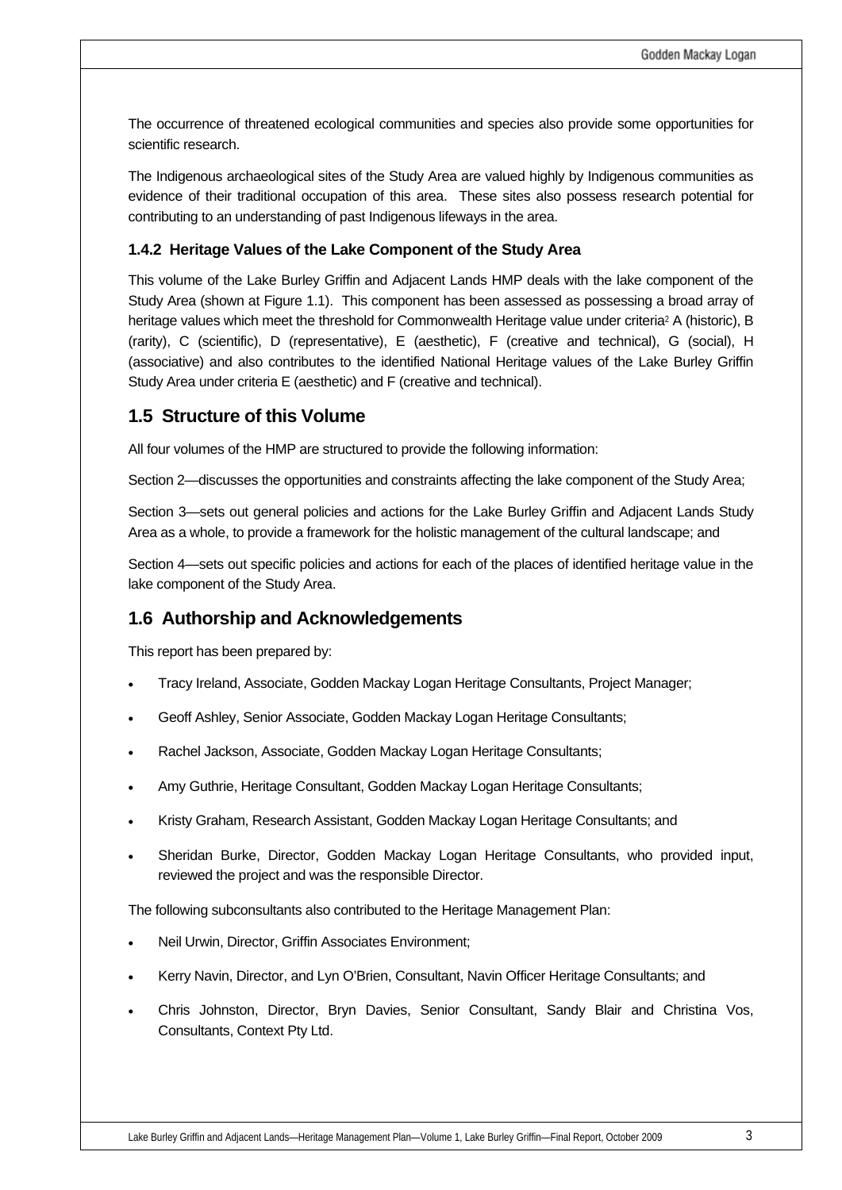The occurrence of threatened ecological communities and species also provide some opportunities for scientific research.

The Indigenous archaeological sites of the Study Area are valued highly by Indigenous communities as evidence of their traditional occupation of this area. These sites also possess research potential for contributing to an understanding of past Indigenous lifeways in the area.

### 1.4.2 Heritage Values of the Lake Component of the Study Area

This volume of the Lake Burley Griffin and Adjacent Lands HMP deals with the lake component of the Study Area (shown at Figure 1.1). This component has been assessed as possessing a broad array of heritage values which meet the threshold for Commonwealth Heritage value under criteria[2] A (historic), B (rarity), C (scientific), D (representative), E (aesthetic), F (creative and technical), G (social), H (associative) and also contributes to the identified National Heritage values of the Lake Burley Griffin Study Area under criteria E (aesthetic) and F (creative and technical).

## 1.5 Structure of this Volume

All four volumes of the HMP are structured to provide the following information:

Section 2—discusses the opportunities and constraints affecting the lake component of the Study Area;

Section 3—sets out general policies and actions for the Lake Burley Griffin and Adjacent Lands Study Area as a whole, to provide a framework for the holistic management of the cultural landscape; and

Section 4—sets out specific policies and actions for each of the places of identified heritage value in the lake component of the Study Area.

## 1.6 Authorship and Acknowledgements

This report has been prepared by:

- Tracy Ireland, Associate, Godden Mackay Logan Heritage Consultants, Project Manager;
- Geoff Ashley, Senior Associate, Godden Mackay Logan Heritage Consultants;
- Rachel Jackson, Associate, Godden Mackay Logan Heritage Consultants;
- Amy Guthrie, Heritage Consultant, Godden Mackay Logan Heritage Consultants;
- Kristy Graham, Research Assistant, Godden Mackay Logan Heritage Consultants; and
- Sheridan Burke, Director, Godden Mackay Logan Heritage Consultants, who provided input, reviewed the project and was the responsible Director.

The following subconsultants also contributed to the Heritage Management Plan:

- Neil Urwin, Director, Griffin Associates Environment;
- Kerry Navin, Director, and Lyn O'Brien, Consultant, Navin Officer Heritage Consultants; and
- Chris Johnston, Director, Bryn Davies, Senior Consultant, Sandy Blair and Christina Vos, Consultants, Context Pty Ltd.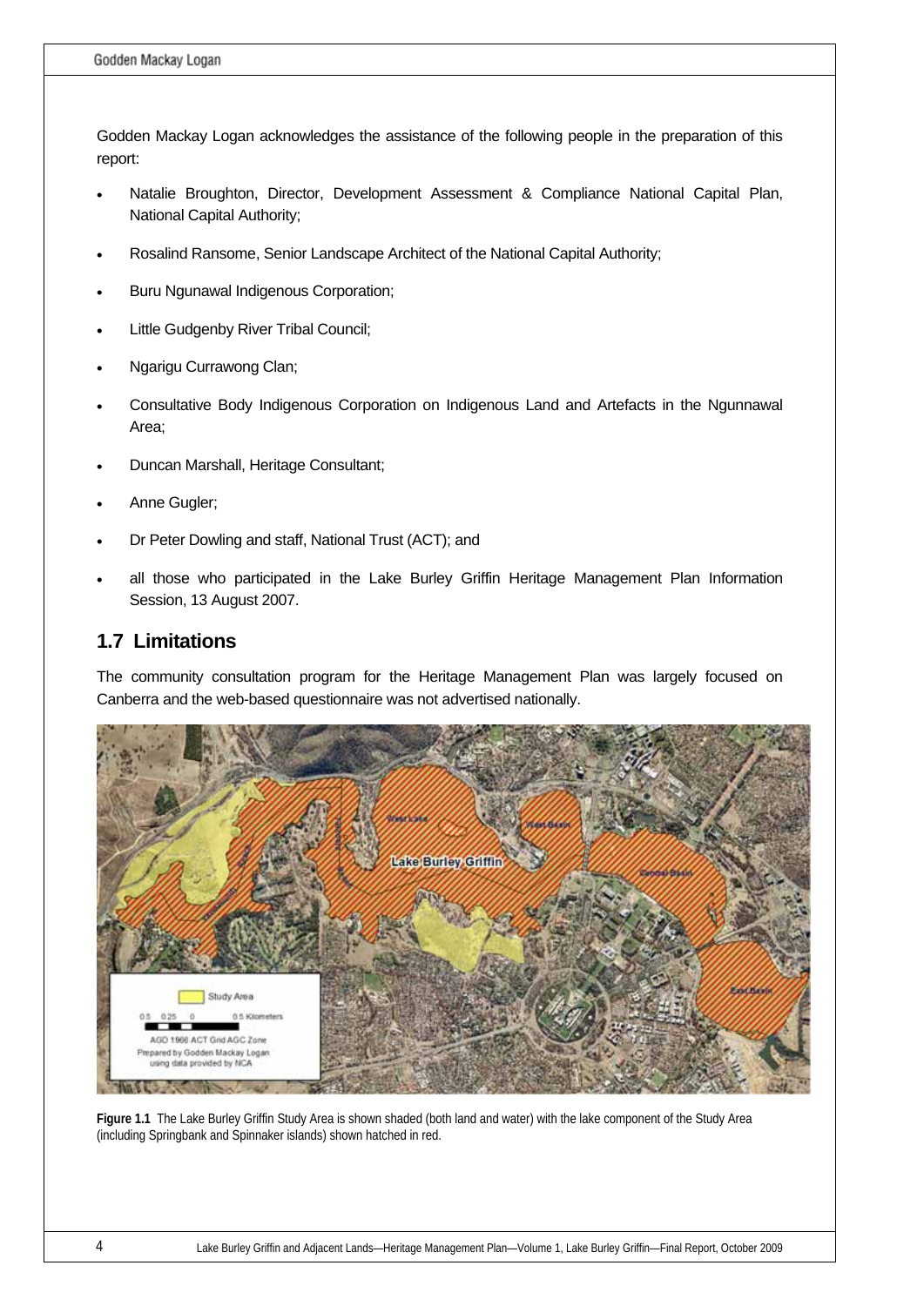Godden Mackay Logan acknowledges the assistance of the following people in the preparation of this report:

- Natalie Broughton, Director, Development Assessment & Compliance National Capital Plan, National Capital Authority;
- Rosalind Ransome, Senior Landscape Architect of the National Capital Authority;
- Buru Ngunawal Indigenous Corporation;
- Little Gudgenby River Tribal Council;
- Ngarigu Currawong Clan;
- Consultative Body Indigenous Corporation on Indigenous Land and Artefacts in the Ngunnawal Area;
- Duncan Marshall, Heritage Consultant;
- Anne Gugler;
- Dr Peter Dowling and staff, National Trust (ACT); and
- all those who participated in the Lake Burley Griffin Heritage Management Plan Information Session, 13 August 2007.

## 1.7 Limitations

The community consultation program for the Heritage Management Plan was largely focused on Canberra and the web-based questionnaire was not advertised nationally.

**Figure 1.1** The Lake Burley Griffin Study Area is shown shaded (both land and water) with the lake component of the Study Area (including Springbank and Spinnaker islands) shown hatched in red.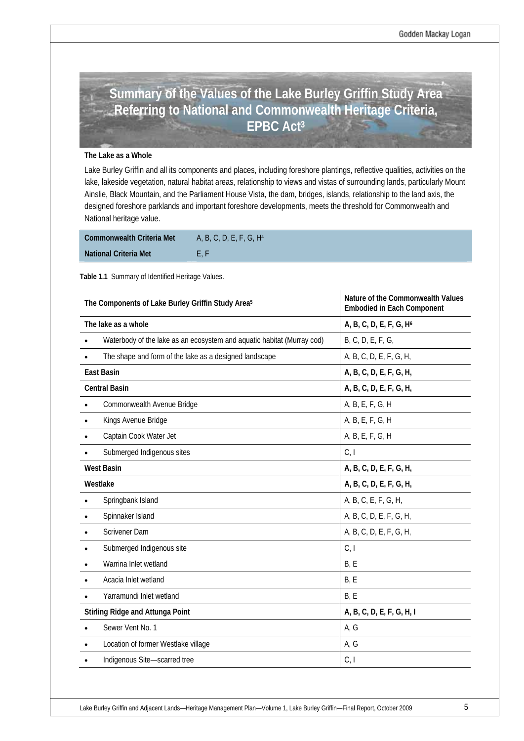# Summary of the Values of the Lake Burley Griffin Study Area Referring to National and Commonwealth Heritage Criteria, EPBC Act[3]

**The Lake as a Whole**

Lake Burley Griffin and all its components and places, including foreshore plantings, reflective qualities, activities on the lake, lakeside vegetation, natural habitat areas, relationship to views and vistas of surrounding lands, particularly Mount Ainslie, Black Mountain, and the Parliament House Vista, the dam, bridges, islands, relationship to the land axis, the designed foreshore parklands and important foreshore developments, meets the threshold for Commonwealth and National heritage value.

| **Commonwealth Criteria Met** | A, B, C, D, E, F, G, H[4] |
|---|---|
| **National Criteria Met** | E, F |

**Table 1.1** Summary of Identified Heritage Values.

| The Components of Lake Burley Griffin Study Area[5] | Nature of the Commonwealth Values Embodied in Each Component |
|---|---|
| **The lake as a whole** | **A, B, C, D, E, F, G, H[6]** |
| • Waterbody of the lake as an ecosystem and aquatic habitat (Murray cod) | B, C, D, E, F, G, |
| • The shape and form of the lake as a designed landscape | A, B, C, D, E, F, G, H, |
| **East Basin** | **A, B, C, D, E, F, G, H,** |
| **Central Basin** | **A, B, C, D, E, F, G, H,** |
| • Commonwealth Avenue Bridge | A, B, E, F, G, H |
| • Kings Avenue Bridge | A, B, E, F, G, H |
| • Captain Cook Water Jet | A, B, E, F, G, H |
| • Submerged Indigenous sites | C, I |
| **West Basin** | **A, B, C, D, E, F, G, H,** |
| **Westlake** | **A, B, C, D, E, F, G, H,** |
| • Springbank Island | A, B, C, E, F, G, H, |
| • Spinnaker Island | A, B, C, D, E, F, G, H, |
| • Scrivener Dam | A, B, C, D, E, F, G, H, |
| • Submerged Indigenous site | C, I |
| • Warrina Inlet wetland | B, E |
| • Acacia Inlet wetland | B, E |
| • Yarramundi Inlet wetland | B, E |
| **Stirling Ridge and Attunga Point** | **A, B, C, D, E, F, G, H, I** |
| • Sewer Vent No. 1 | A, G |
| • Location of former Westlake village | A, G |
| • Indigenous Site—scarred tree | C, I |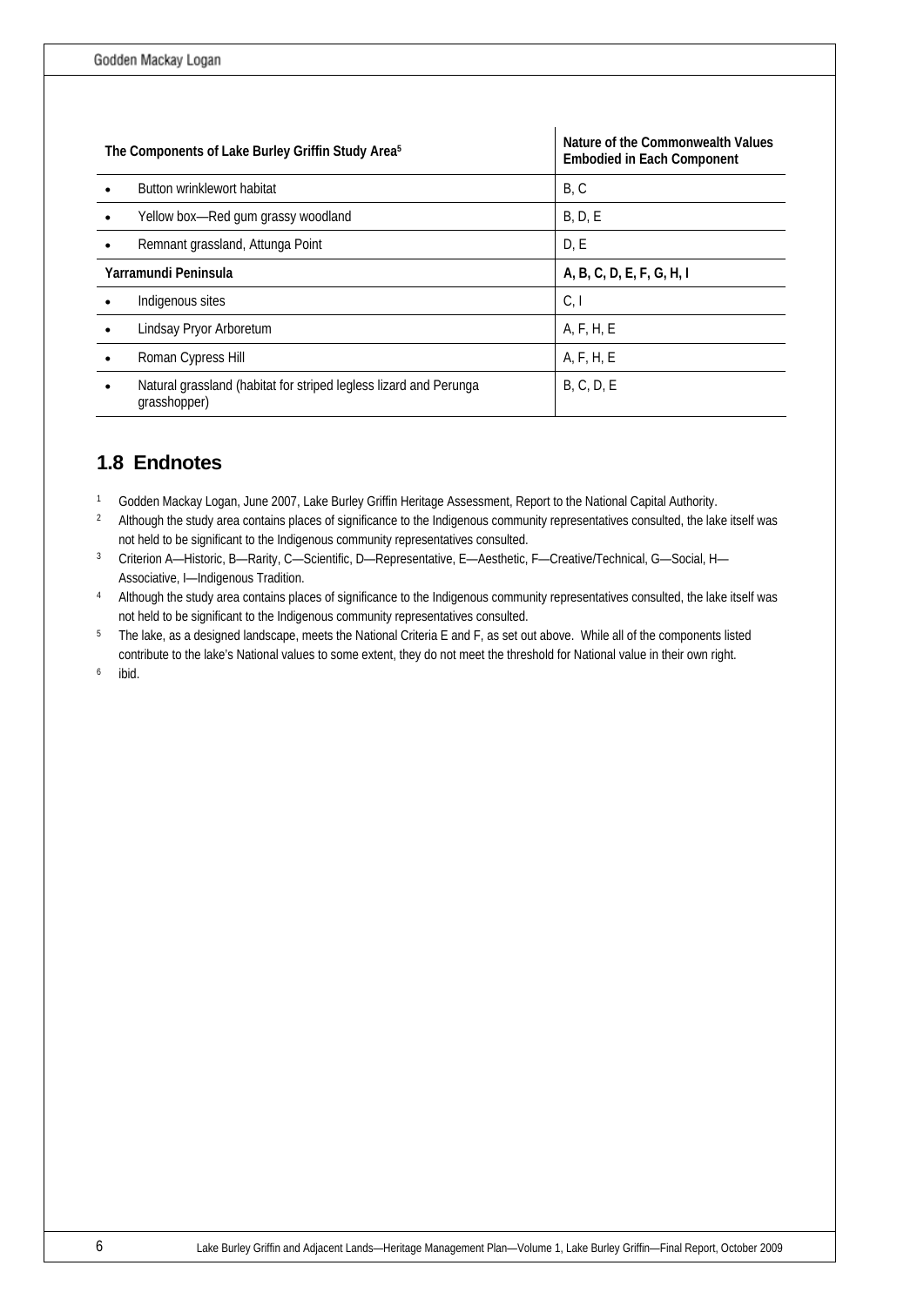| The Components of Lake Burley Griffin Study Area[5] | Nature of the Commonwealth Values Embodied in Each Component |
|---|---|
| • Button wrinklewort habitat | B, C |
| • Yellow box—Red gum grassy woodland | B, D, E |
| • Remnant grassland, Attunga Point | D, E |
| **Yarramundi Peninsula** | **A, B, C, D, E, F, G, H, I** |
| • Indigenous sites | C, I |
| • Lindsay Pryor Arboretum | A, F, H, E |
| • Roman Cypress Hill | A, F, H, E |
| • Natural grassland (habitat for striped legless lizard and Perunga grasshopper) | B, C, D, E |

## 1.8 Endnotes

1. Godden Mackay Logan, June 2007, Lake Burley Griffin Heritage Assessment, Report to the National Capital Authority.
2. Although the study area contains places of significance to the Indigenous community representatives consulted, the lake itself was not held to be significant to the Indigenous community representatives consulted.
3. Criterion A—Historic, B—Rarity, C—Scientific, D—Representative, E—Aesthetic, F—Creative/Technical, G—Social, H—Associative, I—Indigenous Tradition.
4. Although the study area contains places of significance to the Indigenous community representatives consulted, the lake itself was not held to be significant to the Indigenous community representatives consulted.
5. The lake, as a designed landscape, meets the National Criteria E and F, as set out above. While all of the components listed contribute to the lake's National values to some extent, they do not meet the threshold for National value in their own right.
6. ibid.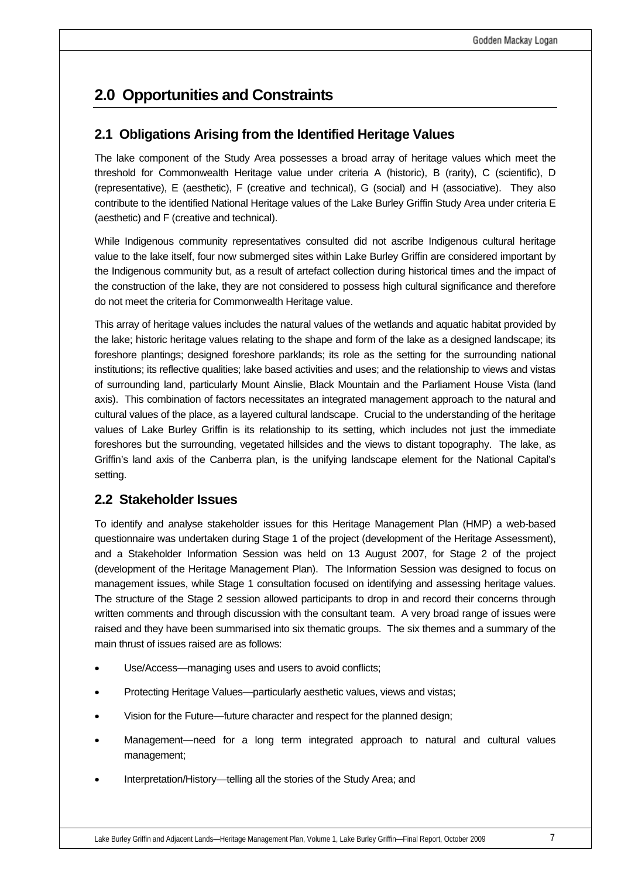# 2.0 Opportunities and Constraints

## 2.1 Obligations Arising from the Identified Heritage Values

The lake component of the Study Area possesses a broad array of heritage values which meet the threshold for Commonwealth Heritage value under criteria A (historic), B (rarity), C (scientific), D (representative), E (aesthetic), F (creative and technical), G (social) and H (associative). They also contribute to the identified National Heritage values of the Lake Burley Griffin Study Area under criteria E (aesthetic) and F (creative and technical).

While Indigenous community representatives consulted did not ascribe Indigenous cultural heritage value to the lake itself, four now submerged sites within Lake Burley Griffin are considered important by the Indigenous community but, as a result of artefact collection during historical times and the impact of the construction of the lake, they are not considered to possess high cultural significance and therefore do not meet the criteria for Commonwealth Heritage value.

This array of heritage values includes the natural values of the wetlands and aquatic habitat provided by the lake; historic heritage values relating to the shape and form of the lake as a designed landscape; its foreshore plantings; designed foreshore parklands; its role as the setting for the surrounding national institutions; its reflective qualities; lake based activities and uses; and the relationship to views and vistas of surrounding land, particularly Mount Ainslie, Black Mountain and the Parliament House Vista (land axis). This combination of factors necessitates an integrated management approach to the natural and cultural values of the place, as a layered cultural landscape. Crucial to the understanding of the heritage values of Lake Burley Griffin is its relationship to its setting, which includes not just the immediate foreshores but the surrounding, vegetated hillsides and the views to distant topography. The lake, as Griffin's land axis of the Canberra plan, is the unifying landscape element for the National Capital's setting.

## 2.2 Stakeholder Issues

To identify and analyse stakeholder issues for this Heritage Management Plan (HMP) a web-based questionnaire was undertaken during Stage 1 of the project (development of the Heritage Assessment), and a Stakeholder Information Session was held on 13 August 2007, for Stage 2 of the project (development of the Heritage Management Plan). The Information Session was designed to focus on management issues, while Stage 1 consultation focused on identifying and assessing heritage values. The structure of the Stage 2 session allowed participants to drop in and record their concerns through written comments and through discussion with the consultant team. A very broad range of issues were raised and they have been summarised into six thematic groups. The six themes and a summary of the main thrust of issues raised are as follows:

- Use/Access—managing uses and users to avoid conflicts;
- Protecting Heritage Values—particularly aesthetic values, views and vistas;
- Vision for the Future—future character and respect for the planned design;
- Management—need for a long term integrated approach to natural and cultural values management;
- Interpretation/History—telling all the stories of the Study Area; and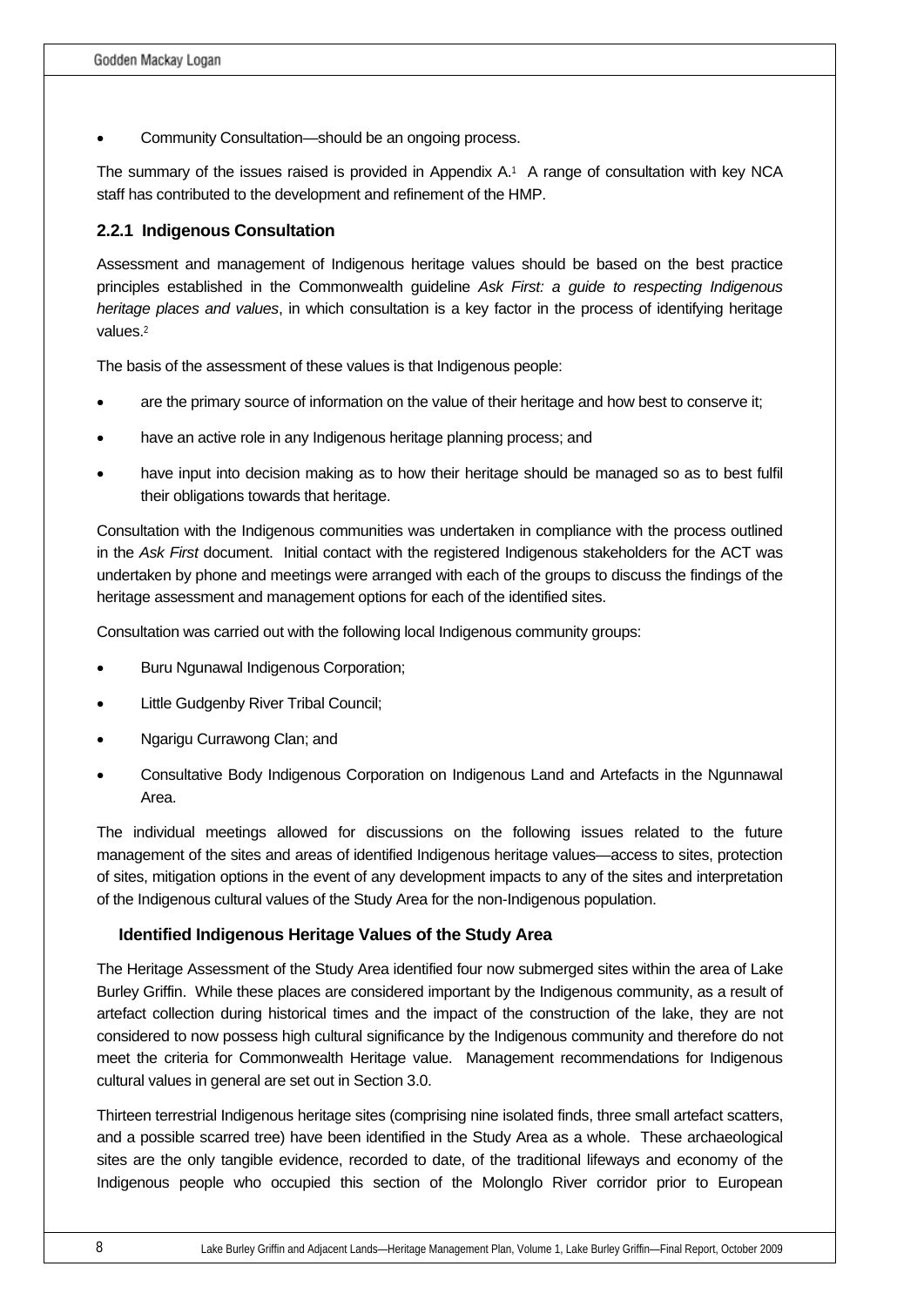- Community Consultation—should be an ongoing process.

The summary of the issues raised is provided in Appendix A.[1] A range of consultation with key NCA staff has contributed to the development and refinement of the HMP.

### 2.2.1 Indigenous Consultation

Assessment and management of Indigenous heritage values should be based on the best practice principles established in the Commonwealth guideline *Ask First: a guide to respecting Indigenous heritage places and values*, in which consultation is a key factor in the process of identifying heritage values.[2]

The basis of the assessment of these values is that Indigenous people:

- are the primary source of information on the value of their heritage and how best to conserve it;
- have an active role in any Indigenous heritage planning process; and
- have input into decision making as to how their heritage should be managed so as to best fulfil their obligations towards that heritage.

Consultation with the Indigenous communities was undertaken in compliance with the process outlined in the *Ask First* document. Initial contact with the registered Indigenous stakeholders for the ACT was undertaken by phone and meetings were arranged with each of the groups to discuss the findings of the heritage assessment and management options for each of the identified sites.

Consultation was carried out with the following local Indigenous community groups:

- Buru Ngunawal Indigenous Corporation;
- Little Gudgenby River Tribal Council;
- Ngarigu Currawong Clan; and
- Consultative Body Indigenous Corporation on Indigenous Land and Artefacts in the Ngunnawal Area.

The individual meetings allowed for discussions on the following issues related to the future management of the sites and areas of identified Indigenous heritage values—access to sites, protection of sites, mitigation options in the event of any development impacts to any of the sites and interpretation of the Indigenous cultural values of the Study Area for the non-Indigenous population.

#### Identified Indigenous Heritage Values of the Study Area

The Heritage Assessment of the Study Area identified four now submerged sites within the area of Lake Burley Griffin. While these places are considered important by the Indigenous community, as a result of artefact collection during historical times and the impact of the construction of the lake, they are not considered to now possess high cultural significance by the Indigenous community and therefore do not meet the criteria for Commonwealth Heritage value. Management recommendations for Indigenous cultural values in general are set out in Section 3.0.

Thirteen terrestrial Indigenous heritage sites (comprising nine isolated finds, three small artefact scatters, and a possible scarred tree) have been identified in the Study Area as a whole. These archaeological sites are the only tangible evidence, recorded to date, of the traditional lifeways and economy of the Indigenous people who occupied this section of the Molonglo River corridor prior to European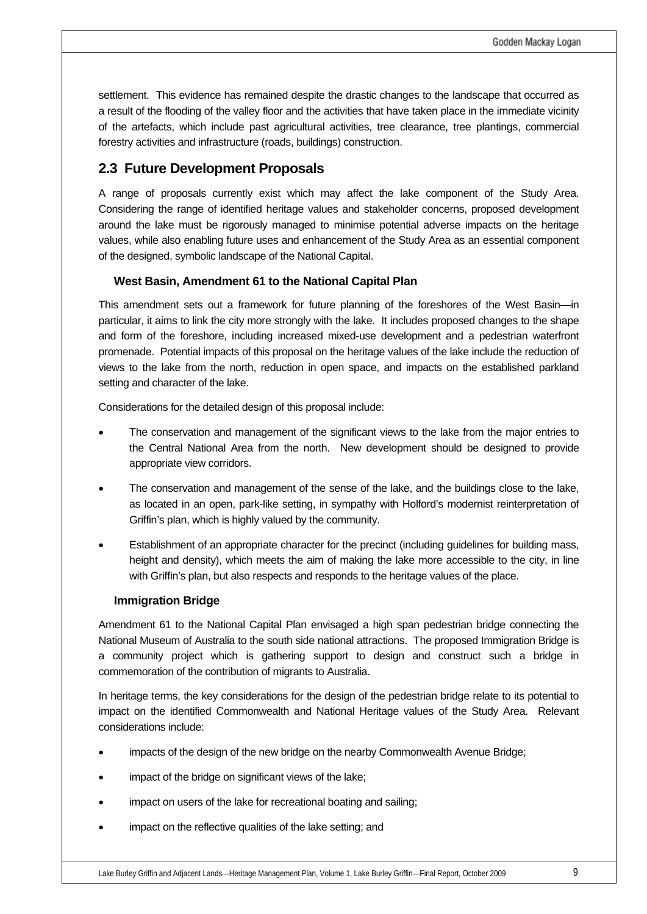settlement. This evidence has remained despite the drastic changes to the landscape that occurred as a result of the flooding of the valley floor and the activities that have taken place in the immediate vicinity of the artefacts, which include past agricultural activities, tree clearance, tree plantings, commercial forestry activities and infrastructure (roads, buildings) construction.

## 2.3 Future Development Proposals

A range of proposals currently exist which may affect the lake component of the Study Area. Considering the range of identified heritage values and stakeholder concerns, proposed development around the lake must be rigorously managed to minimise potential adverse impacts on the heritage values, while also enabling future uses and enhancement of the Study Area as an essential component of the designed, symbolic landscape of the National Capital.

### West Basin, Amendment 61 to the National Capital Plan

This amendment sets out a framework for future planning of the foreshores of the West Basin—in particular, it aims to link the city more strongly with the lake. It includes proposed changes to the shape and form of the foreshore, including increased mixed-use development and a pedestrian waterfront promenade. Potential impacts of this proposal on the heritage values of the lake include the reduction of views to the lake from the north, reduction in open space, and impacts on the established parkland setting and character of the lake.

Considerations for the detailed design of this proposal include:

- The conservation and management of the significant views to the lake from the major entries to the Central National Area from the north. New development should be designed to provide appropriate view corridors.
- The conservation and management of the sense of the lake, and the buildings close to the lake, as located in an open, park-like setting, in sympathy with Holford's modernist reinterpretation of Griffin's plan, which is highly valued by the community.
- Establishment of an appropriate character for the precinct (including guidelines for building mass, height and density), which meets the aim of making the lake more accessible to the city, in line with Griffin's plan, but also respects and responds to the heritage values of the place.

### Immigration Bridge

Amendment 61 to the National Capital Plan envisaged a high span pedestrian bridge connecting the National Museum of Australia to the south side national attractions. The proposed Immigration Bridge is a community project which is gathering support to design and construct such a bridge in commemoration of the contribution of migrants to Australia.

In heritage terms, the key considerations for the design of the pedestrian bridge relate to its potential to impact on the identified Commonwealth and National Heritage values of the Study Area. Relevant considerations include:

- impacts of the design of the new bridge on the nearby Commonwealth Avenue Bridge;
- impact of the bridge on significant views of the lake;
- impact on users of the lake for recreational boating and sailing;
- impact on the reflective qualities of the lake setting; and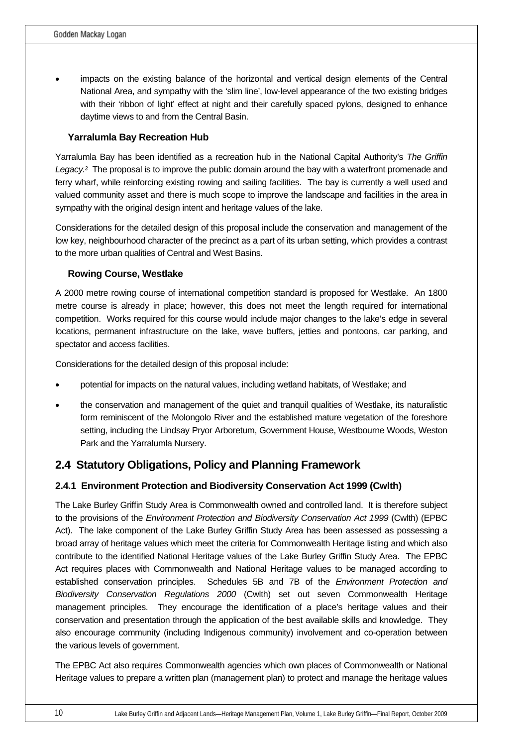- impacts on the existing balance of the horizontal and vertical design elements of the Central National Area, and sympathy with the 'slim line', low-level appearance of the two existing bridges with their 'ribbon of light' effect at night and their carefully spaced pylons, designed to enhance daytime views to and from the Central Basin.

#### Yarralumla Bay Recreation Hub

Yarralumla Bay has been identified as a recreation hub in the National Capital Authority's *The Griffin Legacy.*[3] The proposal is to improve the public domain around the bay with a waterfront promenade and ferry wharf, while reinforcing existing rowing and sailing facilities. The bay is currently a well used and valued community asset and there is much scope to improve the landscape and facilities in the area in sympathy with the original design intent and heritage values of the lake.

Considerations for the detailed design of this proposal include the conservation and management of the low key, neighbourhood character of the precinct as a part of its urban setting, which provides a contrast to the more urban qualities of Central and West Basins.

#### Rowing Course, Westlake

A 2000 metre rowing course of international competition standard is proposed for Westlake. An 1800 metre course is already in place; however, this does not meet the length required for international competition. Works required for this course would include major changes to the lake's edge in several locations, permanent infrastructure on the lake, wave buffers, jetties and pontoons, car parking, and spectator and access facilities.

Considerations for the detailed design of this proposal include:

- potential for impacts on the natural values, including wetland habitats, of Westlake; and
- the conservation and management of the quiet and tranquil qualities of Westlake, its naturalistic form reminiscent of the Molongolo River and the established mature vegetation of the foreshore setting, including the Lindsay Pryor Arboretum, Government House, Westbourne Woods, Weston Park and the Yarralumla Nursery.

## 2.4 Statutory Obligations, Policy and Planning Framework

### 2.4.1 Environment Protection and Biodiversity Conservation Act 1999 (Cwlth)

The Lake Burley Griffin Study Area is Commonwealth owned and controlled land. It is therefore subject to the provisions of the *Environment Protection and Biodiversity Conservation Act 1999* (Cwlth) (EPBC Act). The lake component of the Lake Burley Griffin Study Area has been assessed as possessing a broad array of heritage values which meet the criteria for Commonwealth Heritage listing and which also contribute to the identified National Heritage values of the Lake Burley Griffin Study Area. The EPBC Act requires places with Commonwealth and National Heritage values to be managed according to established conservation principles. Schedules 5B and 7B of the *Environment Protection and Biodiversity Conservation Regulations 2000* (Cwlth) set out seven Commonwealth Heritage management principles. They encourage the identification of a place's heritage values and their conservation and presentation through the application of the best available skills and knowledge. They also encourage community (including Indigenous community) involvement and co-operation between the various levels of government.

The EPBC Act also requires Commonwealth agencies which own places of Commonwealth or National Heritage values to prepare a written plan (management plan) to protect and manage the heritage values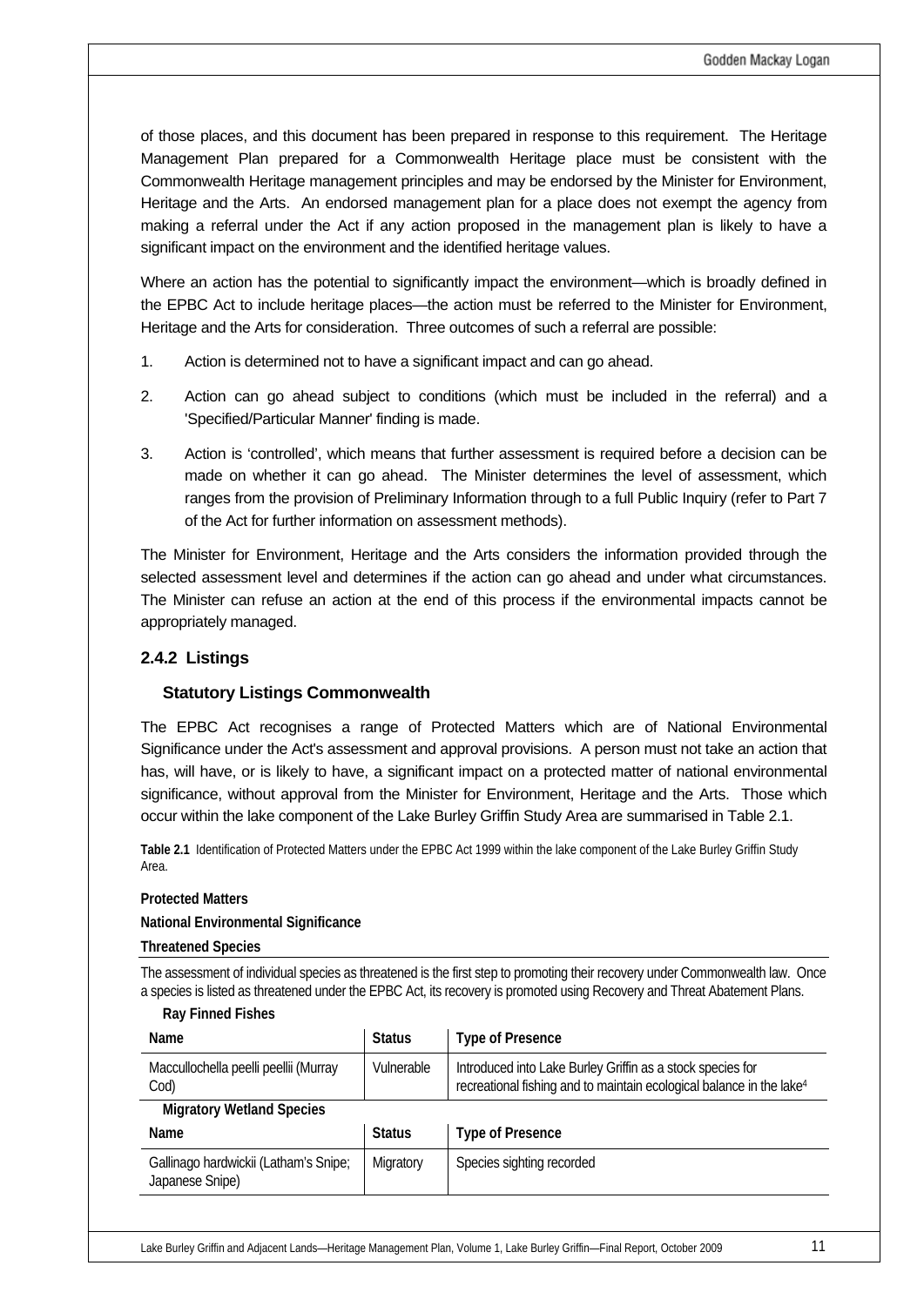of those places, and this document has been prepared in response to this requirement. The Heritage Management Plan prepared for a Commonwealth Heritage place must be consistent with the Commonwealth Heritage management principles and may be endorsed by the Minister for Environment, Heritage and the Arts. An endorsed management plan for a place does not exempt the agency from making a referral under the Act if any action proposed in the management plan is likely to have a significant impact on the environment and the identified heritage values.

Where an action has the potential to significantly impact the environment—which is broadly defined in the EPBC Act to include heritage places—the action must be referred to the Minister for Environment, Heritage and the Arts for consideration. Three outcomes of such a referral are possible:

1. Action is determined not to have a significant impact and can go ahead.
2. Action can go ahead subject to conditions (which must be included in the referral) and a 'Specified/Particular Manner' finding is made.
3. Action is 'controlled', which means that further assessment is required before a decision can be made on whether it can go ahead. The Minister determines the level of assessment, which ranges from the provision of Preliminary Information through to a full Public Inquiry (refer to Part 7 of the Act for further information on assessment methods).

The Minister for Environment, Heritage and the Arts considers the information provided through the selected assessment level and determines if the action can go ahead and under what circumstances. The Minister can refuse an action at the end of this process if the environmental impacts cannot be appropriately managed.

### 2.4.2 Listings

#### Statutory Listings Commonwealth

The EPBC Act recognises a range of Protected Matters which are of National Environmental Significance under the Act's assessment and approval provisions. A person must not take an action that has, will have, or is likely to have, a significant impact on a protected matter of national environmental significance, without approval from the Minister for Environment, Heritage and the Arts. Those which occur within the lake component of the Lake Burley Griffin Study Area are summarised in Table 2.1.

**Table 2.1** Identification of Protected Matters under the EPBC Act 1999 within the lake component of the Lake Burley Griffin Study Area.

**Protected Matters**

**National Environmental Significance**

**Threatened Species**

The assessment of individual species as threatened is the first step to promoting their recovery under Commonwealth law. Once a species is listed as threatened under the EPBC Act, its recovery is promoted using Recovery and Threat Abatement Plans.

**Ray Finned Fishes**

| Name | Status | Type of Presence |
|---|---|---|
| Maccullochella peelli peellii (Murray Cod) | Vulnerable | Introduced into Lake Burley Griffin as a stock species for recreational fishing and to maintain ecological balance in the lake[4] |

**Migratory Wetland Species**

| Name | Status | Type of Presence |
|---|---|---|
| Gallinago hardwickii (Latham's Snipe; Japanese Snipe) | Migratory | Species sighting recorded |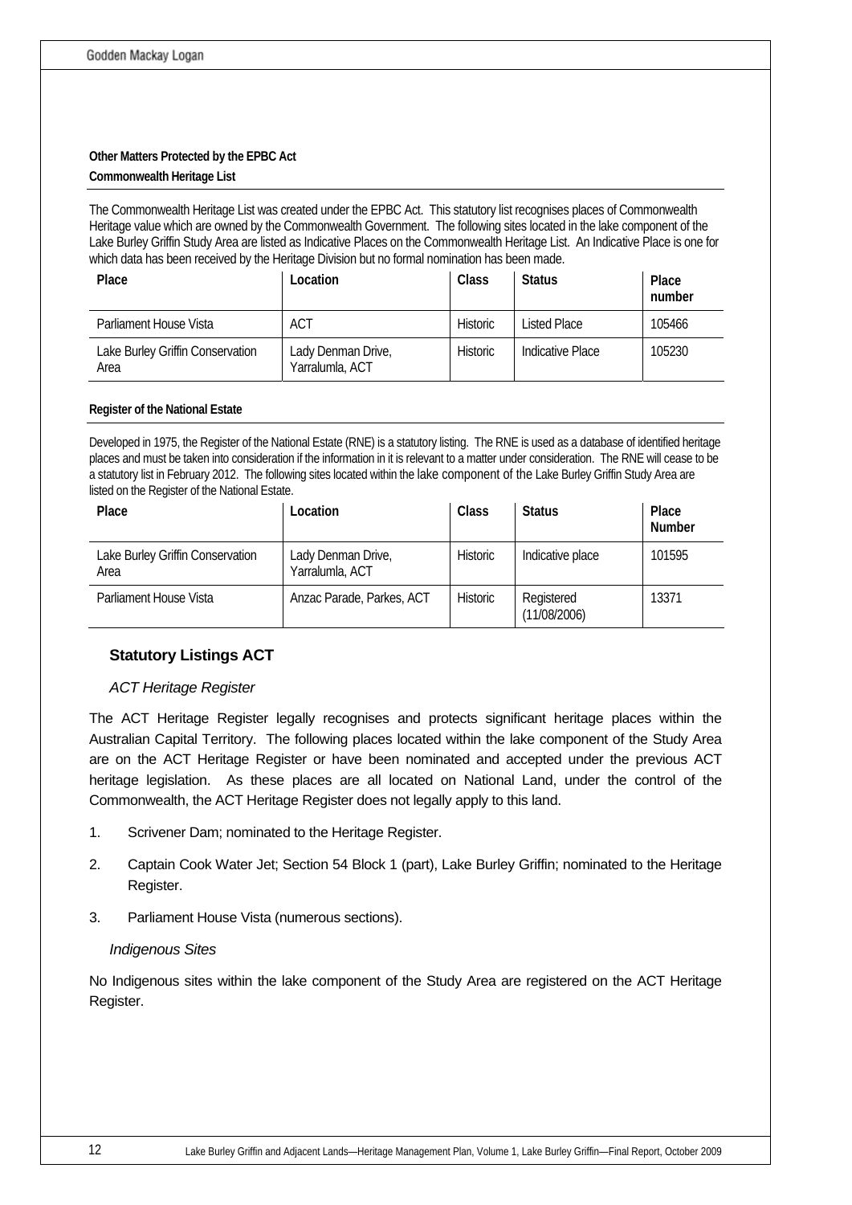**Other Matters Protected by the EPBC Act**

**Commonwealth Heritage List**

The Commonwealth Heritage List was created under the EPBC Act. This statutory list recognises places of Commonwealth Heritage value which are owned by the Commonwealth Government. The following sites located in the lake component of the Lake Burley Griffin Study Area are listed as Indicative Places on the Commonwealth Heritage List. An Indicative Place is one for which data has been received by the Heritage Division but no formal nomination has been made.

| Place | Location | Class | Status | Place number |
|---|---|---|---|---|
| Parliament House Vista | ACT | Historic | Listed Place | 105466 |
| Lake Burley Griffin Conservation Area | Lady Denman Drive, Yarralumla, ACT | Historic | Indicative Place | 105230 |

**Register of the National Estate**

Developed in 1975, the Register of the National Estate (RNE) is a statutory listing. The RNE is used as a database of identified heritage places and must be taken into consideration if the information in it is relevant to a matter under consideration. The RNE will cease to be a statutory list in February 2012. The following sites located within the lake component of the Lake Burley Griffin Study Area are listed on the Register of the National Estate.

| Place | Location | Class | Status | Place Number |
|---|---|---|---|---|
| Lake Burley Griffin Conservation Area | Lady Denman Drive, Yarralumla, ACT | Historic | Indicative place | 101595 |
| Parliament House Vista | Anzac Parade, Parkes, ACT | Historic | Registered (11/08/2006) | 13371 |

## Statutory Listings ACT

### *ACT Heritage Register*

The ACT Heritage Register legally recognises and protects significant heritage places within the Australian Capital Territory. The following places located within the lake component of the Study Area are on the ACT Heritage Register or have been nominated and accepted under the previous ACT heritage legislation. As these places are all located on National Land, under the control of the Commonwealth, the ACT Heritage Register does not legally apply to this land.

1. Scrivener Dam; nominated to the Heritage Register.
2. Captain Cook Water Jet; Section 54 Block 1 (part), Lake Burley Griffin; nominated to the Heritage Register.
3. Parliament House Vista (numerous sections).

### *Indigenous Sites*

No Indigenous sites within the lake component of the Study Area are registered on the ACT Heritage Register.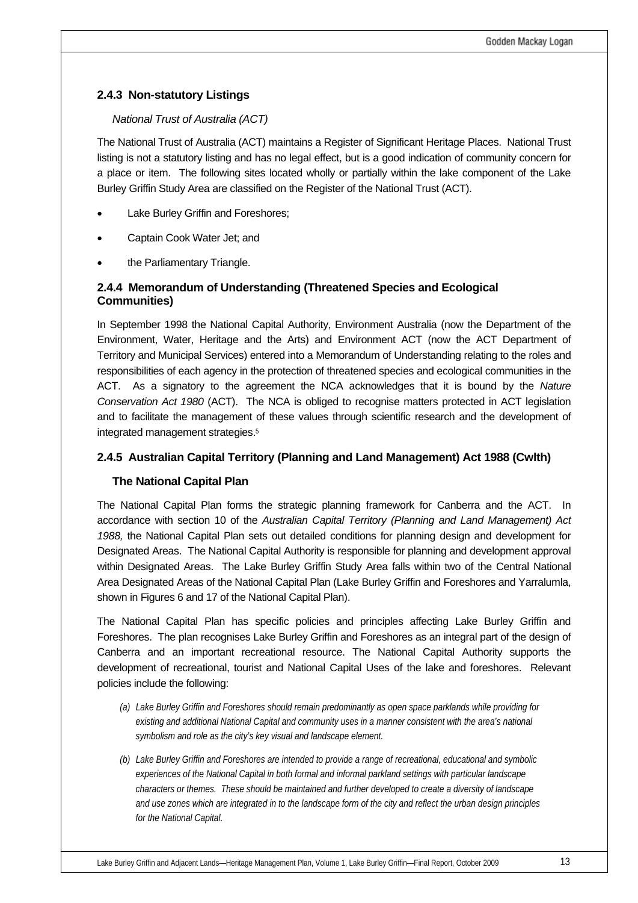### 2.4.3 Non-statutory Listings

*National Trust of Australia (ACT)*

The National Trust of Australia (ACT) maintains a Register of Significant Heritage Places. National Trust listing is not a statutory listing and has no legal effect, but is a good indication of community concern for a place or item. The following sites located wholly or partially within the lake component of the Lake Burley Griffin Study Area are classified on the Register of the National Trust (ACT).

- Lake Burley Griffin and Foreshores;
- Captain Cook Water Jet; and
- the Parliamentary Triangle.

### 2.4.4 Memorandum of Understanding (Threatened Species and Ecological Communities)

In September 1998 the National Capital Authority, Environment Australia (now the Department of the Environment, Water, Heritage and the Arts) and Environment ACT (now the ACT Department of Territory and Municipal Services) entered into a Memorandum of Understanding relating to the roles and responsibilities of each agency in the protection of threatened species and ecological communities in the ACT. As a signatory to the agreement the NCA acknowledges that it is bound by the *Nature Conservation Act 1980* (ACT). The NCA is obliged to recognise matters protected in ACT legislation and to facilitate the management of these values through scientific research and the development of integrated management strategies.[5]

### 2.4.5 Australian Capital Territory (Planning and Land Management) Act 1988 (Cwlth)

**The National Capital Plan**

The National Capital Plan forms the strategic planning framework for Canberra and the ACT. In accordance with section 10 of the *Australian Capital Territory (Planning and Land Management) Act 1988,* the National Capital Plan sets out detailed conditions for planning design and development for Designated Areas. The National Capital Authority is responsible for planning and development approval within Designated Areas. The Lake Burley Griffin Study Area falls within two of the Central National Area Designated Areas of the National Capital Plan (Lake Burley Griffin and Foreshores and Yarralumla, shown in Figures 6 and 17 of the National Capital Plan).

The National Capital Plan has specific policies and principles affecting Lake Burley Griffin and Foreshores. The plan recognises Lake Burley Griffin and Foreshores as an integral part of the design of Canberra and an important recreational resource. The National Capital Authority supports the development of recreational, tourist and National Capital Uses of the lake and foreshores. Relevant policies include the following:

*(a) Lake Burley Griffin and Foreshores should remain predominantly as open space parklands while providing for existing and additional National Capital and community uses in a manner consistent with the area's national symbolism and role as the city's key visual and landscape element.*

*(b) Lake Burley Griffin and Foreshores are intended to provide a range of recreational, educational and symbolic experiences of the National Capital in both formal and informal parkland settings with particular landscape characters or themes. These should be maintained and further developed to create a diversity of landscape and use zones which are integrated in to the landscape form of the city and reflect the urban design principles for the National Capital.*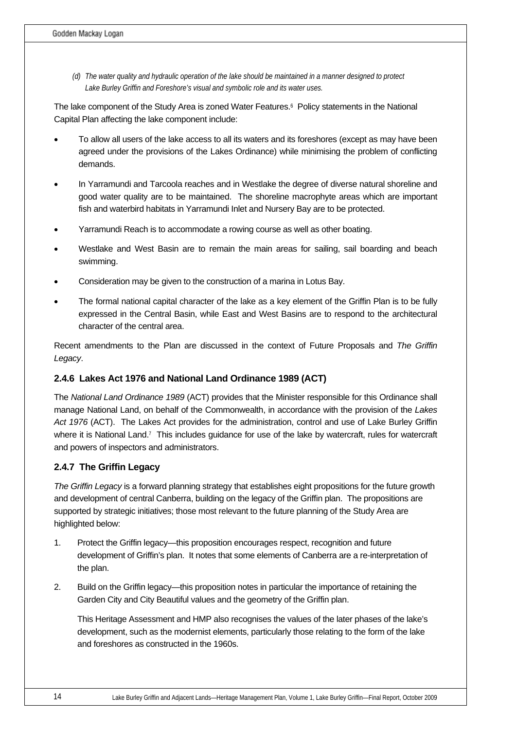*(d) The water quality and hydraulic operation of the lake should be maintained in a manner designed to protect Lake Burley Griffin and Foreshore's visual and symbolic role and its water uses.*

The lake component of the Study Area is zoned Water Features.[6] Policy statements in the National Capital Plan affecting the lake component include:

- To allow all users of the lake access to all its waters and its foreshores (except as may have been agreed under the provisions of the Lakes Ordinance) while minimising the problem of conflicting demands.
- In Yarramundi and Tarcoola reaches and in Westlake the degree of diverse natural shoreline and good water quality are to be maintained. The shoreline macrophyte areas which are important fish and waterbird habitats in Yarramundi Inlet and Nursery Bay are to be protected.
- Yarramundi Reach is to accommodate a rowing course as well as other boating.
- Westlake and West Basin are to remain the main areas for sailing, sail boarding and beach swimming.
- Consideration may be given to the construction of a marina in Lotus Bay.
- The formal national capital character of the lake as a key element of the Griffin Plan is to be fully expressed in the Central Basin, while East and West Basins are to respond to the architectural character of the central area.

Recent amendments to the Plan are discussed in the context of Future Proposals and *The Griffin Legacy*.

### 2.4.6 Lakes Act 1976 and National Land Ordinance 1989 (ACT)

The *National Land Ordinance 1989* (ACT) provides that the Minister responsible for this Ordinance shall manage National Land, on behalf of the Commonwealth, in accordance with the provision of the *Lakes Act 1976* (ACT). The Lakes Act provides for the administration, control and use of Lake Burley Griffin where it is National Land.[7] This includes guidance for use of the lake by watercraft, rules for watercraft and powers of inspectors and administrators.

### 2.4.7 The Griffin Legacy

*The Griffin Legacy* is a forward planning strategy that establishes eight propositions for the future growth and development of central Canberra, building on the legacy of the Griffin plan. The propositions are supported by strategic initiatives; those most relevant to the future planning of the Study Area are highlighted below:

1. Protect the Griffin legacy—this proposition encourages respect, recognition and future development of Griffin's plan. It notes that some elements of Canberra are a re-interpretation of the plan.
2. Build on the Griffin legacy—this proposition notes in particular the importance of retaining the Garden City and City Beautiful values and the geometry of the Griffin plan.

   This Heritage Assessment and HMP also recognises the values of the later phases of the lake's development, such as the modernist elements, particularly those relating to the form of the lake and foreshores as constructed in the 1960s.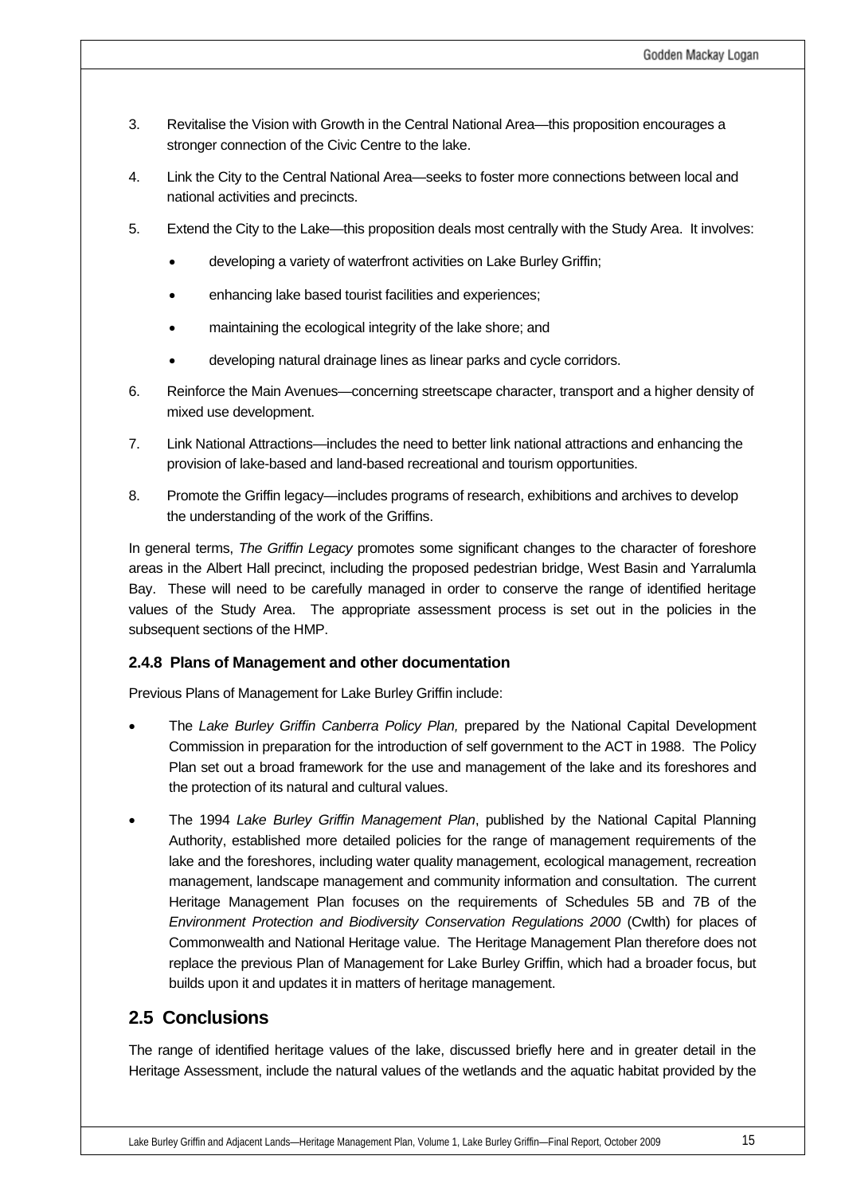3. Revitalise the Vision with Growth in the Central National Area—this proposition encourages a stronger connection of the Civic Centre to the lake.

4. Link the City to the Central National Area—seeks to foster more connections between local and national activities and precincts.

5. Extend the City to the Lake—this proposition deals most centrally with the Study Area. It involves:

   - developing a variety of waterfront activities on Lake Burley Griffin;
   - enhancing lake based tourist facilities and experiences;
   - maintaining the ecological integrity of the lake shore; and
   - developing natural drainage lines as linear parks and cycle corridors.

6. Reinforce the Main Avenues—concerning streetscape character, transport and a higher density of mixed use development.

7. Link National Attractions—includes the need to better link national attractions and enhancing the provision of lake-based and land-based recreational and tourism opportunities.

8. Promote the Griffin legacy—includes programs of research, exhibitions and archives to develop the understanding of the work of the Griffins.

In general terms, *The Griffin Legacy* promotes some significant changes to the character of foreshore areas in the Albert Hall precinct, including the proposed pedestrian bridge, West Basin and Yarralumla Bay. These will need to be carefully managed in order to conserve the range of identified heritage values of the Study Area. The appropriate assessment process is set out in the policies in the subsequent sections of the HMP.

### 2.4.8 Plans of Management and other documentation

Previous Plans of Management for Lake Burley Griffin include:

- The *Lake Burley Griffin Canberra Policy Plan,* prepared by the National Capital Development Commission in preparation for the introduction of self government to the ACT in 1988. The Policy Plan set out a broad framework for the use and management of the lake and its foreshores and the protection of its natural and cultural values.

- The 1994 *Lake Burley Griffin Management Plan*, published by the National Capital Planning Authority, established more detailed policies for the range of management requirements of the lake and the foreshores, including water quality management, ecological management, recreation management, landscape management and community information and consultation. The current Heritage Management Plan focuses on the requirements of Schedules 5B and 7B of the *Environment Protection and Biodiversity Conservation Regulations 2000* (Cwlth) for places of Commonwealth and National Heritage value. The Heritage Management Plan therefore does not replace the previous Plan of Management for Lake Burley Griffin, which had a broader focus, but builds upon it and updates it in matters of heritage management.

## 2.5 Conclusions

The range of identified heritage values of the lake, discussed briefly here and in greater detail in the Heritage Assessment, include the natural values of the wetlands and the aquatic habitat provided by the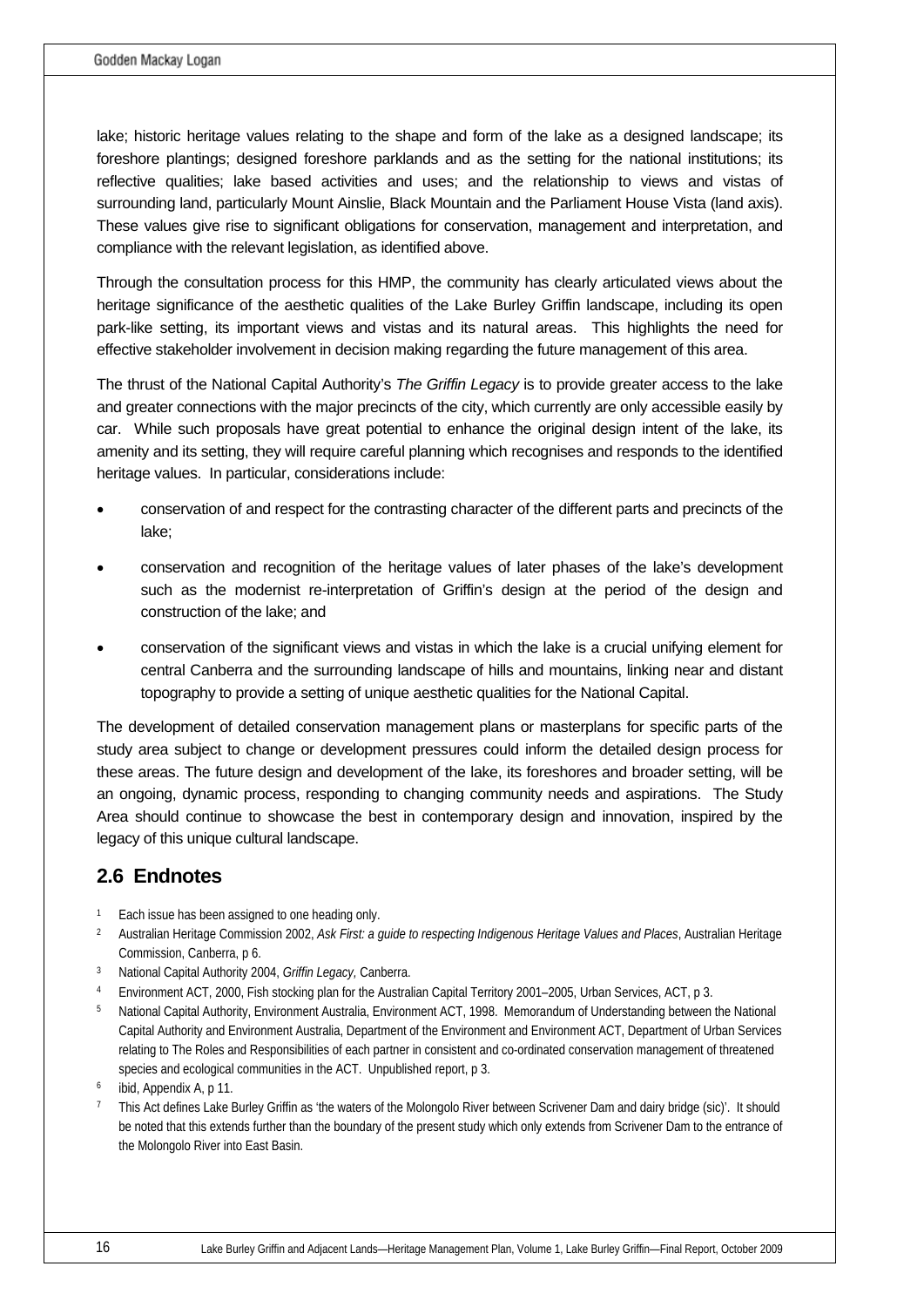lake; historic heritage values relating to the shape and form of the lake as a designed landscape; its foreshore plantings; designed foreshore parklands and as the setting for the national institutions; its reflective qualities; lake based activities and uses; and the relationship to views and vistas of surrounding land, particularly Mount Ainslie, Black Mountain and the Parliament House Vista (land axis). These values give rise to significant obligations for conservation, management and interpretation, and compliance with the relevant legislation, as identified above.

Through the consultation process for this HMP, the community has clearly articulated views about the heritage significance of the aesthetic qualities of the Lake Burley Griffin landscape, including its open park-like setting, its important views and vistas and its natural areas. This highlights the need for effective stakeholder involvement in decision making regarding the future management of this area.

The thrust of the National Capital Authority's *The Griffin Legacy* is to provide greater access to the lake and greater connections with the major precincts of the city, which currently are only accessible easily by car. While such proposals have great potential to enhance the original design intent of the lake, its amenity and its setting, they will require careful planning which recognises and responds to the identified heritage values. In particular, considerations include:

- conservation of and respect for the contrasting character of the different parts and precincts of the lake;
- conservation and recognition of the heritage values of later phases of the lake's development such as the modernist re-interpretation of Griffin's design at the period of the design and construction of the lake; and
- conservation of the significant views and vistas in which the lake is a crucial unifying element for central Canberra and the surrounding landscape of hills and mountains, linking near and distant topography to provide a setting of unique aesthetic qualities for the National Capital.

The development of detailed conservation management plans or masterplans for specific parts of the study area subject to change or development pressures could inform the detailed design process for these areas. The future design and development of the lake, its foreshores and broader setting, will be an ongoing, dynamic process, responding to changing community needs and aspirations. The Study Area should continue to showcase the best in contemporary design and innovation, inspired by the legacy of this unique cultural landscape.

## 2.6 Endnotes

1. Each issue has been assigned to one heading only.
2. Australian Heritage Commission 2002, *Ask First: a guide to respecting Indigenous Heritage Values and Places*, Australian Heritage Commission, Canberra, p 6.
3. National Capital Authority 2004, *Griffin Legacy*, Canberra.
4. Environment ACT, 2000, Fish stocking plan for the Australian Capital Territory 2001–2005, Urban Services, ACT, p 3.
5. National Capital Authority, Environment Australia, Environment ACT, 1998. Memorandum of Understanding between the National Capital Authority and Environment Australia, Department of the Environment and Environment ACT, Department of Urban Services relating to The Roles and Responsibilities of each partner in consistent and co-ordinated conservation management of threatened species and ecological communities in the ACT. Unpublished report, p 3.
6. ibid, Appendix A, p 11.
7. This Act defines Lake Burley Griffin as 'the waters of the Molongolo River between Scrivener Dam and dairy bridge (sic)'. It should be noted that this extends further than the boundary of the present study which only extends from Scrivener Dam to the entrance of the Molongolo River into East Basin.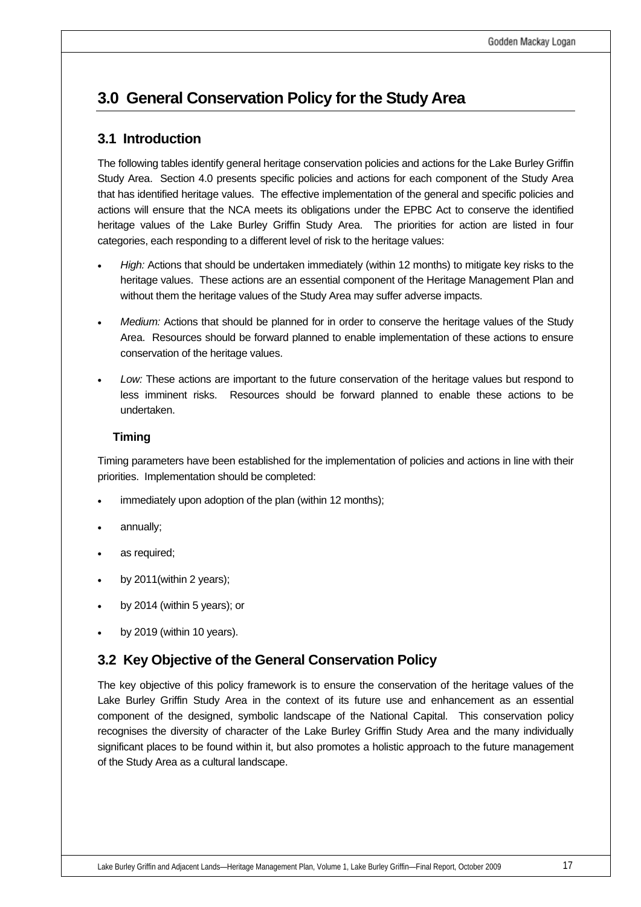# 3.0 General Conservation Policy for the Study Area

## 3.1 Introduction

The following tables identify general heritage conservation policies and actions for the Lake Burley Griffin Study Area. Section 4.0 presents specific policies and actions for each component of the Study Area that has identified heritage values. The effective implementation of the general and specific policies and actions will ensure that the NCA meets its obligations under the EPBC Act to conserve the identified heritage values of the Lake Burley Griffin Study Area. The priorities for action are listed in four categories, each responding to a different level of risk to the heritage values:

- *High:* Actions that should be undertaken immediately (within 12 months) to mitigate key risks to the heritage values. These actions are an essential component of the Heritage Management Plan and without them the heritage values of the Study Area may suffer adverse impacts.
- *Medium:* Actions that should be planned for in order to conserve the heritage values of the Study Area. Resources should be forward planned to enable implementation of these actions to ensure conservation of the heritage values.
- *Low:* These actions are important to the future conservation of the heritage values but respond to less imminent risks. Resources should be forward planned to enable these actions to be undertaken.

### Timing

Timing parameters have been established for the implementation of policies and actions in line with their priorities. Implementation should be completed:

- immediately upon adoption of the plan (within 12 months);
- annually;
- as required;
- by 2011(within 2 years);
- by 2014 (within 5 years); or
- by 2019 (within 10 years).

## 3.2 Key Objective of the General Conservation Policy

The key objective of this policy framework is to ensure the conservation of the heritage values of the Lake Burley Griffin Study Area in the context of its future use and enhancement as an essential component of the designed, symbolic landscape of the National Capital. This conservation policy recognises the diversity of character of the Lake Burley Griffin Study Area and the many individually significant places to be found within it, but also promotes a holistic approach to the future management of the Study Area as a cultural landscape.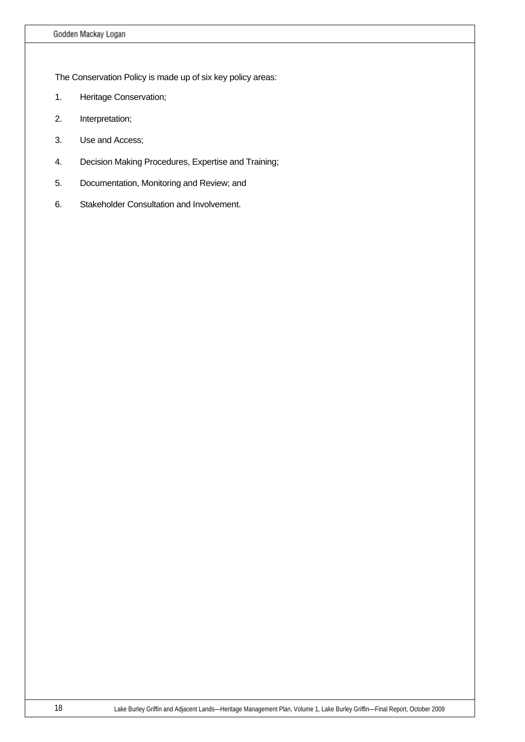The Conservation Policy is made up of six key policy areas:

1. Heritage Conservation;
2. Interpretation;
3. Use and Access;
4. Decision Making Procedures, Expertise and Training;
5. Documentation, Monitoring and Review; and
6. Stakeholder Consultation and Involvement.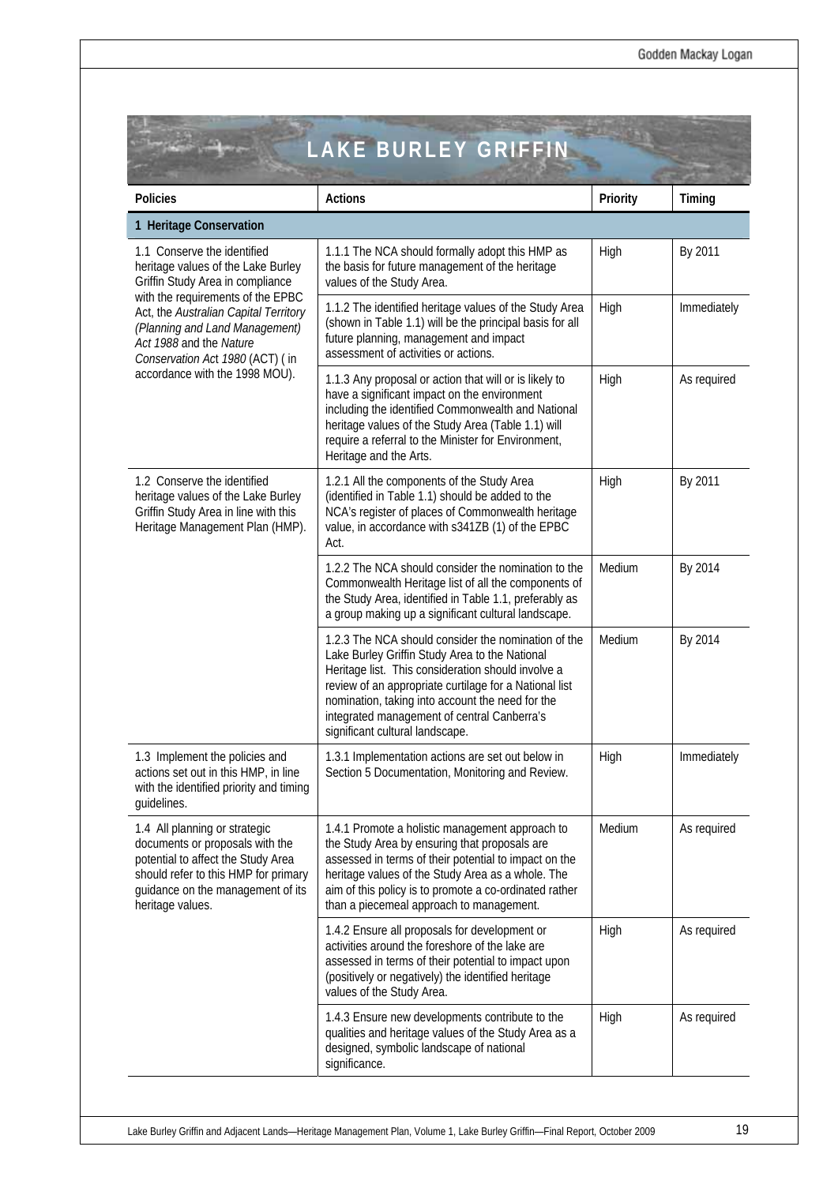## LAKE BURLEY GRIFFIN

| Policies | Actions | Priority | Timing |
|---|---|---|---|
| **1 Heritage Conservation** | | | |
| 1.1 Conserve the identified heritage values of the Lake Burley Griffin Study Area in compliance with the requirements of the EPBC Act, the *Australian Capital Territory (Planning and Land Management) Act 1988* and the *Nature Conservation Act 1980* (ACT) ( in accordance with the 1998 MOU). | 1.1.1 The NCA should formally adopt this HMP as the basis for future management of the heritage values of the Study Area. | High | By 2011 |
| | 1.1.2 The identified heritage values of the Study Area (shown in Table 1.1) will be the principal basis for all future planning, management and impact assessment of activities or actions. | High | Immediately |
| | 1.1.3 Any proposal or action that will or is likely to have a significant impact on the environment including the identified Commonwealth and National heritage values of the Study Area (Table 1.1) will require a referral to the Minister for Environment, Heritage and the Arts. | High | As required |
| 1.2 Conserve the identified heritage values of the Lake Burley Griffin Study Area in line with this Heritage Management Plan (HMP). | 1.2.1 All the components of the Study Area (identified in Table 1.1) should be added to the NCA's register of places of Commonwealth heritage value, in accordance with s341ZB (1) of the EPBC Act. | High | By 2011 |
| | 1.2.2 The NCA should consider the nomination to the Commonwealth Heritage list of all the components of the Study Area, identified in Table 1.1, preferably as a group making up a significant cultural landscape. | Medium | By 2014 |
| | 1.2.3 The NCA should consider the nomination of the Lake Burley Griffin Study Area to the National Heritage list. This consideration should involve a review of an appropriate curtilage for a National list nomination, taking into account the need for the integrated management of central Canberra's significant cultural landscape. | Medium | By 2014 |
| 1.3 Implement the policies and actions set out in this HMP, in line with the identified priority and timing guidelines. | 1.3.1 Implementation actions are set out below in Section 5 Documentation, Monitoring and Review. | High | Immediately |
| 1.4 All planning or strategic documents or proposals with the potential to affect the Study Area should refer to this HMP for primary guidance on the management of its heritage values. | 1.4.1 Promote a holistic management approach to the Study Area by ensuring that proposals are assessed in terms of their potential to impact on the heritage values of the Study Area as a whole. The aim of this policy is to promote a co-ordinated rather than a piecemeal approach to management. | Medium | As required |
| | 1.4.2 Ensure all proposals for development or activities around the foreshore of the lake are assessed in terms of their potential to impact upon (positively or negatively) the identified heritage values of the Study Area. | High | As required |
| | 1.4.3 Ensure new developments contribute to the qualities and heritage values of the Study Area as a designed, symbolic landscape of national significance. | High | As required |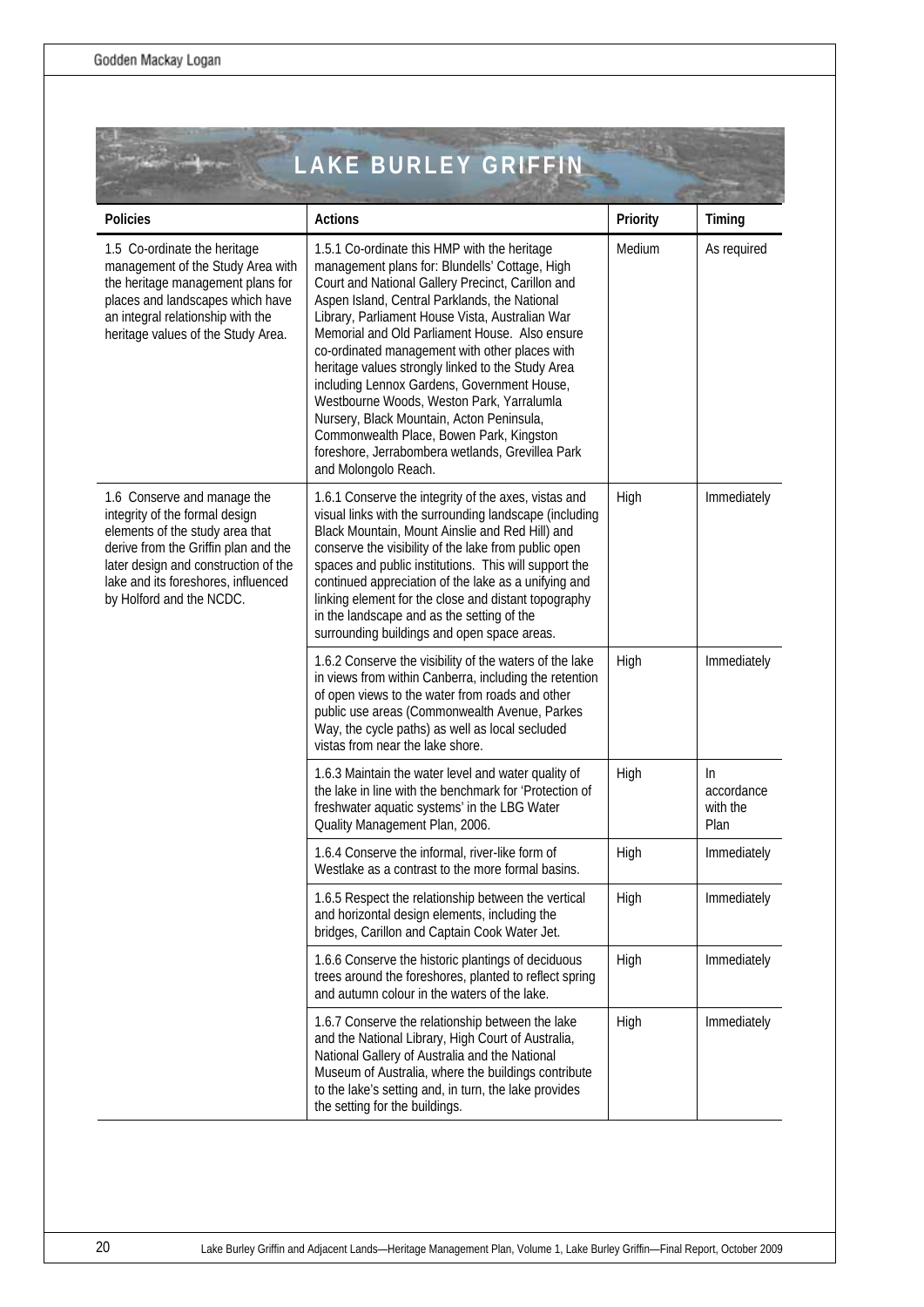## LAKE BURLEY GRIFFIN

| Policies | Actions | Priority | Timing |
|---|---|---|---|
| 1.5 Co-ordinate the heritage management of the Study Area with the heritage management plans for places and landscapes which have an integral relationship with the heritage values of the Study Area. | 1.5.1 Co-ordinate this HMP with the heritage management plans for: Blundells' Cottage, High Court and National Gallery Precinct, Carillon and Aspen Island, Central Parklands, the National Library, Parliament House Vista, Australian War Memorial and Old Parliament House. Also ensure co-ordinated management with other places with heritage values strongly linked to the Study Area including Lennox Gardens, Government House, Westbourne Woods, Weston Park, Yarralumla Nursery, Black Mountain, Acton Peninsula, Commonwealth Place, Bowen Park, Kingston foreshore, Jerrabombera wetlands, Grevillea Park and Molongolo Reach. | Medium | As required |
| 1.6 Conserve and manage the integrity of the formal design elements of the study area that derive from the Griffin plan and the later design and construction of the lake and its foreshores, influenced by Holford and the NCDC. | 1.6.1 Conserve the integrity of the axes, vistas and visual links with the surrounding landscape (including Black Mountain, Mount Ainslie and Red Hill) and conserve the visibility of the lake from public open spaces and public institutions. This will support the continued appreciation of the lake as a unifying and linking element for the close and distant topography in the landscape and as the setting of the surrounding buildings and open space areas. | High | Immediately |
| | 1.6.2 Conserve the visibility of the waters of the lake in views from within Canberra, including the retention of open views to the water from roads and other public use areas (Commonwealth Avenue, Parkes Way, the cycle paths) as well as local secluded vistas from near the lake shore. | High | Immediately |
| | 1.6.3 Maintain the water level and water quality of the lake in line with the benchmark for 'Protection of freshwater aquatic systems' in the LBG Water Quality Management Plan, 2006. | High | In accordance with the Plan |
| | 1.6.4 Conserve the informal, river-like form of Westlake as a contrast to the more formal basins. | High | Immediately |
| | 1.6.5 Respect the relationship between the vertical and horizontal design elements, including the bridges, Carillon and Captain Cook Water Jet. | High | Immediately |
| | 1.6.6 Conserve the historic plantings of deciduous trees around the foreshores, planted to reflect spring and autumn colour in the waters of the lake. | High | Immediately |
| | 1.6.7 Conserve the relationship between the lake and the National Library, High Court of Australia, National Gallery of Australia and the National Museum of Australia, where the buildings contribute to the lake's setting and, in turn, the lake provides the setting for the buildings. | High | Immediately |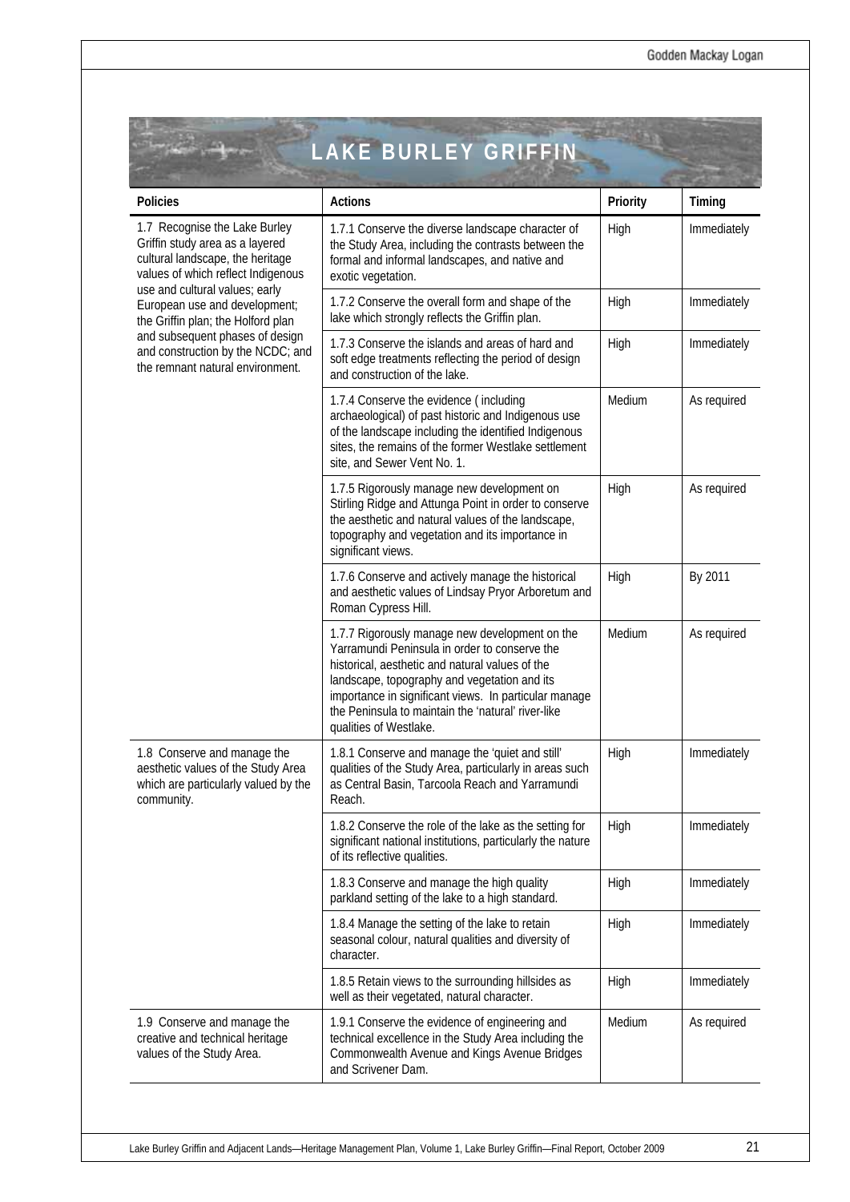# LAKE BURLEY GRIFFIN

| Policies | Actions | Priority | Timing |
|---|---|---|---|
| 1.7 Recognise the Lake Burley Griffin study area as a layered cultural landscape, the heritage values of which reflect Indigenous use and cultural values; early European use and development; the Griffin plan; the Holford plan and subsequent phases of design and construction by the NCDC; and the remnant natural environment. | 1.7.1 Conserve the diverse landscape character of the Study Area, including the contrasts between the formal and informal landscapes, and native and exotic vegetation. | High | Immediately |
| | 1.7.2 Conserve the overall form and shape of the lake which strongly reflects the Griffin plan. | High | Immediately |
| | 1.7.3 Conserve the islands and areas of hard and soft edge treatments reflecting the period of design and construction of the lake. | High | Immediately |
| | 1.7.4 Conserve the evidence ( including archaeological) of past historic and Indigenous use of the landscape including the identified Indigenous sites, the remains of the former Westlake settlement site, and Sewer Vent No. 1. | Medium | As required |
| | 1.7.5 Rigorously manage new development on Stirling Ridge and Attunga Point in order to conserve the aesthetic and natural values of the landscape, topography and vegetation and its importance in significant views. | High | As required |
| | 1.7.6 Conserve and actively manage the historical and aesthetic values of Lindsay Pryor Arboretum and Roman Cypress Hill. | High | By 2011 |
| | 1.7.7 Rigorously manage new development on the Yarramundi Peninsula in order to conserve the historical, aesthetic and natural values of the landscape, topography and vegetation and its importance in significant views. In particular manage the Peninsula to maintain the 'natural' river-like qualities of Westlake. | Medium | As required |
| 1.8 Conserve and manage the aesthetic values of the Study Area which are particularly valued by the community. | 1.8.1 Conserve and manage the 'quiet and still' qualities of the Study Area, particularly in areas such as Central Basin, Tarcoola Reach and Yarramundi Reach. | High | Immediately |
| | 1.8.2 Conserve the role of the lake as the setting for significant national institutions, particularly the nature of its reflective qualities. | High | Immediately |
| | 1.8.3 Conserve and manage the high quality parkland setting of the lake to a high standard. | High | Immediately |
| | 1.8.4 Manage the setting of the lake to retain seasonal colour, natural qualities and diversity of character. | High | Immediately |
| | 1.8.5 Retain views to the surrounding hillsides as well as their vegetated, natural character. | High | Immediately |
| 1.9 Conserve and manage the creative and technical heritage values of the Study Area. | 1.9.1 Conserve the evidence of engineering and technical excellence in the Study Area including the Commonwealth Avenue and Kings Avenue Bridges and Scrivener Dam. | Medium | As required |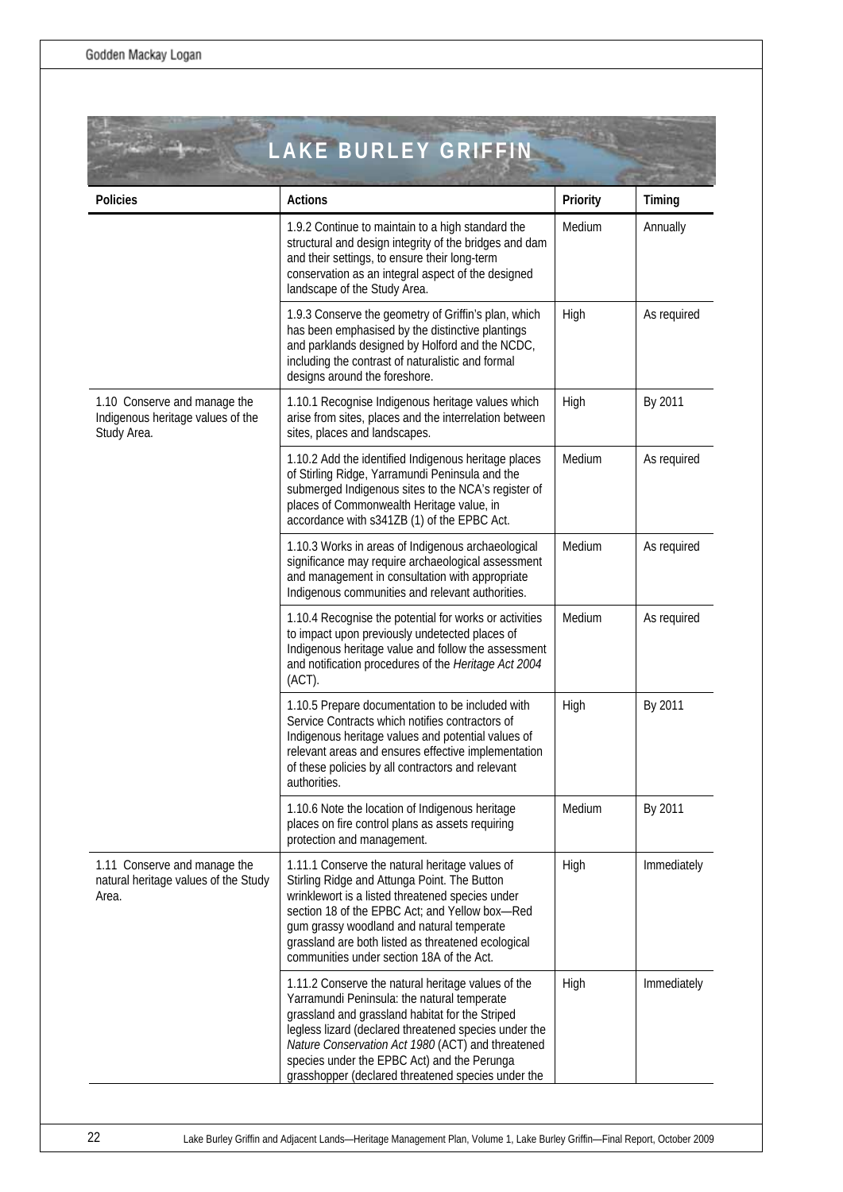# LAKE BURLEY GRIFFIN

| Policies | Actions | Priority | Timing |
|---|---|---|---|
| | 1.9.2 Continue to maintain to a high standard the structural and design integrity of the bridges and dam and their settings, to ensure their long-term conservation as an integral aspect of the designed landscape of the Study Area. | Medium | Annually |
| | 1.9.3 Conserve the geometry of Griffin's plan, which has been emphasised by the distinctive plantings and parklands designed by Holford and the NCDC, including the contrast of naturalistic and formal designs around the foreshore. | High | As required |
| 1.10 Conserve and manage the Indigenous heritage values of the Study Area. | 1.10.1 Recognise Indigenous heritage values which arise from sites, places and the interrelation between sites, places and landscapes. | High | By 2011 |
| | 1.10.2 Add the identified Indigenous heritage places of Stirling Ridge, Yarramundi Peninsula and the submerged Indigenous sites to the NCA's register of places of Commonwealth Heritage value, in accordance with s341ZB (1) of the EPBC Act. | Medium | As required |
| | 1.10.3 Works in areas of Indigenous archaeological significance may require archaeological assessment and management in consultation with appropriate Indigenous communities and relevant authorities. | Medium | As required |
| | 1.10.4 Recognise the potential for works or activities to impact upon previously undetected places of Indigenous heritage value and follow the assessment and notification procedures of the *Heritage Act 2004* (ACT). | Medium | As required |
| | 1.10.5 Prepare documentation to be included with Service Contracts which notifies contractors of Indigenous heritage values and potential values of relevant areas and ensures effective implementation of these policies by all contractors and relevant authorities. | High | By 2011 |
| | 1.10.6 Note the location of Indigenous heritage places on fire control plans as assets requiring protection and management. | Medium | By 2011 |
| 1.11 Conserve and manage the natural heritage values of the Study Area. | 1.11.1 Conserve the natural heritage values of Stirling Ridge and Attunga Point. The Button wrinklewort is a listed threatened species under section 18 of the EPBC Act; and Yellow box—Red gum grassy woodland and natural temperate grassland are both listed as threatened ecological communities under section 18A of the Act. | High | Immediately |
| | 1.11.2 Conserve the natural heritage values of the Yarramundi Peninsula: the natural temperate grassland and grassland habitat for the Striped legless lizard (declared threatened species under the *Nature Conservation Act 1980* (ACT) and threatened species under the EPBC Act) and the Perunga grasshopper (declared threatened species under the | High | Immediately |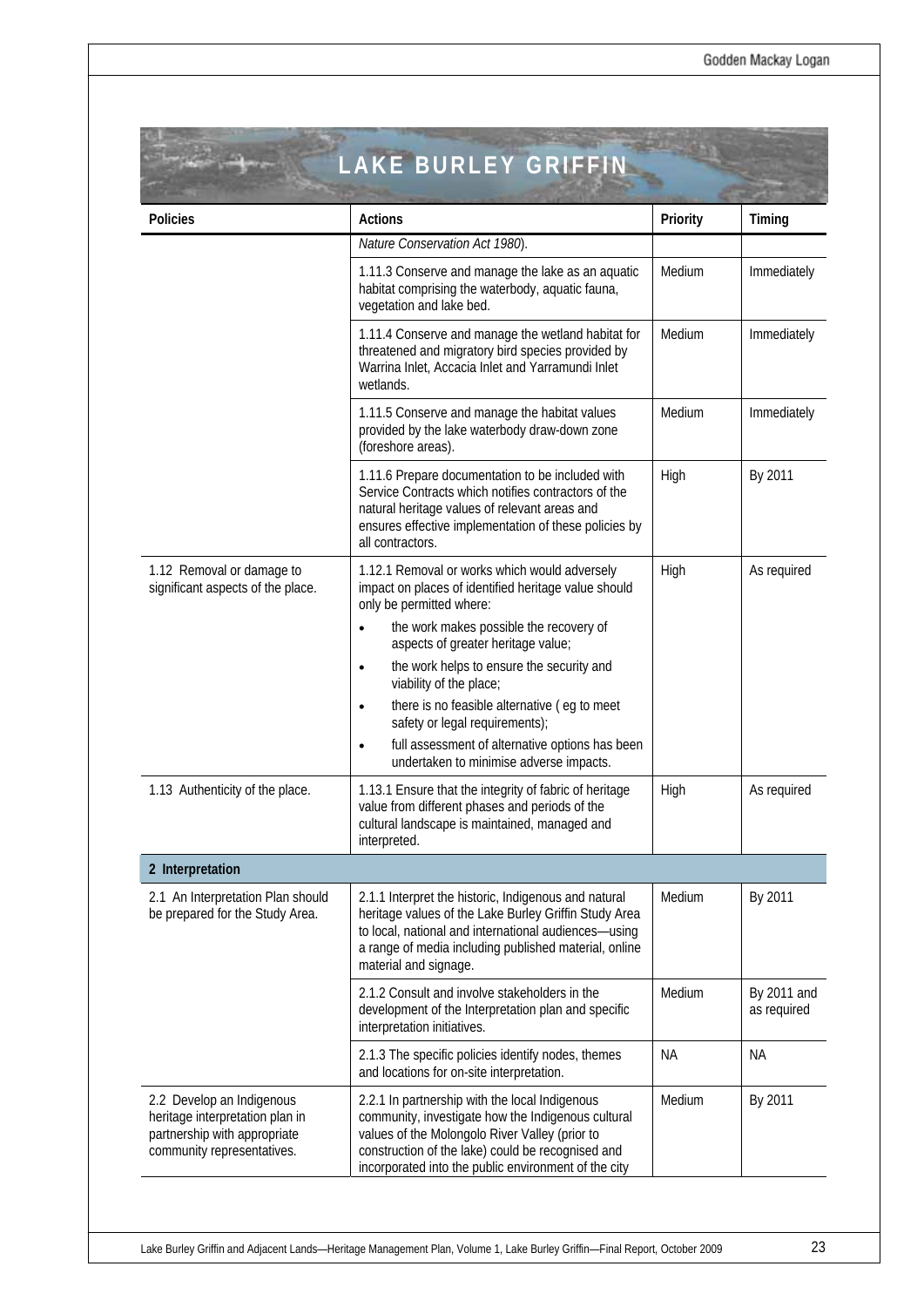# LAKE BURLEY GRIFFIN

| Policies | Actions | Priority | Timing |
|---|---|---|---|
| | *Nature Conservation Act 1980*). | | |
| | 1.11.3 Conserve and manage the lake as an aquatic habitat comprising the waterbody, aquatic fauna, vegetation and lake bed. | Medium | Immediately |
| | 1.11.4 Conserve and manage the wetland habitat for threatened and migratory bird species provided by Warrina Inlet, Accacia Inlet and Yarramundi Inlet wetlands. | Medium | Immediately |
| | 1.11.5 Conserve and manage the habitat values provided by the lake waterbody draw-down zone (foreshore areas). | Medium | Immediately |
| | 1.11.6 Prepare documentation to be included with Service Contracts which notifies contractors of the natural heritage values of relevant areas and ensures effective implementation of these policies by all contractors. | High | By 2011 |
| 1.12 Removal or damage to significant aspects of the place. | 1.12.1 Removal or works which would adversely impact on places of identified heritage value should only be permitted where:<br>• the work makes possible the recovery of aspects of greater heritage value;<br>• the work helps to ensure the security and viability of the place;<br>• there is no feasible alternative ( eg to meet safety or legal requirements);<br>• full assessment of alternative options has been undertaken to minimise adverse impacts. | High | As required |
| 1.13 Authenticity of the place. | 1.13.1 Ensure that the integrity of fabric of heritage value from different phases and periods of the cultural landscape is maintained, managed and interpreted. | High | As required |
| **2 Interpretation** | | | |
| 2.1 An Interpretation Plan should be prepared for the Study Area. | 2.1.1 Interpret the historic, Indigenous and natural heritage values of the Lake Burley Griffin Study Area to local, national and international audiences—using a range of media including published material, online material and signage. | Medium | By 2011 |
| | 2.1.2 Consult and involve stakeholders in the development of the Interpretation plan and specific interpretation initiatives. | Medium | By 2011 and as required |
| | 2.1.3 The specific policies identify nodes, themes and locations for on-site interpretation. | NA | NA |
| 2.2 Develop an Indigenous heritage interpretation plan in partnership with appropriate community representatives. | 2.2.1 In partnership with the local Indigenous community, investigate how the Indigenous cultural values of the Molongolo River Valley (prior to construction of the lake) could be recognised and incorporated into the public environment of the city | Medium | By 2011 |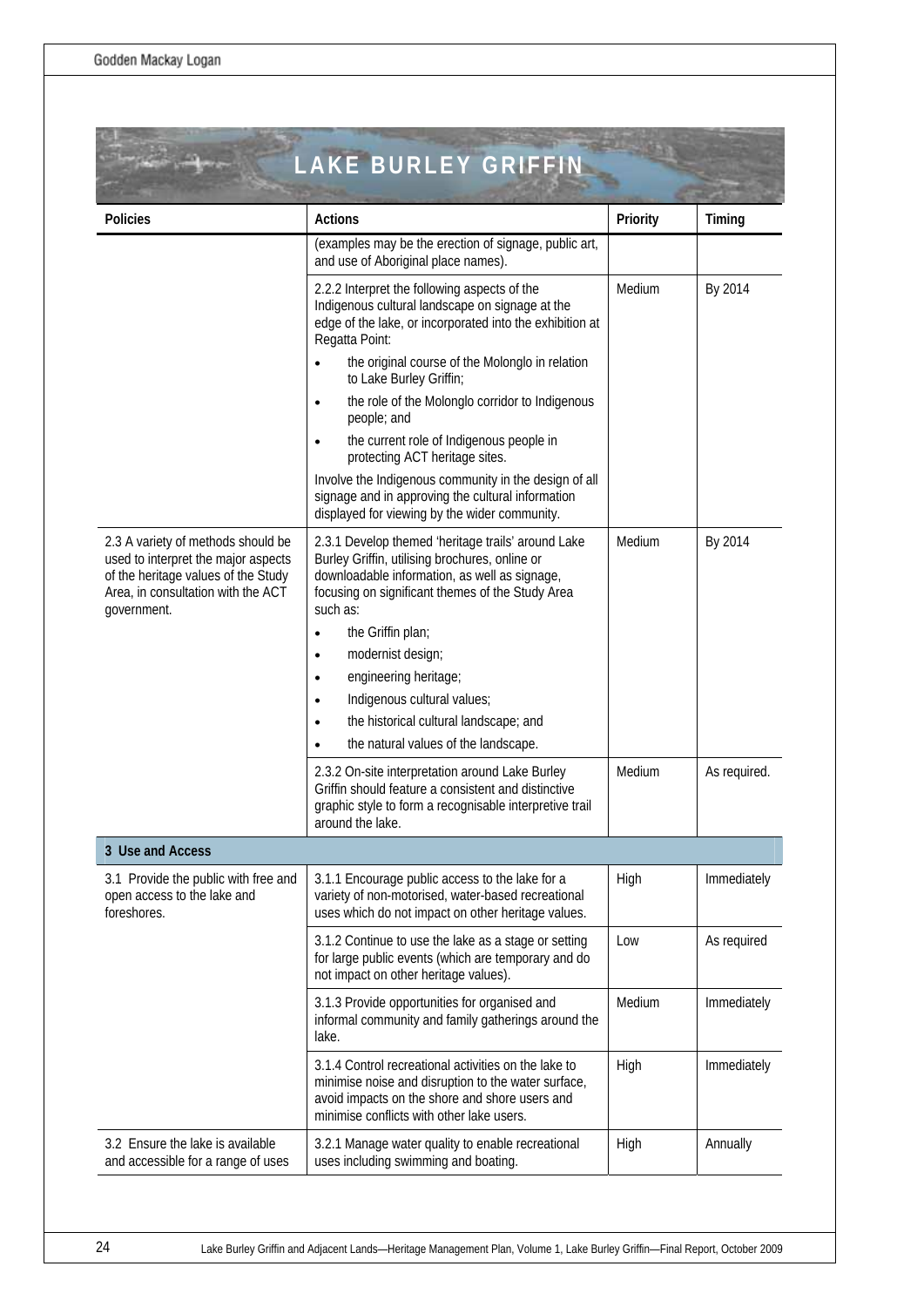# LAKE BURLEY GRIFFIN

| Policies | Actions | Priority | Timing |
|---|---|---|---|
| | (examples may be the erection of signage, public art, and use of Aboriginal place names). | | |
| | 2.2.2 Interpret the following aspects of the Indigenous cultural landscape on signage at the edge of the lake, or incorporated into the exhibition at Regatta Point:<br>• the original course of the Molonglo in relation to Lake Burley Griffin;<br>• the role of the Molonglo corridor to Indigenous people; and<br>• the current role of Indigenous people in protecting ACT heritage sites.<br>Involve the Indigenous community in the design of all signage and in approving the cultural information displayed for viewing by the wider community. | Medium | By 2014 |
| 2.3 A variety of methods should be used to interpret the major aspects of the heritage values of the Study Area, in consultation with the ACT government. | 2.3.1 Develop themed 'heritage trails' around Lake Burley Griffin, utilising brochures, online or downloadable information, as well as signage, focusing on significant themes of the Study Area such as:<br>• the Griffin plan;<br>• modernist design;<br>• engineering heritage;<br>• Indigenous cultural values;<br>• the historical cultural landscape; and<br>• the natural values of the landscape. | Medium | By 2014 |
| | 2.3.2 On-site interpretation around Lake Burley Griffin should feature a consistent and distinctive graphic style to form a recognisable interpretive trail around the lake. | Medium | As required. |
| **3 Use and Access** | | | |
| 3.1 Provide the public with free and open access to the lake and foreshores. | 3.1.1 Encourage public access to the lake for a variety of non-motorised, water-based recreational uses which do not impact on other heritage values. | High | Immediately |
| | 3.1.2 Continue to use the lake as a stage or setting for large public events (which are temporary and do not impact on other heritage values). | Low | As required |
| | 3.1.3 Provide opportunities for organised and informal community and family gatherings around the lake. | Medium | Immediately |
| | 3.1.4 Control recreational activities on the lake to minimise noise and disruption to the water surface, avoid impacts on the shore and shore users and minimise conflicts with other lake users. | High | Immediately |
| 3.2 Ensure the lake is available and accessible for a range of uses | 3.2.1 Manage water quality to enable recreational uses including swimming and boating. | High | Annually |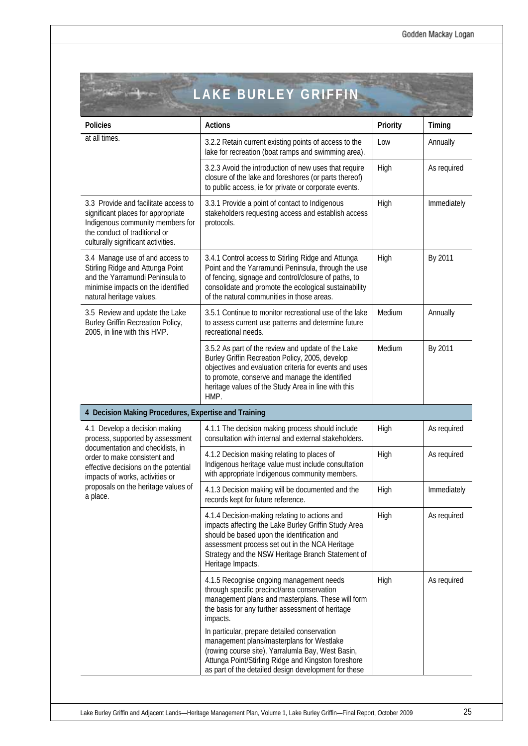# LAKE BURLEY GRIFFIN

| Policies | Actions | Priority | Timing |
|---|---|---|---|
| at all times. | 3.2.2 Retain current existing points of access to the lake for recreation (boat ramps and swimming area). | Low | Annually |
| | 3.2.3 Avoid the introduction of new uses that require closure of the lake and foreshores (or parts thereof) to public access, ie for private or corporate events. | High | As required |
| 3.3 Provide and facilitate access to significant places for appropriate Indigenous community members for the conduct of traditional or culturally significant activities. | 3.3.1 Provide a point of contact to Indigenous stakeholders requesting access and establish access protocols. | High | Immediately |
| 3.4 Manage use of and access to Stirling Ridge and Attunga Point and the Yarramundi Peninsula to minimise impacts on the identified natural heritage values. | 3.4.1 Control access to Stirling Ridge and Attunga Point and the Yarramundi Peninsula, through the use of fencing, signage and control/closure of paths, to consolidate and promote the ecological sustainability of the natural communities in those areas. | High | By 2011 |
| 3.5 Review and update the Lake Burley Griffin Recreation Policy, 2005, in line with this HMP. | 3.5.1 Continue to monitor recreational use of the lake to assess current use patterns and determine future recreational needs. | Medium | Annually |
| | 3.5.2 As part of the review and update of the Lake Burley Griffin Recreation Policy, 2005, develop objectives and evaluation criteria for events and uses to promote, conserve and manage the identified heritage values of the Study Area in line with this HMP. | Medium | By 2011 |
| **4 Decision Making Procedures, Expertise and Training** | | | |
| 4.1 Develop a decision making process, supported by assessment documentation and checklists, in order to make consistent and effective decisions on the potential impacts of works, activities or proposals on the heritage values of a place. | 4.1.1 The decision making process should include consultation with internal and external stakeholders. | High | As required |
| | 4.1.2 Decision making relating to places of Indigenous heritage value must include consultation with appropriate Indigenous community members. | High | As required |
| | 4.1.3 Decision making will be documented and the records kept for future reference. | High | Immediately |
| | 4.1.4 Decision-making relating to actions and impacts affecting the Lake Burley Griffin Study Area should be based upon the identification and assessment process set out in the NCA Heritage Strategy and the NSW Heritage Branch Statement of Heritage Impacts. | High | As required |
| | 4.1.5 Recognise ongoing management needs through specific precinct/area conservation management plans and masterplans. These will form the basis for any further assessment of heritage impacts. <br><br> In particular, prepare detailed conservation management plans/masterplans for Westlake (rowing course site), Yarralumla Bay, West Basin, Attunga Point/Stirling Ridge and Kingston foreshore as part of the detailed design development for these | High | As required |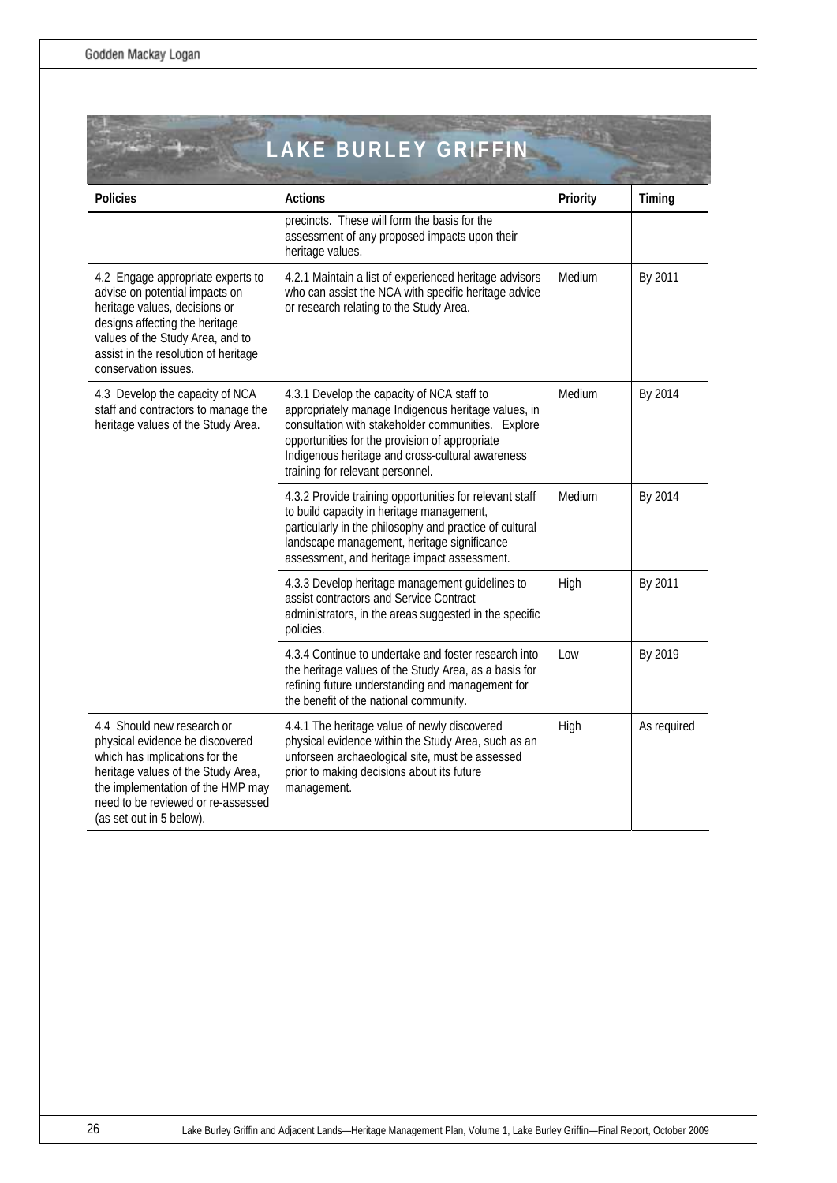# LAKE BURLEY GRIFFIN

| Policies | Actions | Priority | Timing |
|---|---|---|---|
| | precincts. These will form the basis for the assessment of any proposed impacts upon their heritage values. | | |
| 4.2 Engage appropriate experts to advise on potential impacts on heritage values, decisions or designs affecting the heritage values of the Study Area, and to assist in the resolution of heritage conservation issues. | 4.2.1 Maintain a list of experienced heritage advisors who can assist the NCA with specific heritage advice or research relating to the Study Area. | Medium | By 2011 |
| 4.3 Develop the capacity of NCA staff and contractors to manage the heritage values of the Study Area. | 4.3.1 Develop the capacity of NCA staff to appropriately manage Indigenous heritage values, in consultation with stakeholder communities. Explore opportunities for the provision of appropriate Indigenous heritage and cross-cultural awareness training for relevant personnel. | Medium | By 2014 |
| | 4.3.2 Provide training opportunities for relevant staff to build capacity in heritage management, particularly in the philosophy and practice of cultural landscape management, heritage significance assessment, and heritage impact assessment. | Medium | By 2014 |
| | 4.3.3 Develop heritage management guidelines to assist contractors and Service Contract administrators, in the areas suggested in the specific policies. | High | By 2011 |
| | 4.3.4 Continue to undertake and foster research into the heritage values of the Study Area, as a basis for refining future understanding and management for the benefit of the national community. | Low | By 2019 |
| 4.4 Should new research or physical evidence be discovered which has implications for the heritage values of the Study Area, the implementation of the HMP may need to be reviewed or re-assessed (as set out in 5 below). | 4.4.1 The heritage value of newly discovered physical evidence within the Study Area, such as an unforseen archaeological site, must be assessed prior to making decisions about its future management. | High | As required |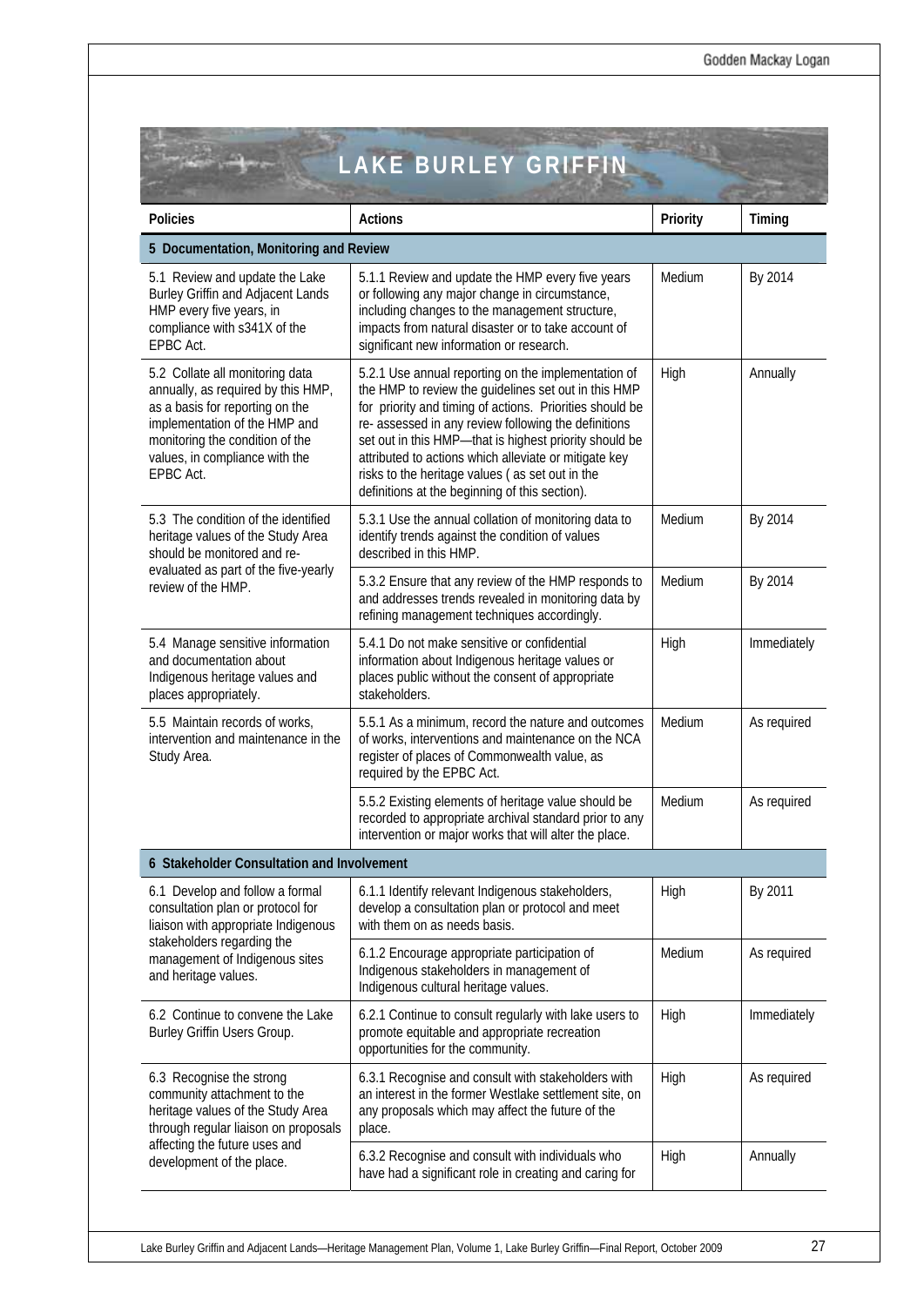# LAKE BURLEY GRIFFIN

| Policies | Actions | Priority | Timing |
|---|---|---|---|
| **5 Documentation, Monitoring and Review** | | | |
| 5.1 Review and update the Lake Burley Griffin and Adjacent Lands HMP every five years, in compliance with s341X of the EPBC Act. | 5.1.1 Review and update the HMP every five years or following any major change in circumstance, including changes to the management structure, impacts from natural disaster or to take account of significant new information or research. | Medium | By 2014 |
| 5.2 Collate all monitoring data annually, as required by this HMP, as a basis for reporting on the implementation of the HMP and monitoring the condition of the values, in compliance with the EPBC Act. | 5.2.1 Use annual reporting on the implementation of the HMP to review the guidelines set out in this HMP for priority and timing of actions. Priorities should be re- assessed in any review following the definitions set out in this HMP—that is highest priority should be attributed to actions which alleviate or mitigate key risks to the heritage values ( as set out in the definitions at the beginning of this section). | High | Annually |
| 5.3 The condition of the identified heritage values of the Study Area should be monitored and re-evaluated as part of the five-yearly review of the HMP. | 5.3.1 Use the annual collation of monitoring data to identify trends against the condition of values described in this HMP. | Medium | By 2014 |
| | 5.3.2 Ensure that any review of the HMP responds to and addresses trends revealed in monitoring data by refining management techniques accordingly. | Medium | By 2014 |
| 5.4 Manage sensitive information and documentation about Indigenous heritage values and places appropriately. | 5.4.1 Do not make sensitive or confidential information about Indigenous heritage values or places public without the consent of appropriate stakeholders. | High | Immediately |
| 5.5 Maintain records of works, intervention and maintenance in the Study Area. | 5.5.1 As a minimum, record the nature and outcomes of works, interventions and maintenance on the NCA register of places of Commonwealth value, as required by the EPBC Act. | Medium | As required |
| | 5.5.2 Existing elements of heritage value should be recorded to appropriate archival standard prior to any intervention or major works that will alter the place. | Medium | As required |
| **6 Stakeholder Consultation and Involvement** | | | |
| 6.1 Develop and follow a formal consultation plan or protocol for liaison with appropriate Indigenous stakeholders regarding the management of Indigenous sites and heritage values. | 6.1.1 Identify relevant Indigenous stakeholders, develop a consultation plan or protocol and meet with them on as needs basis. | High | By 2011 |
| | 6.1.2 Encourage appropriate participation of Indigenous stakeholders in management of Indigenous cultural heritage values. | Medium | As required |
| 6.2 Continue to convene the Lake Burley Griffin Users Group. | 6.2.1 Continue to consult regularly with lake users to promote equitable and appropriate recreation opportunities for the community. | High | Immediately |
| 6.3 Recognise the strong community attachment to the heritage values of the Study Area through regular liaison on proposals affecting the future uses and development of the place. | 6.3.1 Recognise and consult with stakeholders with an interest in the former Westlake settlement site, on any proposals which may affect the future of the place. | High | As required |
| | 6.3.2 Recognise and consult with individuals who have had a significant role in creating and caring for | High | Annually |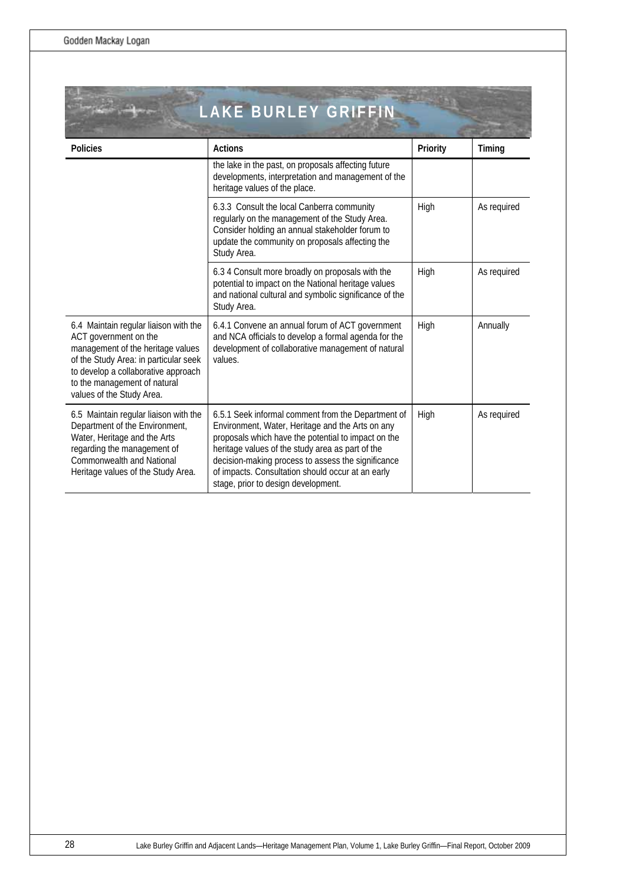# LAKE BURLEY GRIFFIN

| Policies | Actions | Priority | Timing |
|---|---|---|---|
| | the lake in the past, on proposals affecting future developments, interpretation and management of the heritage values of the place. | | |
| | 6.3.3 Consult the local Canberra community regularly on the management of the Study Area. Consider holding an annual stakeholder forum to update the community on proposals affecting the Study Area. | High | As required |
| | 6.3 4 Consult more broadly on proposals with the potential to impact on the National heritage values and national cultural and symbolic significance of the Study Area. | High | As required |
| 6.4 Maintain regular liaison with the ACT government on the management of the heritage values of the Study Area: in particular seek to develop a collaborative approach to the management of natural values of the Study Area. | 6.4.1 Convene an annual forum of ACT government and NCA officials to develop a formal agenda for the development of collaborative management of natural values. | High | Annually |
| 6.5 Maintain regular liaison with the Department of the Environment, Water, Heritage and the Arts regarding the management of Commonwealth and National Heritage values of the Study Area. | 6.5.1 Seek informal comment from the Department of Environment, Water, Heritage and the Arts on any proposals which have the potential to impact on the heritage values of the study area as part of the decision-making process to assess the significance of impacts. Consultation should occur at an early stage, prior to design development. | High | As required |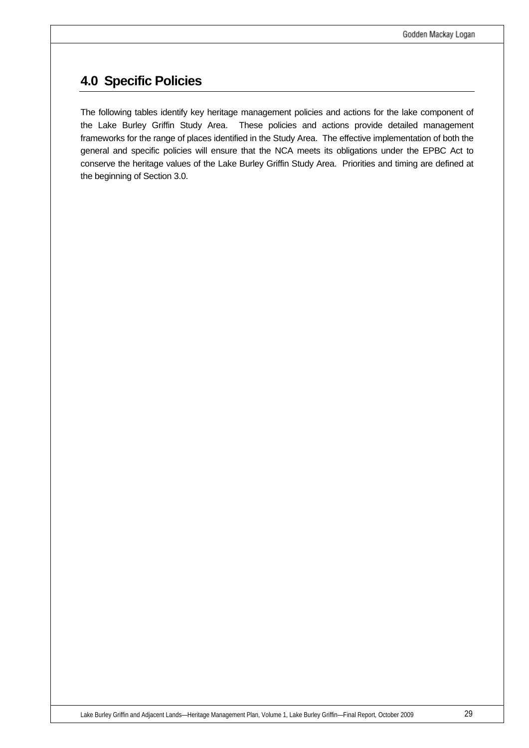# 4.0 Specific Policies

The following tables identify key heritage management policies and actions for the lake component of the Lake Burley Griffin Study Area. These policies and actions provide detailed management frameworks for the range of places identified in the Study Area. The effective implementation of both the general and specific policies will ensure that the NCA meets its obligations under the EPBC Act to conserve the heritage values of the Lake Burley Griffin Study Area. Priorities and timing are defined at the beginning of Section 3.0.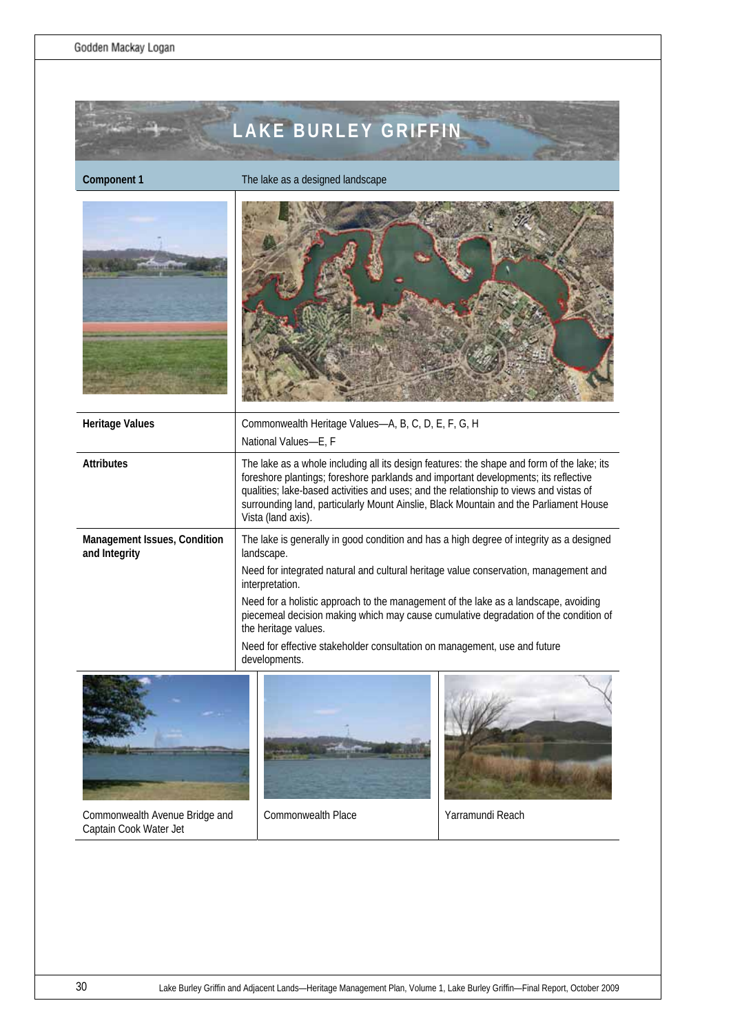# LAKE BURLEY GRIFFIN

| Component 1 | The lake as a designed landscape |
|---|---|
| Heritage Values | Commonwealth Heritage Values—A, B, C, D, E, F, G, H<br>National Values—E, F |
| Attributes | The lake as a whole including all its design features: the shape and form of the lake; its foreshore plantings; foreshore parklands and important developments; its reflective qualities; lake-based activities and uses; and the relationship to views and vistas of surrounding land, particularly Mount Ainslie, Black Mountain and the Parliament House Vista (land axis). |
| Management Issues, Condition and Integrity | The lake is generally in good condition and has a high degree of integrity as a designed landscape.<br>Need for integrated natural and cultural heritage value conservation, management and interpretation.<br>Need for a holistic approach to the management of the lake as a landscape, avoiding piecemeal decision making which may cause cumulative degradation of the condition of the heritage values.<br>Need for effective stakeholder consultation on management, use and future developments. |

Commonwealth Avenue Bridge and Captain Cook Water Jet

Commonwealth Place

Yarramundi Reach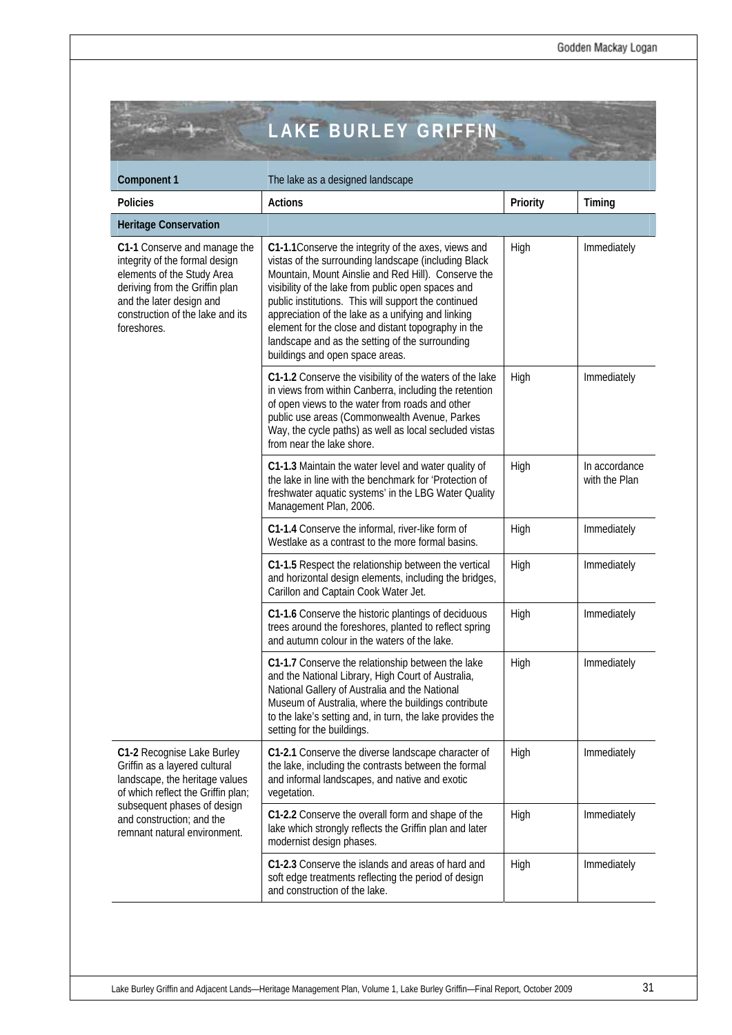# LAKE BURLEY GRIFFIN

| Component 1 | The lake as a designed landscape | | |
|---|---|---|---|
| **Policies** | **Actions** | **Priority** | **Timing** |
| **Heritage Conservation** | | | |
| **C1-1** Conserve and manage the integrity of the formal design elements of the Study Area deriving from the Griffin plan and the later design and construction of the lake and its foreshores. | **C1-1.1**Conserve the integrity of the axes, views and vistas of the surrounding landscape (including Black Mountain, Mount Ainslie and Red Hill). Conserve the visibility of the lake from public open spaces and public institutions. This will support the continued appreciation of the lake as a unifying and linking element for the close and distant topography in the landscape and as the setting of the surrounding buildings and open space areas. | High | Immediately |
| | **C1-1.2** Conserve the visibility of the waters of the lake in views from within Canberra, including the retention of open views to the water from roads and other public use areas (Commonwealth Avenue, Parkes Way, the cycle paths) as well as local secluded vistas from near the lake shore. | High | Immediately |
| | **C1-1.3** Maintain the water level and water quality of the lake in line with the benchmark for 'Protection of freshwater aquatic systems' in the LBG Water Quality Management Plan, 2006. | High | In accordance with the Plan |
| | **C1-1.4** Conserve the informal, river-like form of Westlake as a contrast to the more formal basins. | High | Immediately |
| | **C1-1.5** Respect the relationship between the vertical and horizontal design elements, including the bridges, Carillon and Captain Cook Water Jet. | High | Immediately |
| | **C1-1.6** Conserve the historic plantings of deciduous trees around the foreshores, planted to reflect spring and autumn colour in the waters of the lake. | High | Immediately |
| | **C1-1.7** Conserve the relationship between the lake and the National Library, High Court of Australia, National Gallery of Australia and the National Museum of Australia, where the buildings contribute to the lake's setting and, in turn, the lake provides the setting for the buildings. | High | Immediately |
| **C1-2** Recognise Lake Burley Griffin as a layered cultural landscape, the heritage values of which reflect the Griffin plan; subsequent phases of design and construction; and the remnant natural environment. | **C1-2.1** Conserve the diverse landscape character of the lake, including the contrasts between the formal and informal landscapes, and native and exotic vegetation. | High | Immediately |
| | **C1-2.2** Conserve the overall form and shape of the lake which strongly reflects the Griffin plan and later modernist design phases. | High | Immediately |
| | **C1-2.3** Conserve the islands and areas of hard and soft edge treatments reflecting the period of design and construction of the lake. | High | Immediately |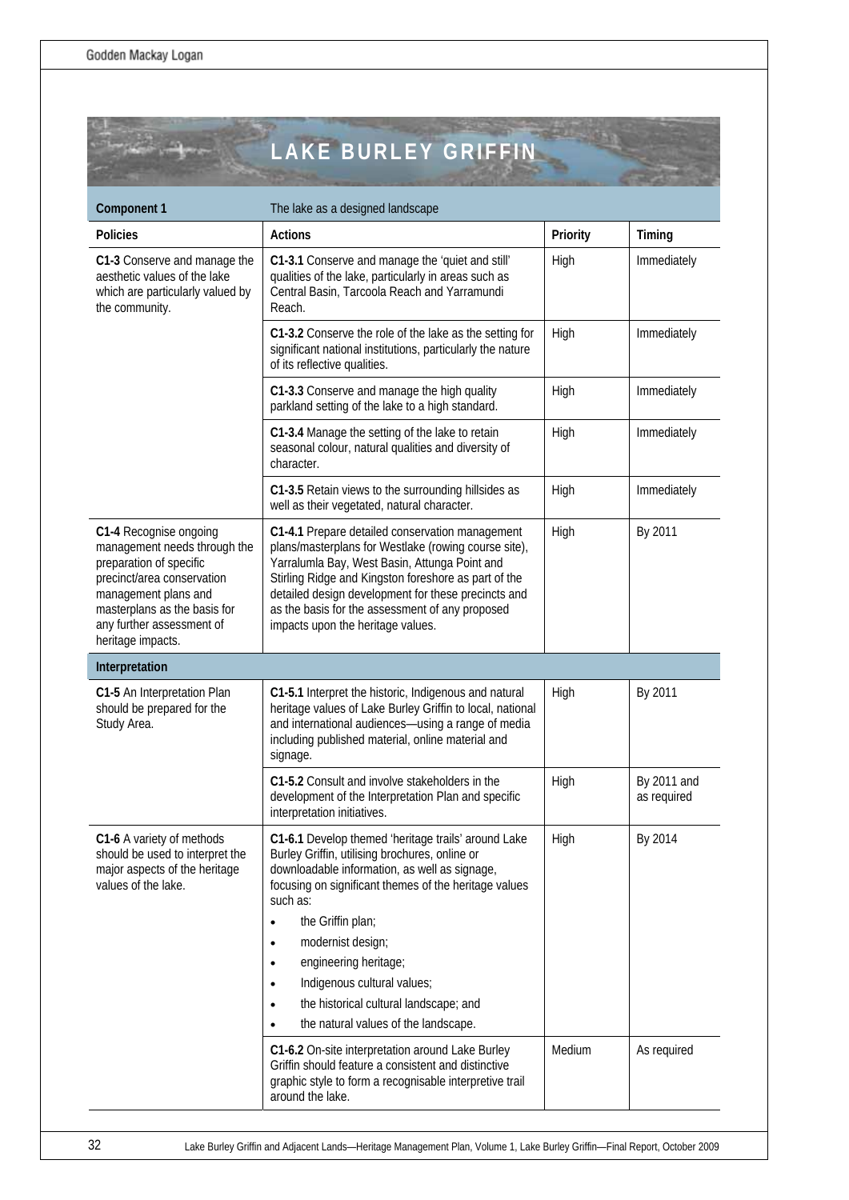# LAKE BURLEY GRIFFIN

| Component 1 | The lake as a designed landscape | | |
|---|---|---|---|
| **Policies** | **Actions** | **Priority** | **Timing** |
| **C1-3** Conserve and manage the aesthetic values of the lake which are particularly valued by the community. | **C1-3.1** Conserve and manage the 'quiet and still' qualities of the lake, particularly in areas such as Central Basin, Tarcoola Reach and Yarramundi Reach. | High | Immediately |
| | **C1-3.2** Conserve the role of the lake as the setting for significant national institutions, particularly the nature of its reflective qualities. | High | Immediately |
| | **C1-3.3** Conserve and manage the high quality parkland setting of the lake to a high standard. | High | Immediately |
| | **C1-3.4** Manage the setting of the lake to retain seasonal colour, natural qualities and diversity of character. | High | Immediately |
| | **C1-3.5** Retain views to the surrounding hillsides as well as their vegetated, natural character. | High | Immediately |
| **C1-4** Recognise ongoing management needs through the preparation of specific precinct/area conservation management plans and masterplans as the basis for any further assessment of heritage impacts. | **C1-4.1** Prepare detailed conservation management plans/masterplans for Westlake (rowing course site), Yarralumla Bay, West Basin, Attunga Point and Stirling Ridge and Kingston foreshore as part of the detailed design development for these precincts and as the basis for the assessment of any proposed impacts upon the heritage values. | High | By 2011 |
| **Interpretation** | | | |
| **C1-5** An Interpretation Plan should be prepared for the Study Area. | **C1-5.1** Interpret the historic, Indigenous and natural heritage values of Lake Burley Griffin to local, national and international audiences—using a range of media including published material, online material and signage. | High | By 2011 |
| | **C1-5.2** Consult and involve stakeholders in the development of the Interpretation Plan and specific interpretation initiatives. | High | By 2011 and as required |
| **C1-6** A variety of methods should be used to interpret the major aspects of the heritage values of the lake. | **C1-6.1** Develop themed 'heritage trails' around Lake Burley Griffin, utilising brochures, online or downloadable information, as well as signage, focusing on significant themes of the heritage values such as: <br>• the Griffin plan; <br>• modernist design; <br>• engineering heritage; <br>• Indigenous cultural values; <br>• the historical cultural landscape; and <br>• the natural values of the landscape. | High | By 2014 |
| | **C1-6.2** On-site interpretation around Lake Burley Griffin should feature a consistent and distinctive graphic style to form a recognisable interpretive trail around the lake. | Medium | As required |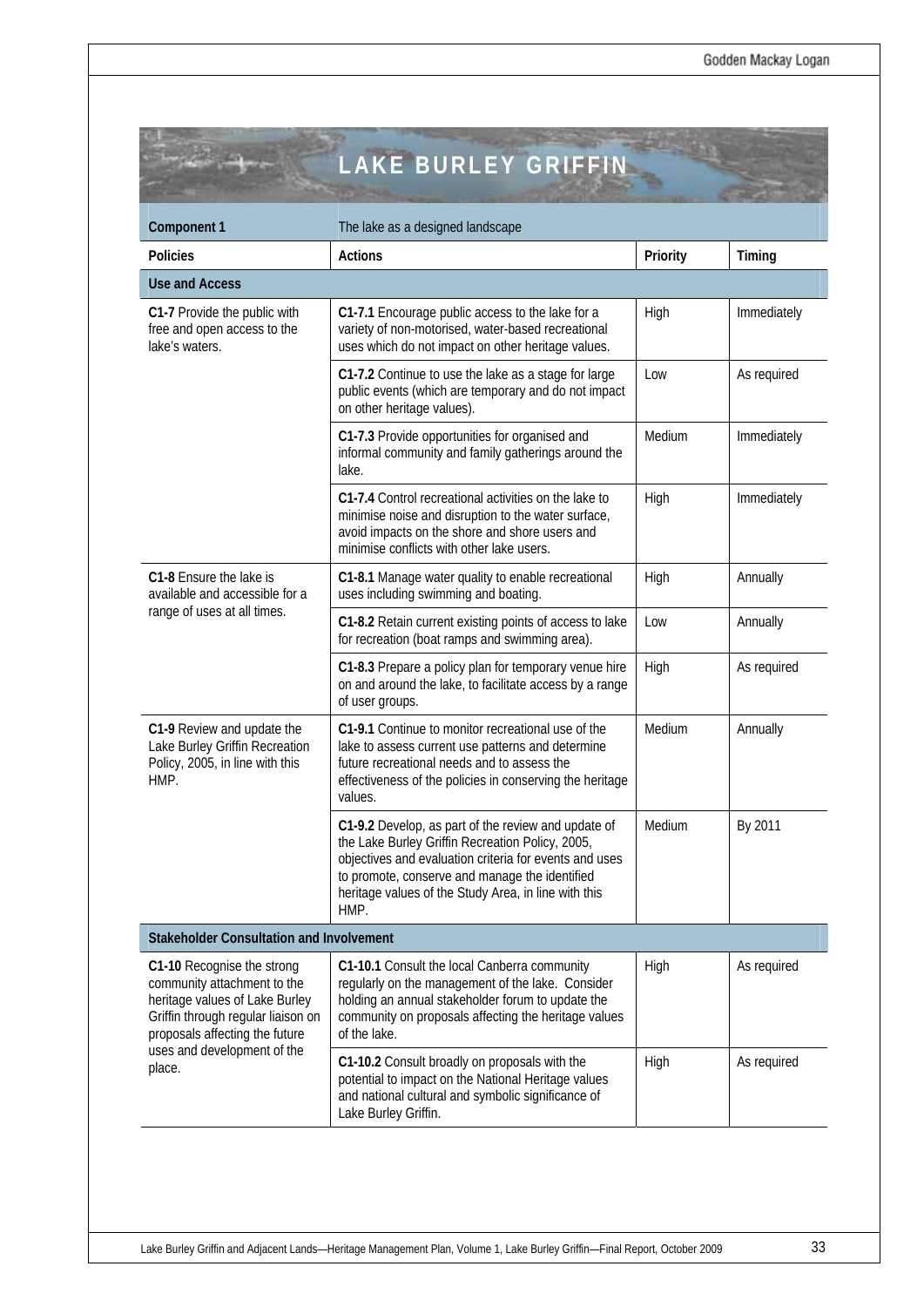# LAKE BURLEY GRIFFIN

| Component 1 | The lake as a designed landscape | | |
|---|---|---|---|
| **Policies** | **Actions** | **Priority** | **Timing** |
| **Use and Access** | | | |
| **C1-7** Provide the public with free and open access to the lake's waters. | **C1-7.1** Encourage public access to the lake for a variety of non-motorised, water-based recreational uses which do not impact on other heritage values. | High | Immediately |
| | **C1-7.2** Continue to use the lake as a stage for large public events (which are temporary and do not impact on other heritage values). | Low | As required |
| | **C1-7.3** Provide opportunities for organised and informal community and family gatherings around the lake. | Medium | Immediately |
| | **C1-7.4** Control recreational activities on the lake to minimise noise and disruption to the water surface, avoid impacts on the shore and shore users and minimise conflicts with other lake users. | High | Immediately |
| **C1-8** Ensure the lake is available and accessible for a range of uses at all times. | **C1-8.1** Manage water quality to enable recreational uses including swimming and boating. | High | Annually |
| | **C1-8.2** Retain current existing points of access to lake for recreation (boat ramps and swimming area). | Low | Annually |
| | **C1-8.3** Prepare a policy plan for temporary venue hire on and around the lake, to facilitate access by a range of user groups. | High | As required |
| **C1-9** Review and update the Lake Burley Griffin Recreation Policy, 2005, in line with this HMP. | **C1-9.1** Continue to monitor recreational use of the lake to assess current use patterns and determine future recreational needs and to assess the effectiveness of the policies in conserving the heritage values. | Medium | Annually |
| | **C1-9.2** Develop, as part of the review and update of the Lake Burley Griffin Recreation Policy, 2005, objectives and evaluation criteria for events and uses to promote, conserve and manage the identified heritage values of the Study Area, in line with this HMP. | Medium | By 2011 |
| **Stakeholder Consultation and Involvement** | | | |
| **C1-10** Recognise the strong community attachment to the heritage values of Lake Burley Griffin through regular liaison on proposals affecting the future uses and development of the place. | **C1-10.1** Consult the local Canberra community regularly on the management of the lake. Consider holding an annual stakeholder forum to update the community on proposals affecting the heritage values of the lake. | High | As required |
| | **C1-10.2** Consult broadly on proposals with the potential to impact on the National Heritage values and national cultural and symbolic significance of Lake Burley Griffin. | High | As required |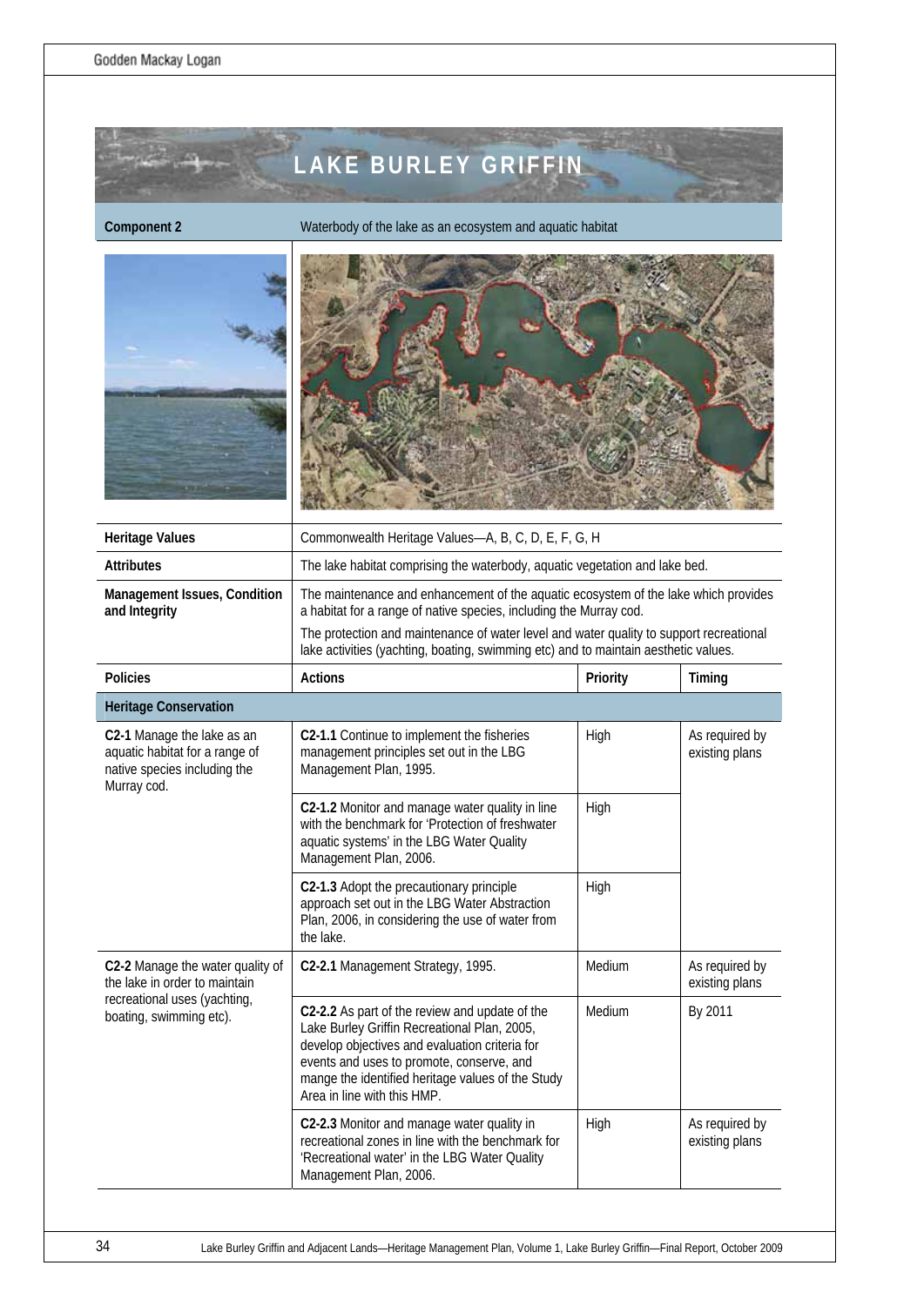# LAKE BURLEY GRIFFIN

| Component 2 | Waterbody of the lake as an ecosystem and aquatic habitat | | |
|---|---|---|---|
| **Heritage Values** | Commonwealth Heritage Values—A, B, C, D, E, F, G, H | | |
| **Attributes** | The lake habitat comprising the waterbody, aquatic vegetation and lake bed. | | |
| **Management Issues, Condition and Integrity** | The maintenance and enhancement of the aquatic ecosystem of the lake which provides a habitat for a range of native species, including the Murray cod.<br>The protection and maintenance of water level and water quality to support recreational lake activities (yachting, boating, swimming etc) and to maintain aesthetic values. | | |
| **Policies** | **Actions** | **Priority** | **Timing** |
| **Heritage Conservation** | | | |
| **C2-1** Manage the lake as an aquatic habitat for a range of native species including the Murray cod. | **C2-1.1** Continue to implement the fisheries management principles set out in the LBG Management Plan, 1995. | High | As required by existing plans |
| | **C2-1.2** Monitor and manage water quality in line with the benchmark for 'Protection of freshwater aquatic systems' in the LBG Water Quality Management Plan, 2006. | High | |
| | **C2-1.3** Adopt the precautionary principle approach set out in the LBG Water Abstraction Plan, 2006, in considering the use of water from the lake. | High | |
| **C2-2** Manage the water quality of the lake in order to maintain recreational uses (yachting, boating, swimming etc). | **C2-2.1** Management Strategy, 1995. | Medium | As required by existing plans |
| | **C2-2.2** As part of the review and update of the Lake Burley Griffin Recreational Plan, 2005, develop objectives and evaluation criteria for events and uses to promote, conserve, and mange the identified heritage values of the Study Area in line with this HMP. | Medium | By 2011 |
| | **C2-2.3** Monitor and manage water quality in recreational zones in line with the benchmark for 'Recreational water' in the LBG Water Quality Management Plan, 2006. | High | As required by existing plans |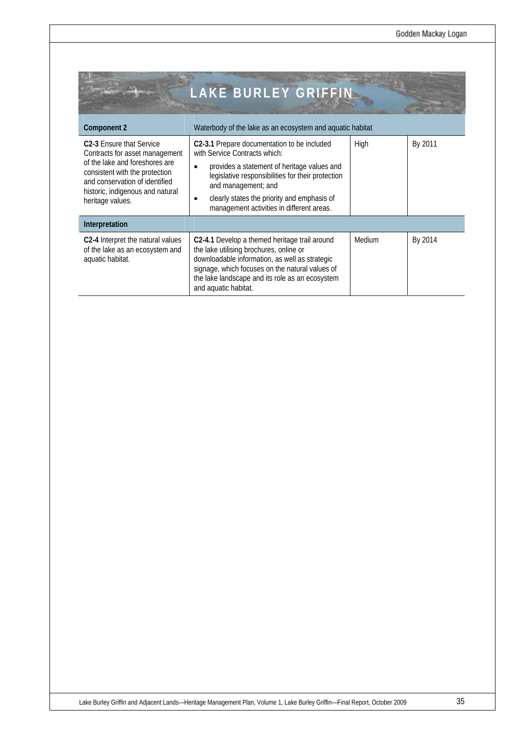# LAKE BURLEY GRIFFIN

| **Component 2** | Waterbody of the lake as an ecosystem and aquatic habitat | | |
|---|---|---|---|
| **C2-3** Ensure that Service Contracts for asset management of the lake and foreshores are consistent with the protection and conservation of identified historic, indigenous and natural heritage values. | **C2-3.1** Prepare documentation to be included with Service Contracts which:<br>• provides a statement of heritage values and legislative responsibilities for their protection and management; and<br>• clearly states the priority and emphasis of management activities in different areas. | High | By 2011 |
| **Interpretation** | | | |
| **C2-4** Interpret the natural values of the lake as an ecosystem and aquatic habitat. | **C2-4.1** Develop a themed heritage trail around the lake utilising brochures, online or downloadable information, as well as strategic signage, which focuses on the natural values of the lake landscape and its role as an ecosystem and aquatic habitat. | Medium | By 2014 |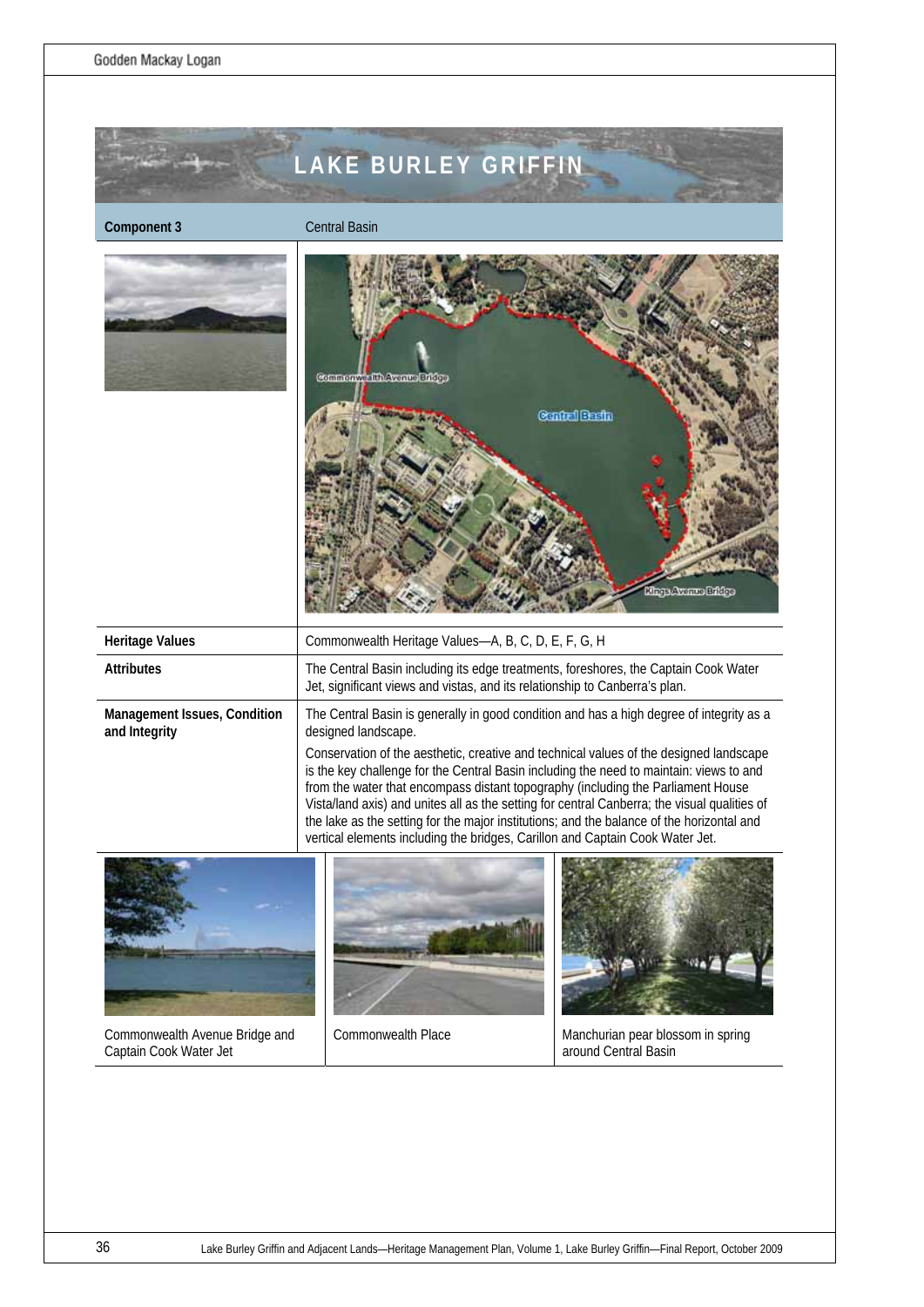# LAKE BURLEY GRIFFIN

| Component 3 | Central Basin |
|---|---|
| Heritage Values | Commonwealth Heritage Values—A, B, C, D, E, F, G, H |
| Attributes | The Central Basin including its edge treatments, foreshores, the Captain Cook Water Jet, significant views and vistas, and its relationship to Canberra's plan. |
| Management Issues, Condition and Integrity | The Central Basin is generally in good condition and has a high degree of integrity as a designed landscape.<br><br>Conservation of the aesthetic, creative and technical values of the designed landscape is the key challenge for the Central Basin including the need to maintain: views to and from the water that encompass distant topography (including the Parliament House Vista/land axis) and unites all as the setting for central Canberra; the visual qualities of the lake as the setting for the major institutions; and the balance of the horizontal and vertical elements including the bridges, Carillon and Captain Cook Water Jet. |

Commonwealth Avenue Bridge and Captain Cook Water Jet

Commonwealth Place

Manchurian pear blossom in spring around Central Basin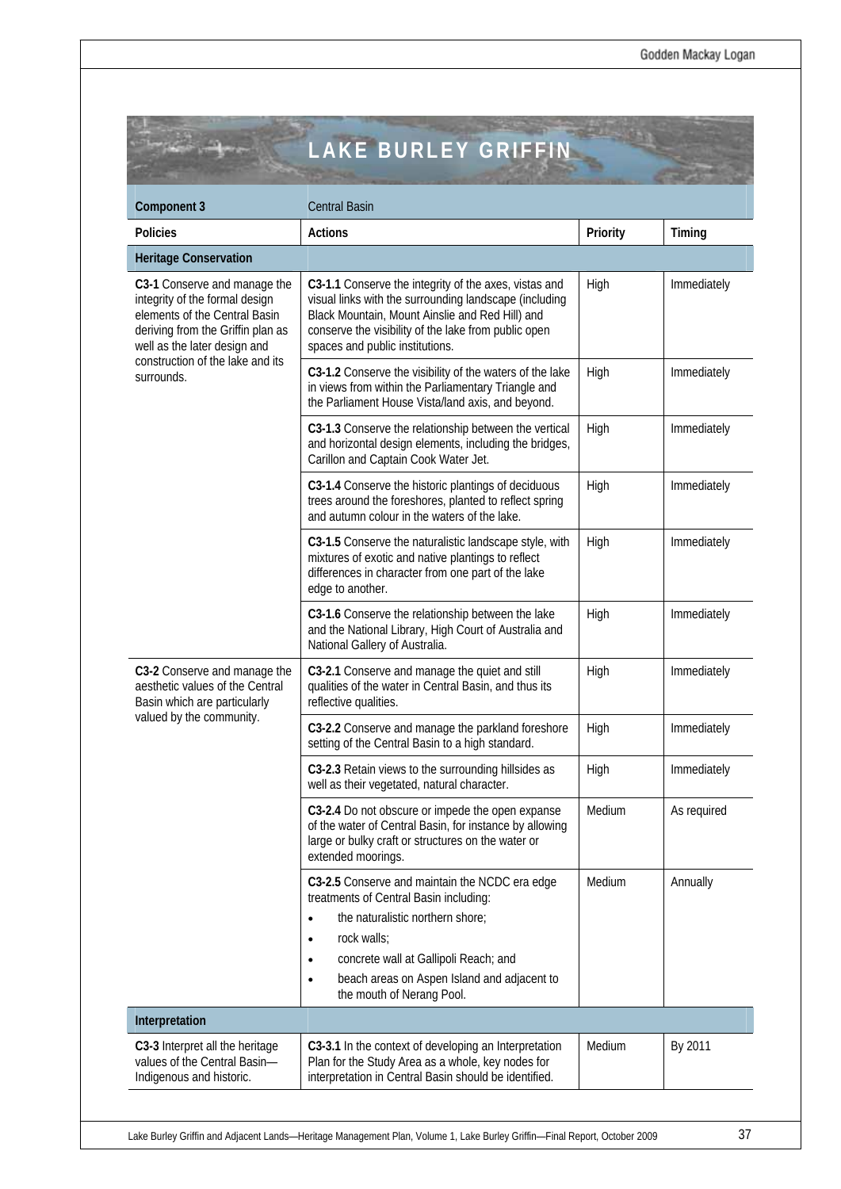# LAKE BURLEY GRIFFIN

| Component 3 | Central Basin | | |
|---|---|---|---|
| **Policies** | **Actions** | **Priority** | **Timing** |
| **Heritage Conservation** | | | |
| **C3-1** Conserve and manage the integrity of the formal design elements of the Central Basin deriving from the Griffin plan as well as the later design and construction of the lake and its surrounds. | **C3-1.1** Conserve the integrity of the axes, vistas and visual links with the surrounding landscape (including Black Mountain, Mount Ainslie and Red Hill) and conserve the visibility of the lake from public open spaces and public institutions. | High | Immediately |
| | **C3-1.2** Conserve the visibility of the waters of the lake in views from within the Parliamentary Triangle and the Parliament House Vista/land axis, and beyond. | High | Immediately |
| | **C3-1.3** Conserve the relationship between the vertical and horizontal design elements, including the bridges, Carillon and Captain Cook Water Jet. | High | Immediately |
| | **C3-1.4** Conserve the historic plantings of deciduous trees around the foreshores, planted to reflect spring and autumn colour in the waters of the lake. | High | Immediately |
| | **C3-1.5** Conserve the naturalistic landscape style, with mixtures of exotic and native plantings to reflect differences in character from one part of the lake edge to another. | High | Immediately |
| | **C3-1.6** Conserve the relationship between the lake and the National Library, High Court of Australia and National Gallery of Australia. | High | Immediately |
| **C3-2** Conserve and manage the aesthetic values of the Central Basin which are particularly valued by the community. | **C3-2.1** Conserve and manage the quiet and still qualities of the water in Central Basin, and thus its reflective qualities. | High | Immediately |
| | **C3-2.2** Conserve and manage the parkland foreshore setting of the Central Basin to a high standard. | High | Immediately |
| | **C3-2.3** Retain views to the surrounding hillsides as well as their vegetated, natural character. | High | Immediately |
| | **C3-2.4** Do not obscure or impede the open expanse of the water of Central Basin, for instance by allowing large or bulky craft or structures on the water or extended moorings. | Medium | As required |
| | **C3-2.5** Conserve and maintain the NCDC era edge treatments of Central Basin including:<br>• the naturalistic northern shore;<br>• rock walls;<br>• concrete wall at Gallipoli Reach; and<br>• beach areas on Aspen Island and adjacent to the mouth of Nerang Pool. | Medium | Annually |
| **Interpretation** | | | |
| **C3-3** Interpret all the heritage values of the Central Basin—Indigenous and historic. | **C3-3.1** In the context of developing an Interpretation Plan for the Study Area as a whole, key nodes for interpretation in Central Basin should be identified. | Medium | By 2011 |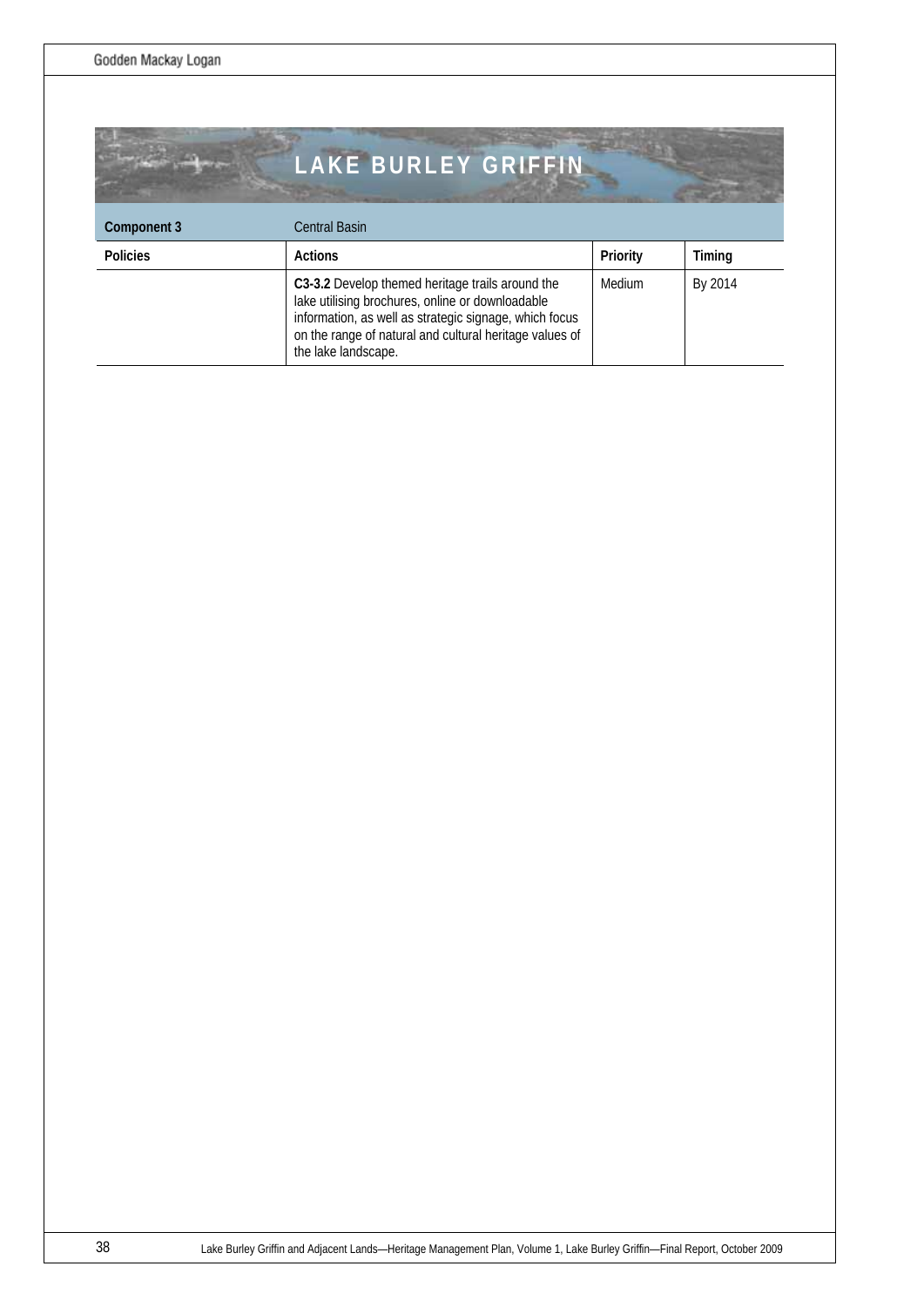# LAKE BURLEY GRIFFIN

| Component 3 | Central Basin | | |
|---|---|---|---|
| **Policies** | **Actions** | **Priority** | **Timing** |
| | **C3-3.2** Develop themed heritage trails around the lake utilising brochures, online or downloadable information, as well as strategic signage, which focus on the range of natural and cultural heritage values of the lake landscape. | Medium | By 2014 |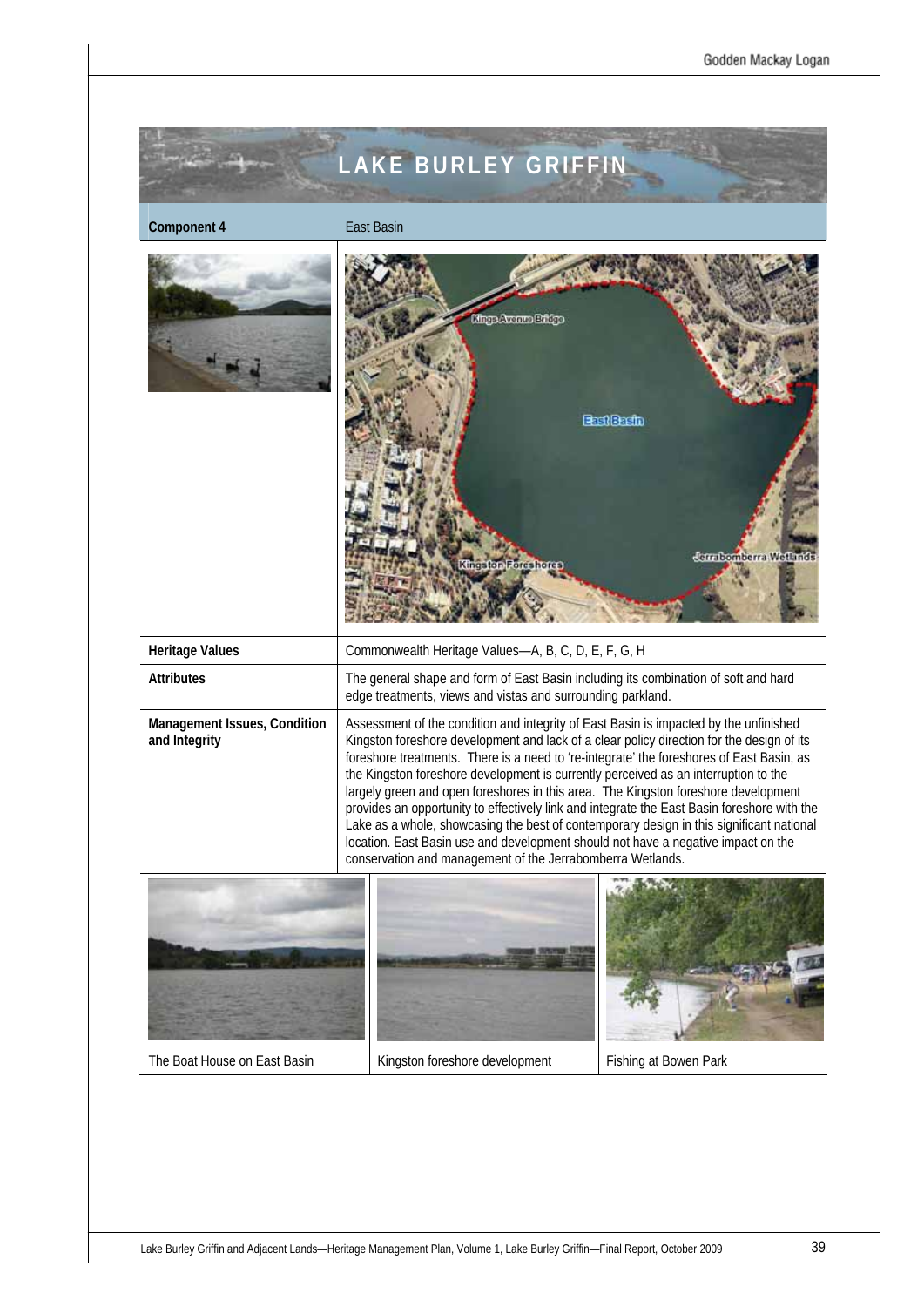# LAKE BURLEY GRIFFIN

| Component 4 | East Basin |
|---|---|
| Heritage Values | Commonwealth Heritage Values—A, B, C, D, E, F, G, H |
| Attributes | The general shape and form of East Basin including its combination of soft and hard edge treatments, views and vistas and surrounding parkland. |
| Management Issues, Condition and Integrity | Assessment of the condition and integrity of East Basin is impacted by the unfinished Kingston foreshore development and lack of a clear policy direction for the design of its foreshore treatments. There is a need to 're-integrate' the foreshores of East Basin, as the Kingston foreshore development is currently perceived as an interruption to the largely green and open foreshores in this area. The Kingston foreshore development provides an opportunity to effectively link and integrate the East Basin foreshore with the Lake as a whole, showcasing the best of contemporary design in this significant national location. East Basin use and development should not have a negative impact on the conservation and management of the Jerrabomberra Wetlands. |

Kings Avenue Bridge

East Basin

Kingston Foreshores

Jerrabomberra Wetlands

The Boat House on East Basin

Kingston foreshore development

Fishing at Bowen Park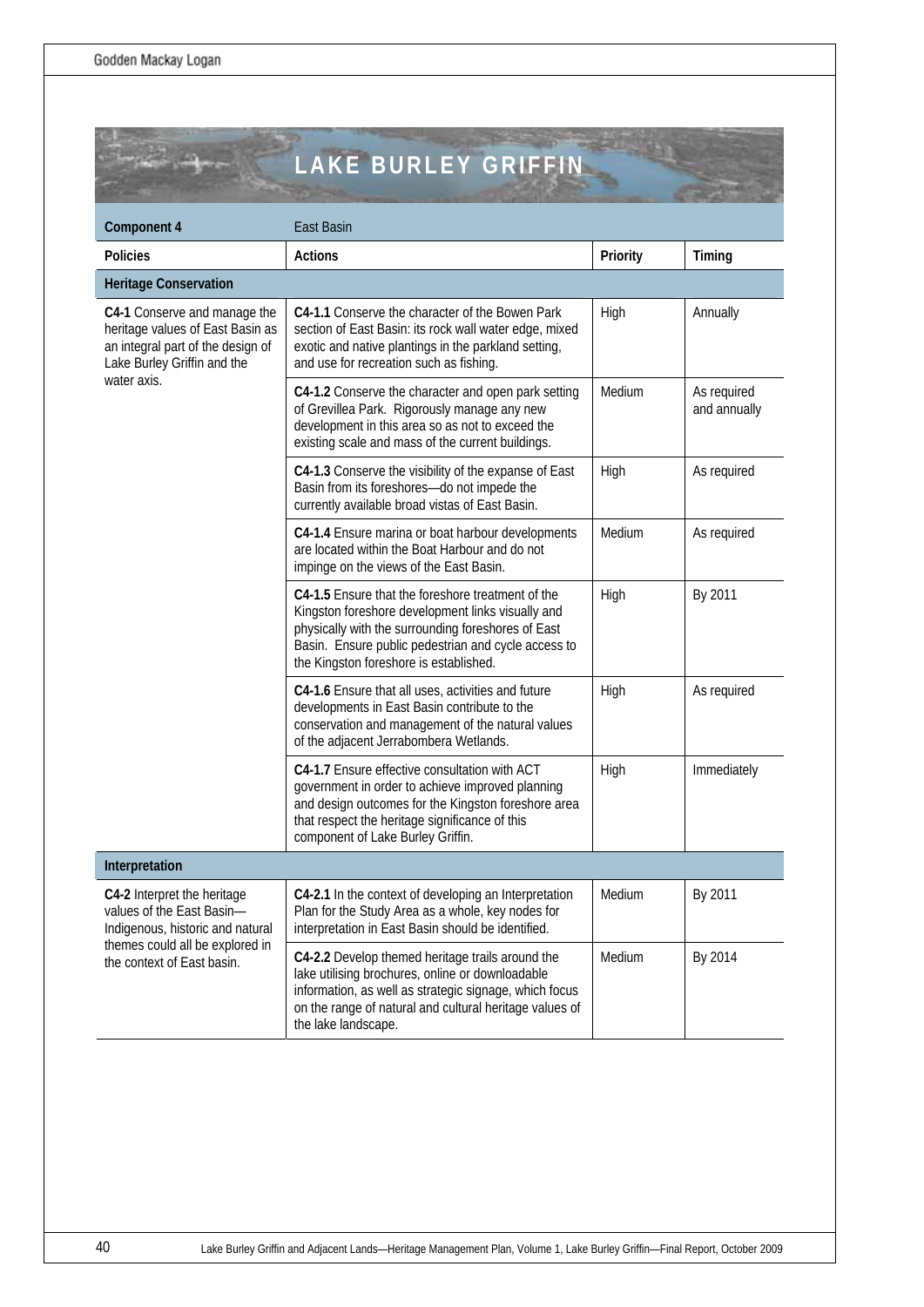# LAKE BURLEY GRIFFIN

| Component 4 | East Basin | | |
|---|---|---|---|
| **Policies** | **Actions** | **Priority** | **Timing** |
| **Heritage Conservation** | | | |
| **C4-1** Conserve and manage the heritage values of East Basin as an integral part of the design of Lake Burley Griffin and the water axis. | **C4-1.1** Conserve the character of the Bowen Park section of East Basin: its rock wall water edge, mixed exotic and native plantings in the parkland setting, and use for recreation such as fishing. | High | Annually |
| | **C4-1.2** Conserve the character and open park setting of Grevillea Park. Rigorously manage any new development in this area so as not to exceed the existing scale and mass of the current buildings. | Medium | As required and annually |
| | **C4-1.3** Conserve the visibility of the expanse of East Basin from its foreshores—do not impede the currently available broad vistas of East Basin. | High | As required |
| | **C4-1.4** Ensure marina or boat harbour developments are located within the Boat Harbour and do not impinge on the views of the East Basin. | Medium | As required |
| | **C4-1.5** Ensure that the foreshore treatment of the Kingston foreshore development links visually and physically with the surrounding foreshores of East Basin. Ensure public pedestrian and cycle access to the Kingston foreshore is established. | High | By 2011 |
| | **C4-1.6** Ensure that all uses, activities and future developments in East Basin contribute to the conservation and management of the natural values of the adjacent Jerrabombera Wetlands. | High | As required |
| | **C4-1.7** Ensure effective consultation with ACT government in order to achieve improved planning and design outcomes for the Kingston foreshore area that respect the heritage significance of this component of Lake Burley Griffin. | High | Immediately |
| **Interpretation** | | | |
| **C4-2** Interpret the heritage values of the East Basin—Indigenous, historic and natural themes could all be explored in the context of East basin. | **C4-2.1** In the context of developing an Interpretation Plan for the Study Area as a whole, key nodes for interpretation in East Basin should be identified. | Medium | By 2011 |
| | **C4-2.2** Develop themed heritage trails around the lake utilising brochures, online or downloadable information, as well as strategic signage, which focus on the range of natural and cultural heritage values of the lake landscape. | Medium | By 2014 |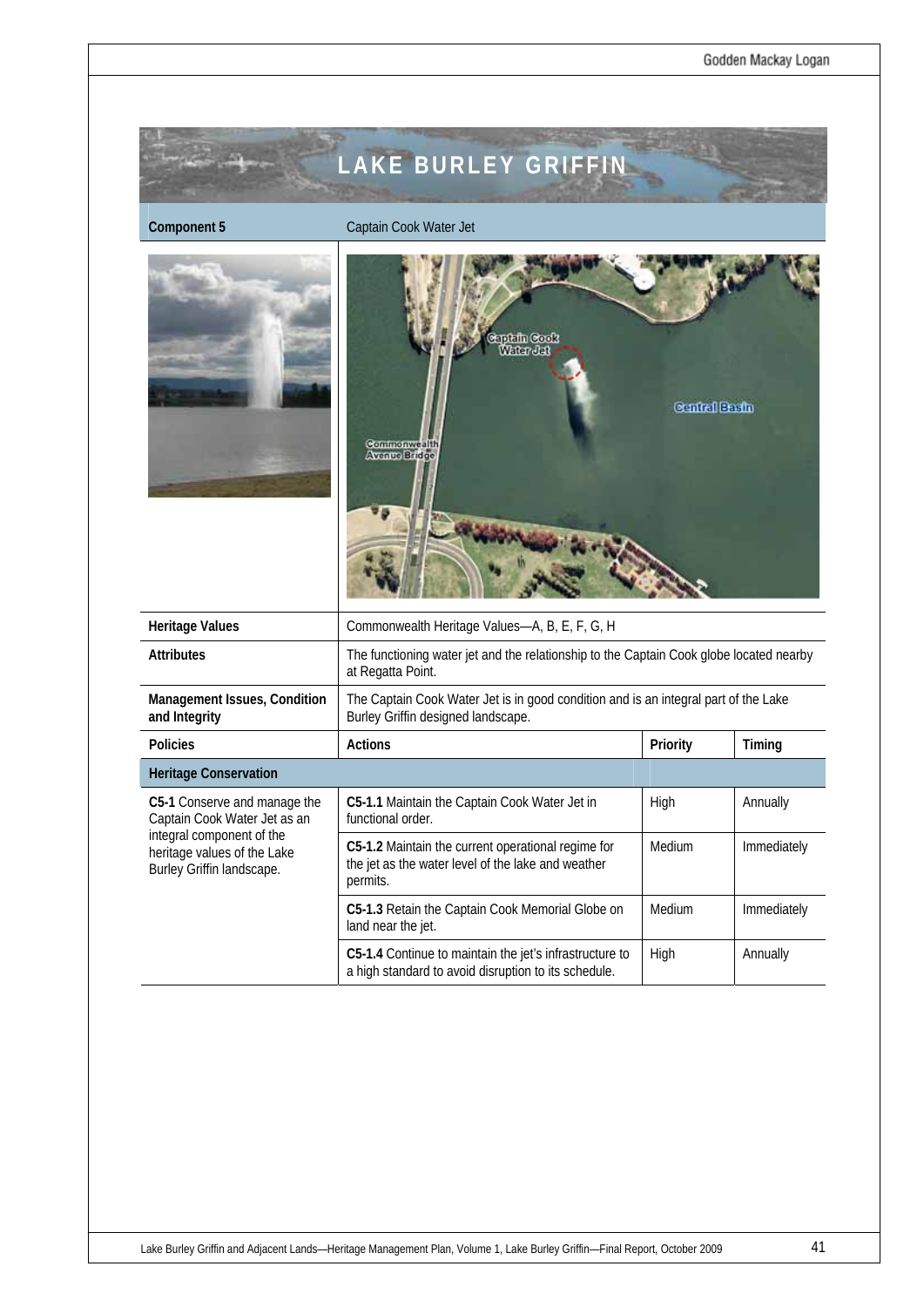# LAKE BURLEY GRIFFIN

| Component 5 | Captain Cook Water Jet | | |
|---|---|---|---|
| Heritage Values | Commonwealth Heritage Values—A, B, E, F, G, H | | |
| Attributes | The functioning water jet and the relationship to the Captain Cook globe located nearby at Regatta Point. | | |
| Management Issues, Condition and Integrity | The Captain Cook Water Jet is in good condition and is an integral part of the Lake Burley Griffin designed landscape. | | |
| **Policies** | **Actions** | **Priority** | **Timing** |
| **Heritage Conservation** | | | |
| **C5-1** Conserve and manage the Captain Cook Water Jet as an integral component of the heritage values of the Lake Burley Griffin landscape. | **C5-1.1** Maintain the Captain Cook Water Jet in functional order. | High | Annually |
| | **C5-1.2** Maintain the current operational regime for the jet as the water level of the lake and weather permits. | Medium | Immediately |
| | **C5-1.3** Retain the Captain Cook Memorial Globe on land near the jet. | Medium | Immediately |
| | **C5-1.4** Continue to maintain the jet's infrastructure to a high standard to avoid disruption to its schedule. | High | Annually |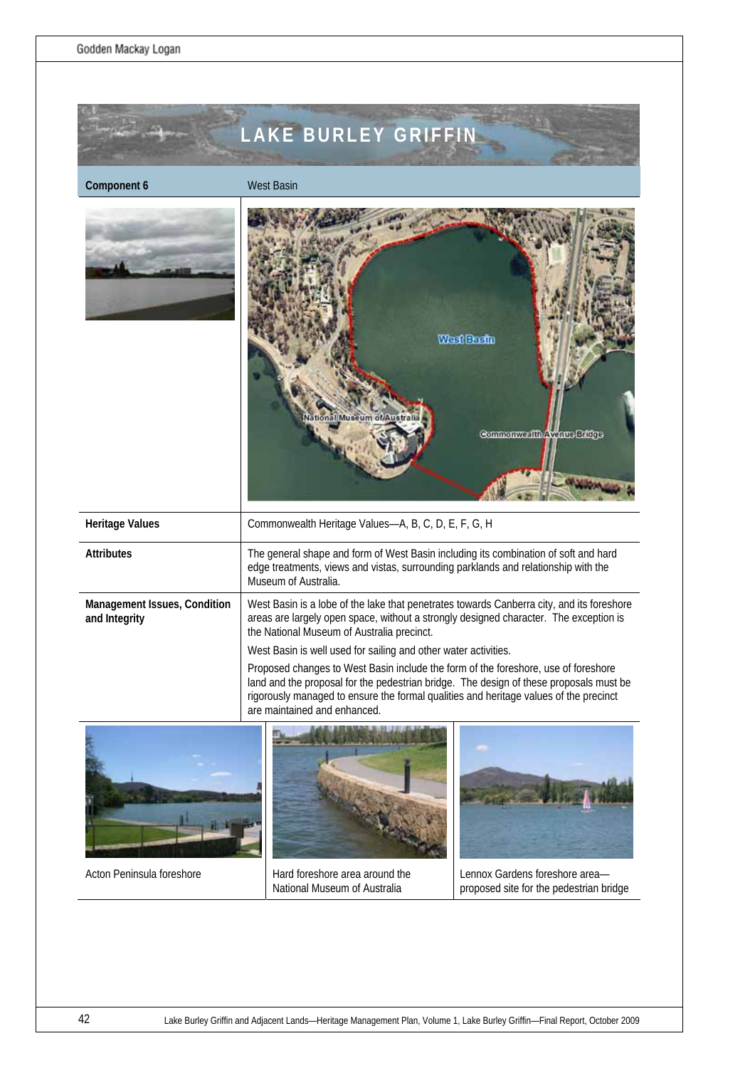# LAKE BURLEY GRIFFIN

| Component 6 | West Basin |
|---|---|
| Heritage Values | Commonwealth Heritage Values—A, B, C, D, E, F, G, H |
| Attributes | The general shape and form of West Basin including its combination of soft and hard edge treatments, views and vistas, surrounding parklands and relationship with the Museum of Australia. |
| Management Issues, Condition and Integrity | West Basin is a lobe of the lake that penetrates towards Canberra city, and its foreshore areas are largely open space, without a strongly designed character. The exception is the National Museum of Australia precinct.<br><br>West Basin is well used for sailing and other water activities.<br><br>Proposed changes to West Basin include the form of the foreshore, use of foreshore land and the proposal for the pedestrian bridge. The design of these proposals must be rigorously managed to ensure the formal qualities and heritage values of the precinct are maintained and enhanced. |

West Basin

National Museum of Australia

Commonwealth Avenue Bridge

Acton Peninsula foreshore

Hard foreshore area around the National Museum of Australia

Lennox Gardens foreshore area—proposed site for the pedestrian bridge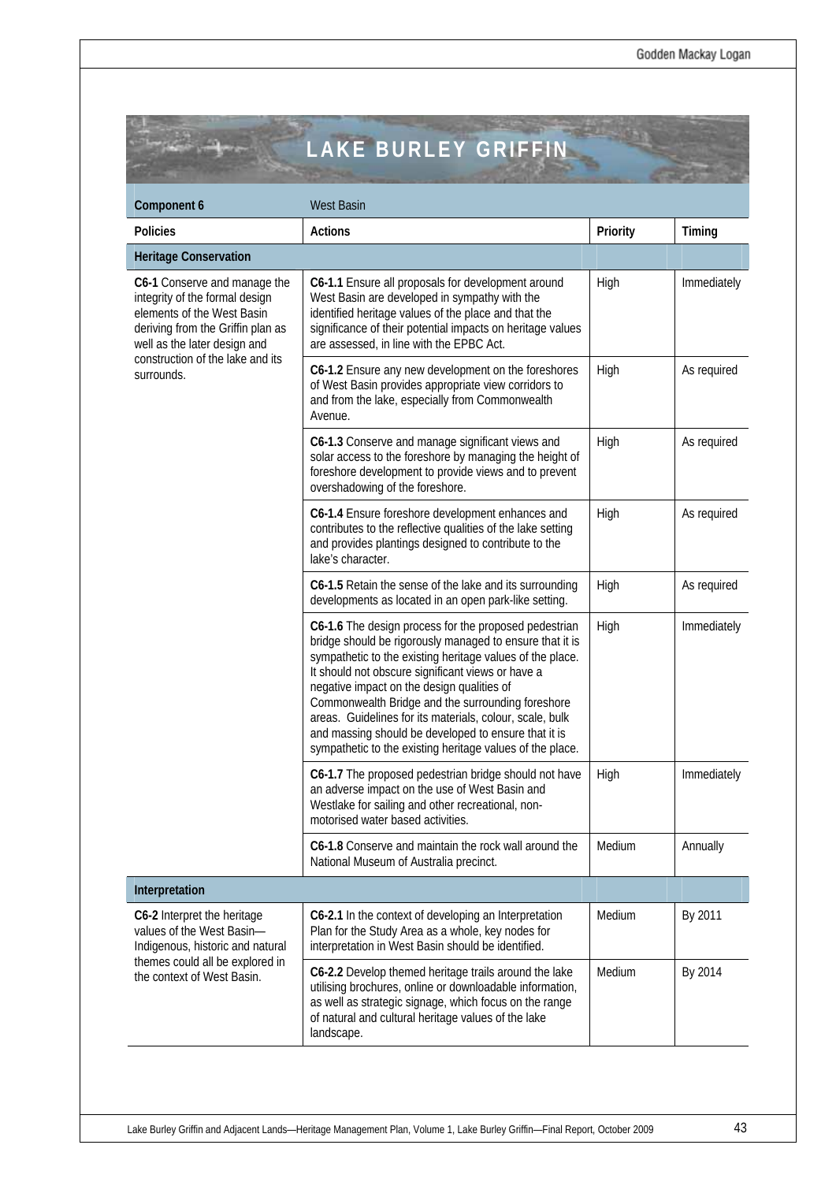# LAKE BURLEY GRIFFIN

| Component 6 | West Basin | | |
|---|---|---|---|
| **Policies** | **Actions** | **Priority** | **Timing** |
| **Heritage Conservation** | | | |
| **C6-1** Conserve and manage the integrity of the formal design elements of the West Basin deriving from the Griffin plan as well as the later design and construction of the lake and its surrounds. | **C6-1.1** Ensure all proposals for development around West Basin are developed in sympathy with the identified heritage values of the place and that the significance of their potential impacts on heritage values are assessed, in line with the EPBC Act. | High | Immediately |
| | **C6-1.2** Ensure any new development on the foreshores of West Basin provides appropriate view corridors to and from the lake, especially from Commonwealth Avenue. | High | As required |
| | **C6-1.3** Conserve and manage significant views and solar access to the foreshore by managing the height of foreshore development to provide views and to prevent overshadowing of the foreshore. | High | As required |
| | **C6-1.4** Ensure foreshore development enhances and contributes to the reflective qualities of the lake setting and provides plantings designed to contribute to the lake's character. | High | As required |
| | **C6-1.5** Retain the sense of the lake and its surrounding developments as located in an open park-like setting. | High | As required |
| | **C6-1.6** The design process for the proposed pedestrian bridge should be rigorously managed to ensure that it is sympathetic to the existing heritage values of the place. It should not obscure significant views or have a negative impact on the design qualities of Commonwealth Bridge and the surrounding foreshore areas. Guidelines for its materials, colour, scale, bulk and massing should be developed to ensure that it is sympathetic to the existing heritage values of the place. | High | Immediately |
| | **C6-1.7** The proposed pedestrian bridge should not have an adverse impact on the use of West Basin and Westlake for sailing and other recreational, non-motorised water based activities. | High | Immediately |
| | **C6-1.8** Conserve and maintain the rock wall around the National Museum of Australia precinct. | Medium | Annually |
| **Interpretation** | | | |
| **C6-2** Interpret the heritage values of the West Basin—Indigenous, historic and natural themes could all be explored in the context of West Basin. | **C6-2.1** In the context of developing an Interpretation Plan for the Study Area as a whole, key nodes for interpretation in West Basin should be identified. | Medium | By 2011 |
| | **C6-2.2** Develop themed heritage trails around the lake utilising brochures, online or downloadable information, as well as strategic signage, which focus on the range of natural and cultural heritage values of the lake landscape. | Medium | By 2014 |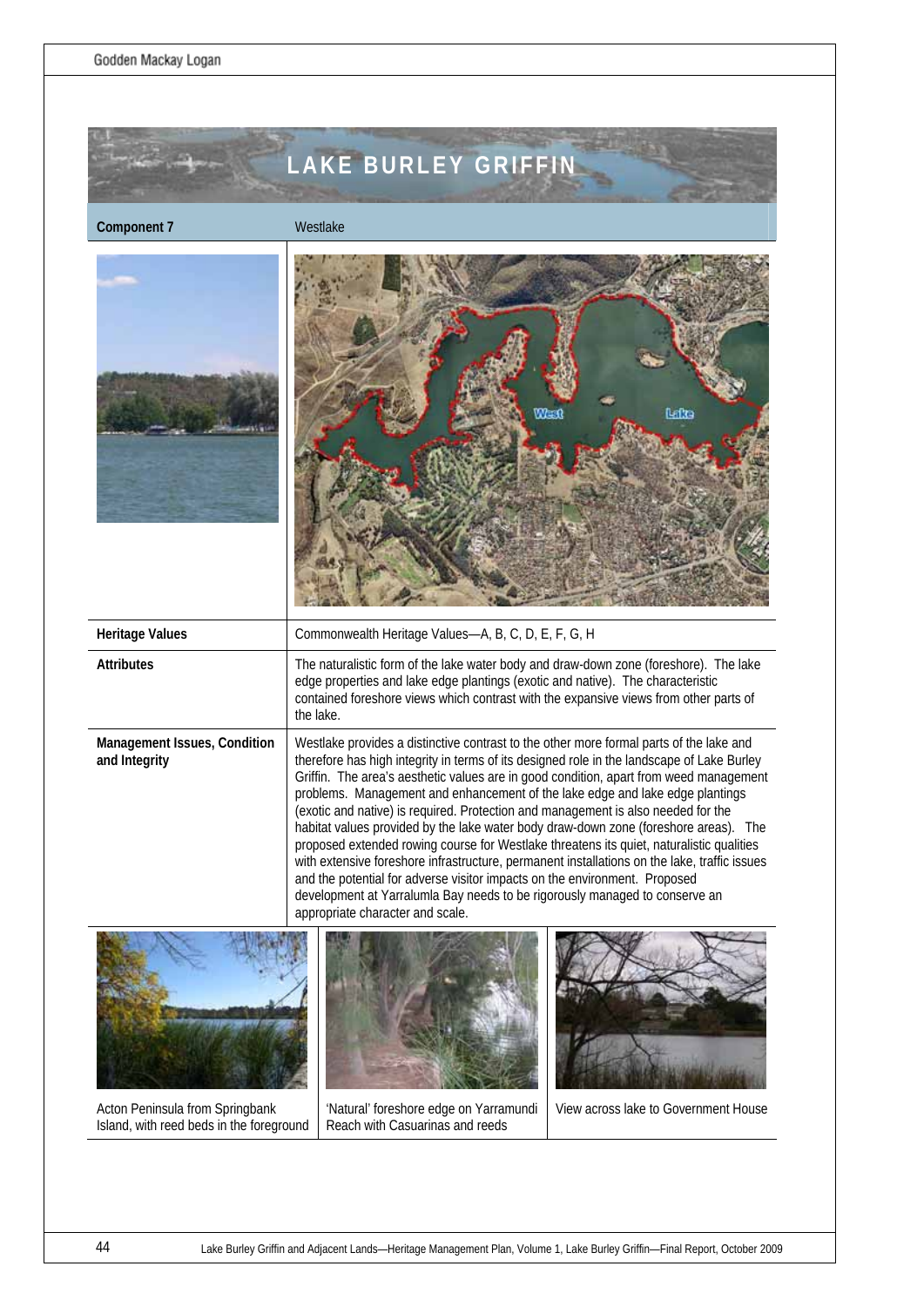# LAKE BURLEY GRIFFIN

| Component 7 | Westlake |
|---|---|
| Heritage Values | Commonwealth Heritage Values—A, B, C, D, E, F, G, H |
| Attributes | The naturalistic form of the lake water body and draw-down zone (foreshore). The lake edge properties and lake edge plantings (exotic and native). The characteristic contained foreshore views which contrast with the expansive views from other parts of the lake. |
| Management Issues, Condition and Integrity | Westlake provides a distinctive contrast to the other more formal parts of the lake and therefore has high integrity in terms of its designed role in the landscape of Lake Burley Griffin. The area's aesthetic values are in good condition, apart from weed management problems. Management and enhancement of the lake edge and lake edge plantings (exotic and native) is required. Protection and management is also needed for the habitat values provided by the lake water body draw-down zone (foreshore areas). The proposed extended rowing course for Westlake threatens its quiet, naturalistic qualities with extensive foreshore infrastructure, permanent installations on the lake, traffic issues and the potential for adverse visitor impacts on the environment. Proposed development at Yarralumla Bay needs to be rigorously managed to conserve an appropriate character and scale. |

Acton Peninsula from Springbank Island, with reed beds in the foreground

'Natural' foreshore edge on Yarramundi Reach with Casuarinas and reeds

View across lake to Government House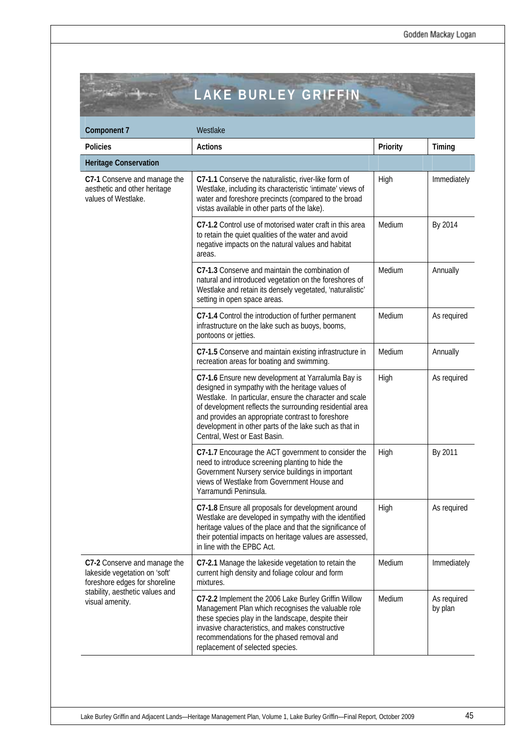# LAKE BURLEY GRIFFIN

| Component 7 | Westlake | | |
|---|---|---|---|
| **Policies** | **Actions** | **Priority** | **Timing** |
| **Heritage Conservation** | | | |
| **C7-1** Conserve and manage the aesthetic and other heritage values of Westlake. | **C7-1.1** Conserve the naturalistic, river-like form of Westlake, including its characteristic 'intimate' views of water and foreshore precincts (compared to the broad vistas available in other parts of the lake). | High | Immediately |
| | **C7-1.2** Control use of motorised water craft in this area to retain the quiet qualities of the water and avoid negative impacts on the natural values and habitat areas. | Medium | By 2014 |
| | **C7-1.3** Conserve and maintain the combination of natural and introduced vegetation on the foreshores of Westlake and retain its densely vegetated, 'naturalistic' setting in open space areas. | Medium | Annually |
| | **C7-1.4** Control the introduction of further permanent infrastructure on the lake such as buoys, booms, pontoons or jetties. | Medium | As required |
| | **C7-1.5** Conserve and maintain existing infrastructure in recreation areas for boating and swimming. | Medium | Annually |
| | **C7-1.6** Ensure new development at Yarralumla Bay is designed in sympathy with the heritage values of Westlake. In particular, ensure the character and scale of development reflects the surrounding residential area and provides an appropriate contrast to foreshore development in other parts of the lake such as that in Central, West or East Basin. | High | As required |
| | **C7-1.7** Encourage the ACT government to consider the need to introduce screening planting to hide the Government Nursery service buildings in important views of Westlake from Government House and Yarramundi Peninsula. | High | By 2011 |
| | **C7-1.8** Ensure all proposals for development around Westlake are developed in sympathy with the identified heritage values of the place and that the significance of their potential impacts on heritage values are assessed, in line with the EPBC Act. | High | As required |
| **C7-2** Conserve and manage the lakeside vegetation on 'soft' foreshore edges for shoreline stability, aesthetic values and visual amenity. | **C7-2.1** Manage the lakeside vegetation to retain the current high density and foliage colour and form mixtures. | Medium | Immediately |
| | **C7-2.2** Implement the 2006 Lake Burley Griffin Willow Management Plan which recognises the valuable role these species play in the landscape, despite their invasive characteristics, and makes constructive recommendations for the phased removal and replacement of selected species. | Medium | As required by plan |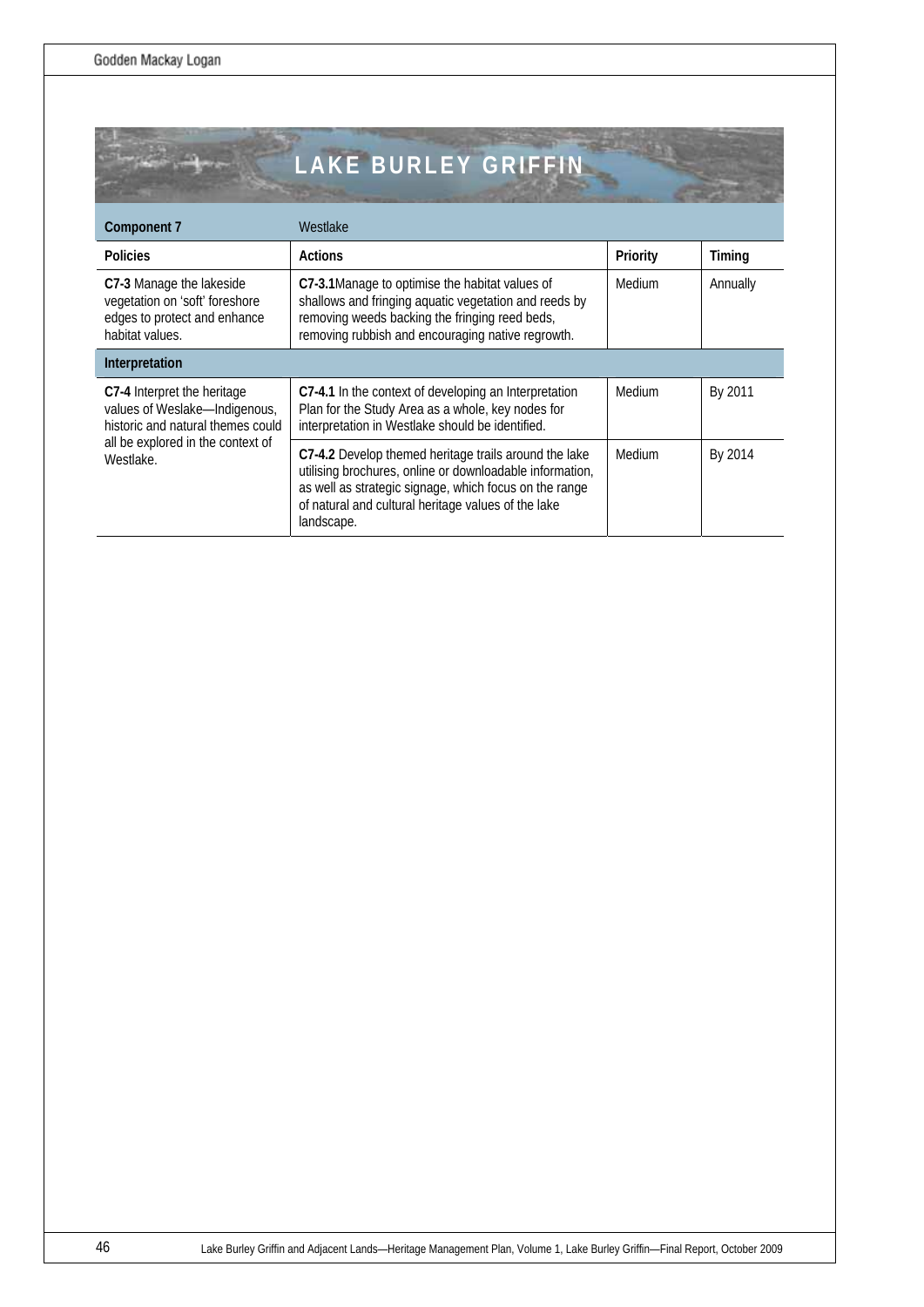# LAKE BURLEY GRIFFIN

| Component 7 | Westlake | | |
|---|---|---|---|
| **Policies** | **Actions** | **Priority** | **Timing** |
| **C7-3** Manage the lakeside vegetation on 'soft' foreshore edges to protect and enhance habitat values. | **C7-3.1**Manage to optimise the habitat values of shallows and fringing aquatic vegetation and reeds by removing weeds backing the fringing reed beds, removing rubbish and encouraging native regrowth. | Medium | Annually |
| **Interpretation** | | | |
| **C7-4** Interpret the heritage values of Weslake—Indigenous, historic and natural themes could all be explored in the context of Westlake. | **C7-4.1** In the context of developing an Interpretation Plan for the Study Area as a whole, key nodes for interpretation in Westlake should be identified. | Medium | By 2011 |
| | **C7-4.2** Develop themed heritage trails around the lake utilising brochures, online or downloadable information, as well as strategic signage, which focus on the range of natural and cultural heritage values of the lake landscape. | Medium | By 2014 |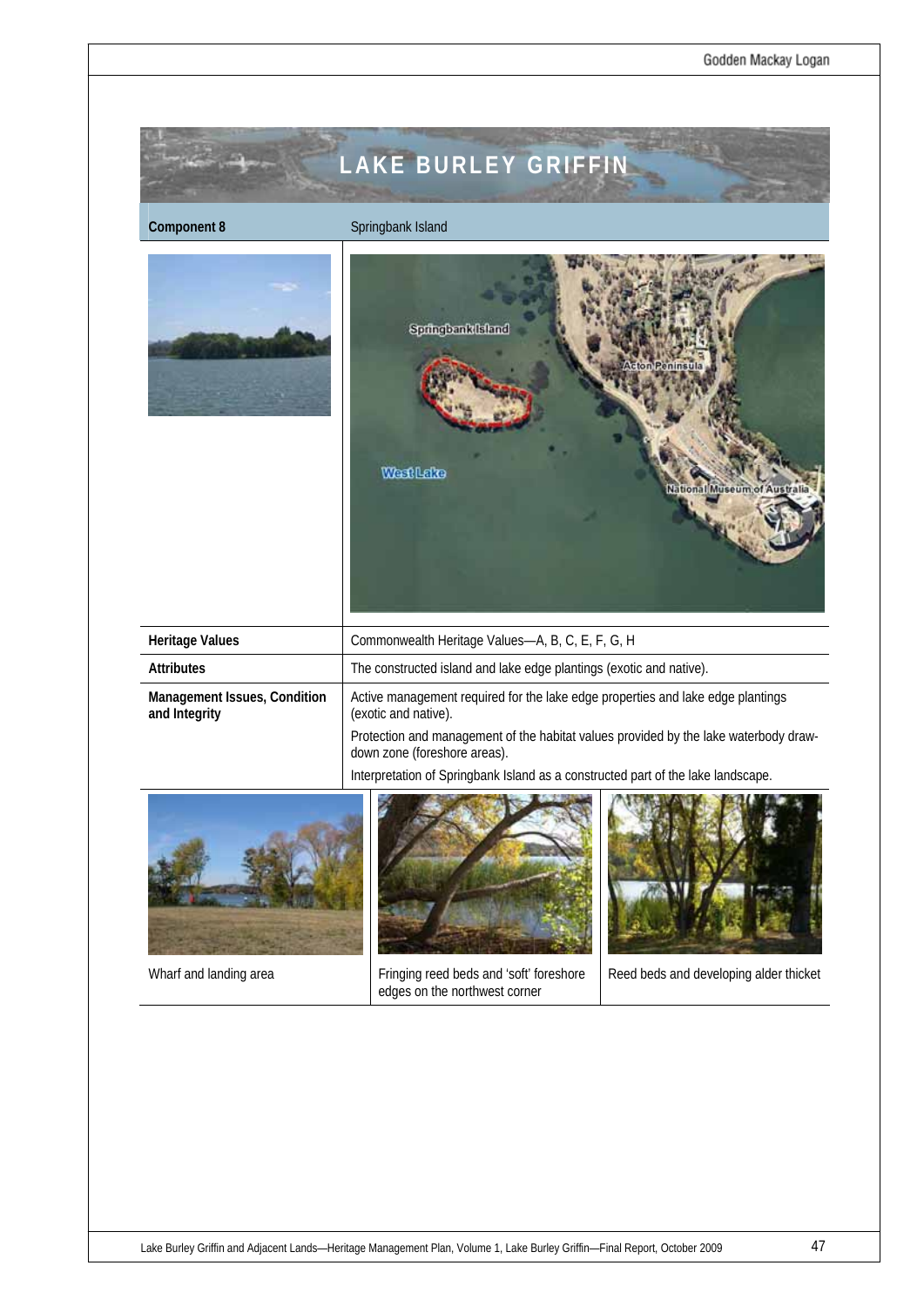# LAKE BURLEY GRIFFIN

| Component 8 | Springbank Island |
|---|---|
| Heritage Values | Commonwealth Heritage Values—A, B, C, E, F, G, H |
| Attributes | The constructed island and lake edge plantings (exotic and native). |
| Management Issues, Condition and Integrity | Active management required for the lake edge properties and lake edge plantings (exotic and native).<br>Protection and management of the habitat values provided by the lake waterbody draw-down zone (foreshore areas).<br>Interpretation of Springbank Island as a constructed part of the lake landscape. |

Wharf and landing area

Fringing reed beds and 'soft' foreshore edges on the northwest corner

Reed beds and developing alder thicket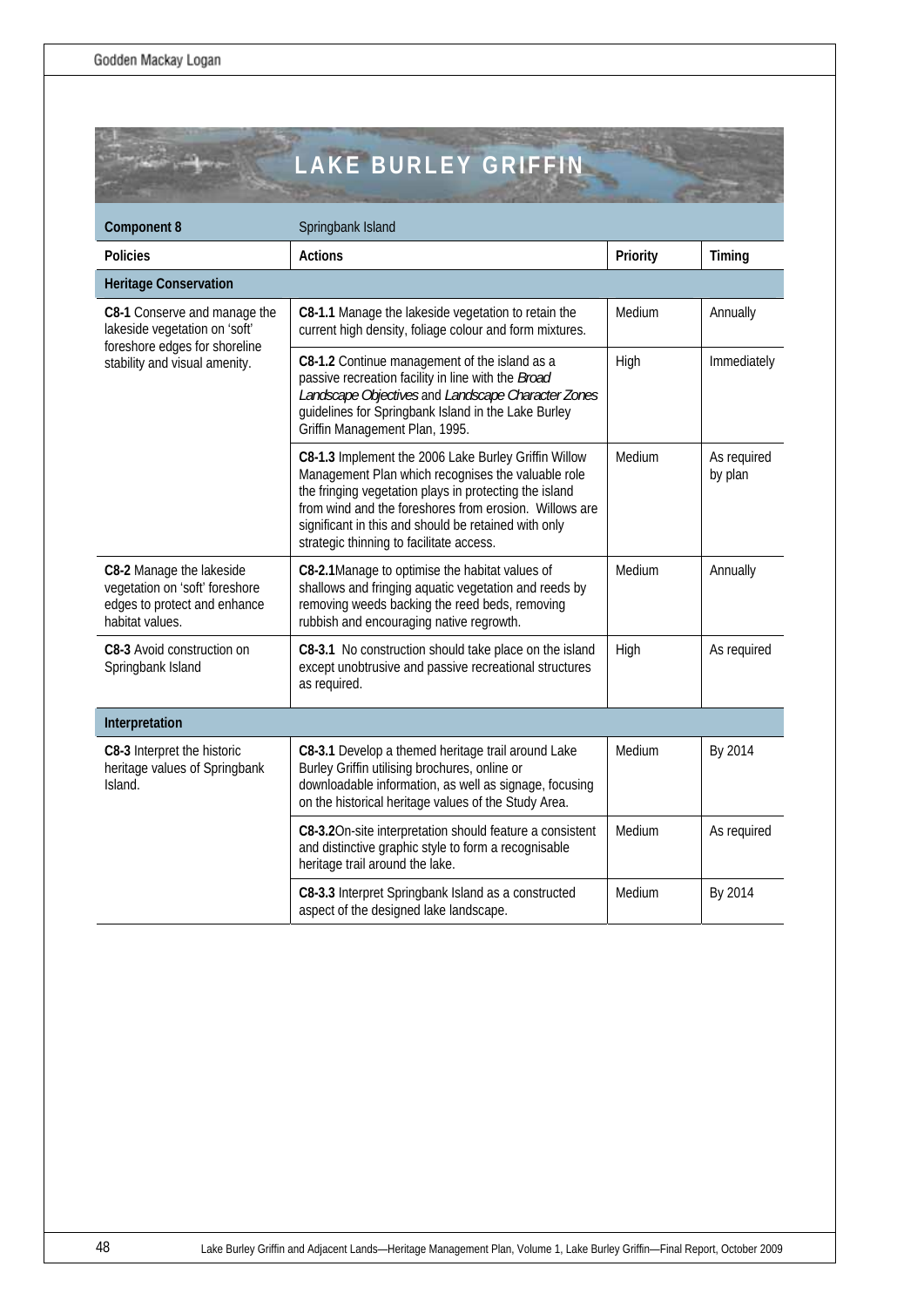# LAKE BURLEY GRIFFIN

| Component 8 | Springbank Island | | |
|---|---|---|---|
| **Policies** | **Actions** | **Priority** | **Timing** |
| **Heritage Conservation** | | | |
| **C8-1** Conserve and manage the lakeside vegetation on 'soft' foreshore edges for shoreline stability and visual amenity. | **C8-1.1** Manage the lakeside vegetation to retain the current high density, foliage colour and form mixtures. | Medium | Annually |
| | **C8-1.2** Continue management of the island as a passive recreation facility in line with the *Broad Landscape Objectives* and *Landscape Character Zones* guidelines for Springbank Island in the Lake Burley Griffin Management Plan, 1995. | High | Immediately |
| | **C8-1.3** Implement the 2006 Lake Burley Griffin Willow Management Plan which recognises the valuable role the fringing vegetation plays in protecting the island from wind and the foreshores from erosion. Willows are significant in this and should be retained with only strategic thinning to facilitate access. | Medium | As required by plan |
| **C8-2** Manage the lakeside vegetation on 'soft' foreshore edges to protect and enhance habitat values. | **C8-2.1**Manage to optimise the habitat values of shallows and fringing aquatic vegetation and reeds by removing weeds backing the reed beds, removing rubbish and encouraging native regrowth. | Medium | Annually |
| **C8-3** Avoid construction on Springbank Island | **C8-3.1** No construction should take place on the island except unobtrusive and passive recreational structures as required. | High | As required |
| **Interpretation** | | | |
| **C8-3** Interpret the historic heritage values of Springbank Island. | **C8-3.1** Develop a themed heritage trail around Lake Burley Griffin utilising brochures, online or downloadable information, as well as signage, focusing on the historical heritage values of the Study Area. | Medium | By 2014 |
| | **C8-3.2**On-site interpretation should feature a consistent and distinctive graphic style to form a recognisable heritage trail around the lake. | Medium | As required |
| | **C8-3.3** Interpret Springbank Island as a constructed aspect of the designed lake landscape. | Medium | By 2014 |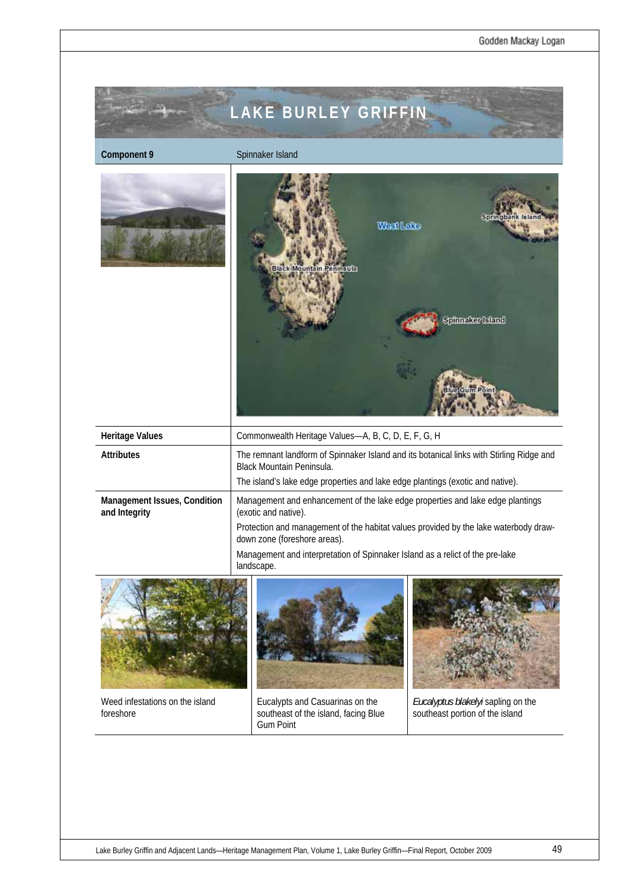# LAKE BURLEY GRIFFIN

| Component 9 | Spinnaker Island |
| --- | --- |
| Heritage Values | Commonwealth Heritage Values—A, B, C, D, E, F, G, H |
| Attributes | The remnant landform of Spinnaker Island and its botanical links with Stirling Ridge and Black Mountain Peninsula.<br>The island's lake edge properties and lake edge plantings (exotic and native). |
| Management Issues, Condition and Integrity | Management and enhancement of the lake edge properties and lake edge plantings (exotic and native).<br>Protection and management of the habitat values provided by the lake waterbody draw-down zone (foreshore areas).<br>Management and interpretation of Spinnaker Island as a relict of the pre-lake landscape. |

Weed infestations on the island foreshore

Eucalypts and Casuarinas on the southeast of the island, facing Blue Gum Point

*Eucalyptus blakelyi* sapling on the southeast portion of the island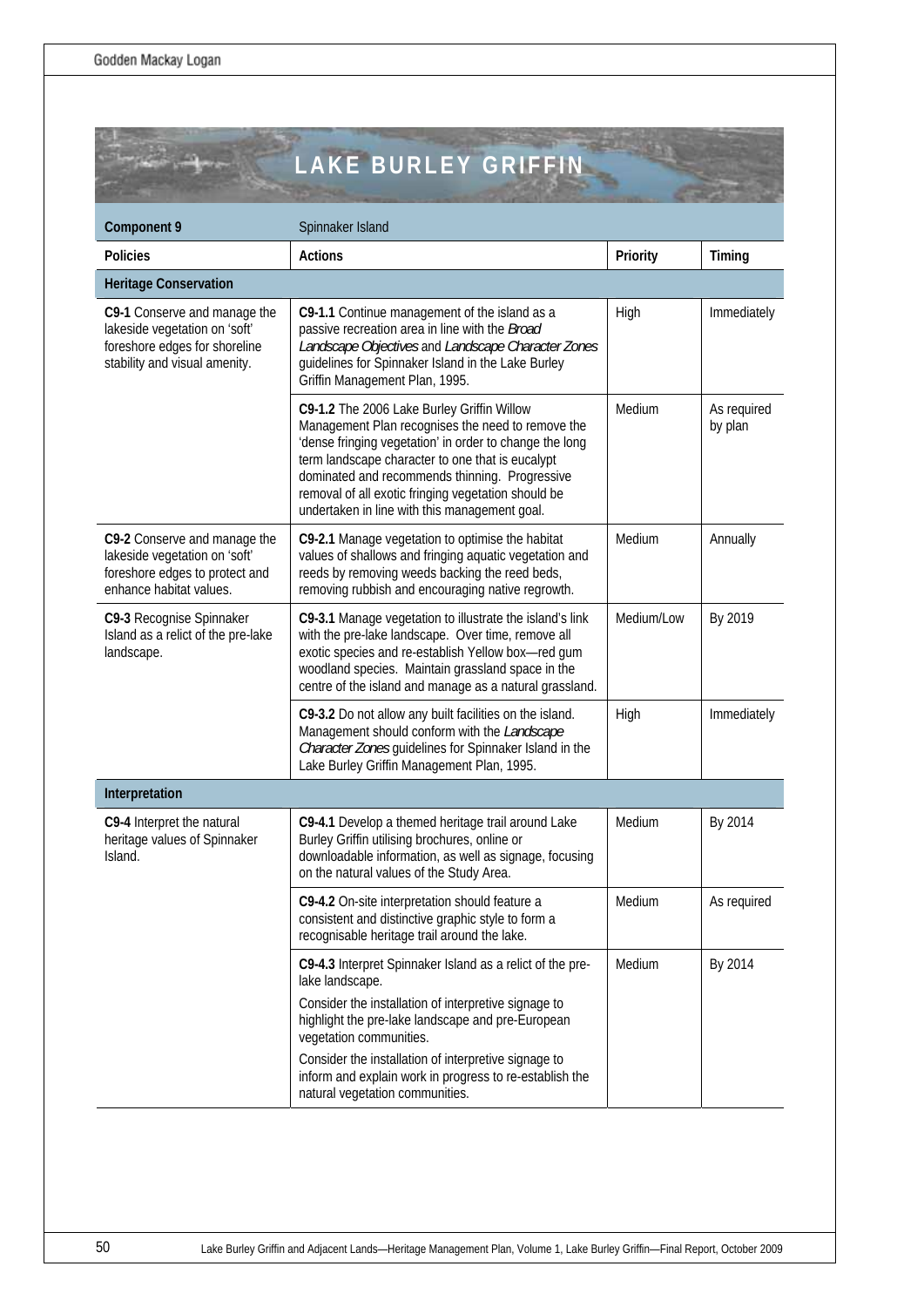# LAKE BURLEY GRIFFIN

| Component 9 | Spinnaker Island | | |
|---|---|---|---|
| **Policies** | **Actions** | **Priority** | **Timing** |
| **Heritage Conservation** | | | |
| **C9-1** Conserve and manage the lakeside vegetation on 'soft' foreshore edges for shoreline stability and visual amenity. | **C9-1.1** Continue management of the island as a passive recreation area in line with the *Broad Landscape Objectives* and *Landscape Character Zones* guidelines for Spinnaker Island in the Lake Burley Griffin Management Plan, 1995. | High | Immediately |
| | **C9-1.2** The 2006 Lake Burley Griffin Willow Management Plan recognises the need to remove the 'dense fringing vegetation' in order to change the long term landscape character to one that is eucalypt dominated and recommends thinning. Progressive removal of all exotic fringing vegetation should be undertaken in line with this management goal. | Medium | As required by plan |
| **C9-2** Conserve and manage the lakeside vegetation on 'soft' foreshore edges to protect and enhance habitat values. | **C9-2.1** Manage vegetation to optimise the habitat values of shallows and fringing aquatic vegetation and reeds by removing weeds backing the reed beds, removing rubbish and encouraging native regrowth. | Medium | Annually |
| **C9-3** Recognise Spinnaker Island as a relict of the pre-lake landscape. | **C9-3.1** Manage vegetation to illustrate the island's link with the pre-lake landscape. Over time, remove all exotic species and re-establish Yellow box—red gum woodland species. Maintain grassland space in the centre of the island and manage as a natural grassland. | Medium/Low | By 2019 |
| | **C9-3.2** Do not allow any built facilities on the island. Management should conform with the *Landscape Character Zones* guidelines for Spinnaker Island in the Lake Burley Griffin Management Plan, 1995. | High | Immediately |
| **Interpretation** | | | |
| **C9-4** Interpret the natural heritage values of Spinnaker Island. | **C9-4.1** Develop a themed heritage trail around Lake Burley Griffin utilising brochures, online or downloadable information, as well as signage, focusing on the natural values of the Study Area. | Medium | By 2014 |
| | **C9-4.2** On-site interpretation should feature a consistent and distinctive graphic style to form a recognisable heritage trail around the lake. | Medium | As required |
| | **C9-4.3** Interpret Spinnaker Island as a relict of the pre-lake landscape.<br><br>Consider the installation of interpretive signage to highlight the pre-lake landscape and pre-European vegetation communities.<br><br>Consider the installation of interpretive signage to inform and explain work in progress to re-establish the natural vegetation communities. | Medium | By 2014 |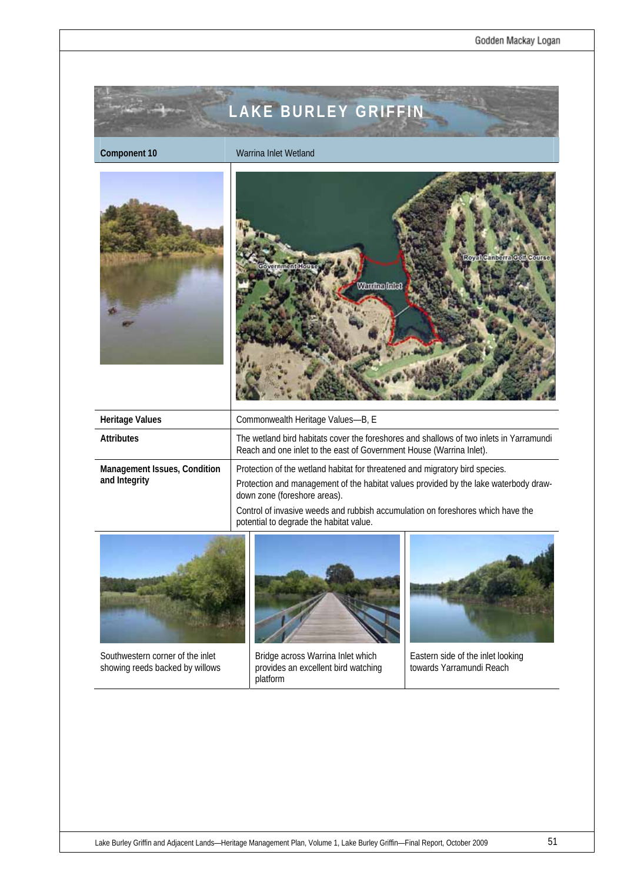# LAKE BURLEY GRIFFIN

| Component 10 | Warrina Inlet Wetland |
| --- | --- |
| Heritage Values | Commonwealth Heritage Values—B, E |
| Attributes | The wetland bird habitats cover the foreshores and shallows of two inlets in Yarramundi Reach and one inlet to the east of Government House (Warrina Inlet). |
| Management Issues, Condition and Integrity | Protection of the wetland habitat for threatened and migratory bird species.<br>Protection and management of the habitat values provided by the lake waterbody draw-down zone (foreshore areas).<br>Control of invasive weeds and rubbish accumulation on foreshores which have the potential to degrade the habitat value. |

Southwestern corner of the inlet showing reeds backed by willows

Bridge across Warrina Inlet which provides an excellent bird watching platform

Eastern side of the inlet looking towards Yarramundi Reach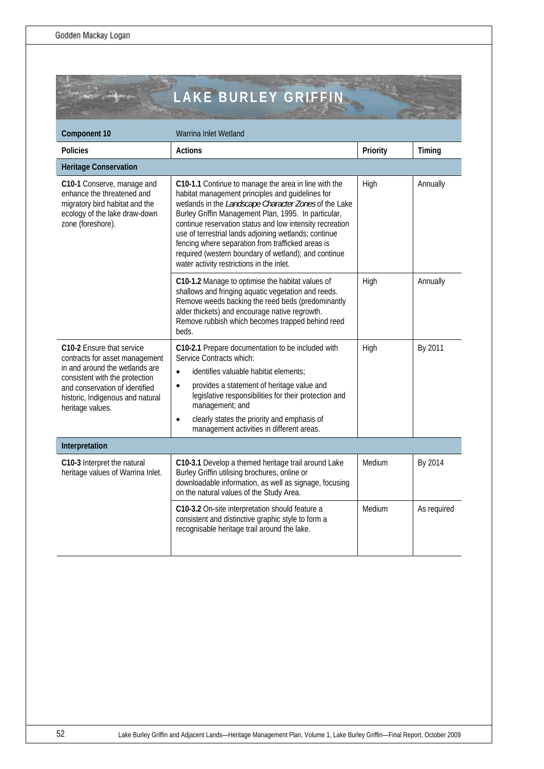# LAKE BURLEY GRIFFIN

| Component 10 | Warrina Inlet Wetland | | |
|---|---|---|---|
| **Policies** | **Actions** | **Priority** | **Timing** |
| **Heritage Conservation** | | | |
| **C10-1** Conserve, manage and enhance the threatened and migratory bird habitat and the ecology of the lake draw-down zone (foreshore). | **C10-1.1** Continue to manage the area in line with the habitat management principles and guidelines for wetlands in the *Landscape Character Zones* of the Lake Burley Griffin Management Plan, 1995. In particular, continue reservation status and low intensity recreation use of terrestrial lands adjoining wetlands; continue fencing where separation from trafficked areas is required (western boundary of wetland); and continue water activity restrictions in the inlet. | High | Annually |
| | **C10-1.2** Manage to optimise the habitat values of shallows and fringing aquatic vegetation and reeds. Remove weeds backing the reed beds (predominantly alder thickets) and encourage native regrowth. Remove rubbish which becomes trapped behind reed beds. | High | Annually |
| **C10-2** Ensure that service contracts for asset management in and around the wetlands are consistent with the protection and conservation of identified historic, Indigenous and natural heritage values. | **C10-2.1** Prepare documentation to be included with Service Contracts which: <br>• identifies valuable habitat elements; <br>• provides a statement of heritage value and legislative responsibilities for their protection and management; and <br>• clearly states the priority and emphasis of management activities in different areas. | High | By 2011 |
| **Interpretation** | | | |
| **C10-3** Interpret the natural heritage values of Warrina Inlet. | **C10-3.1** Develop a themed heritage trail around Lake Burley Griffin utilising brochures, online or downloadable information, as well as signage, focusing on the natural values of the Study Area. | Medium | By 2014 |
| | **C10-3.2** On-site interpretation should feature a consistent and distinctive graphic style to form a recognisable heritage trail around the lake. | Medium | As required |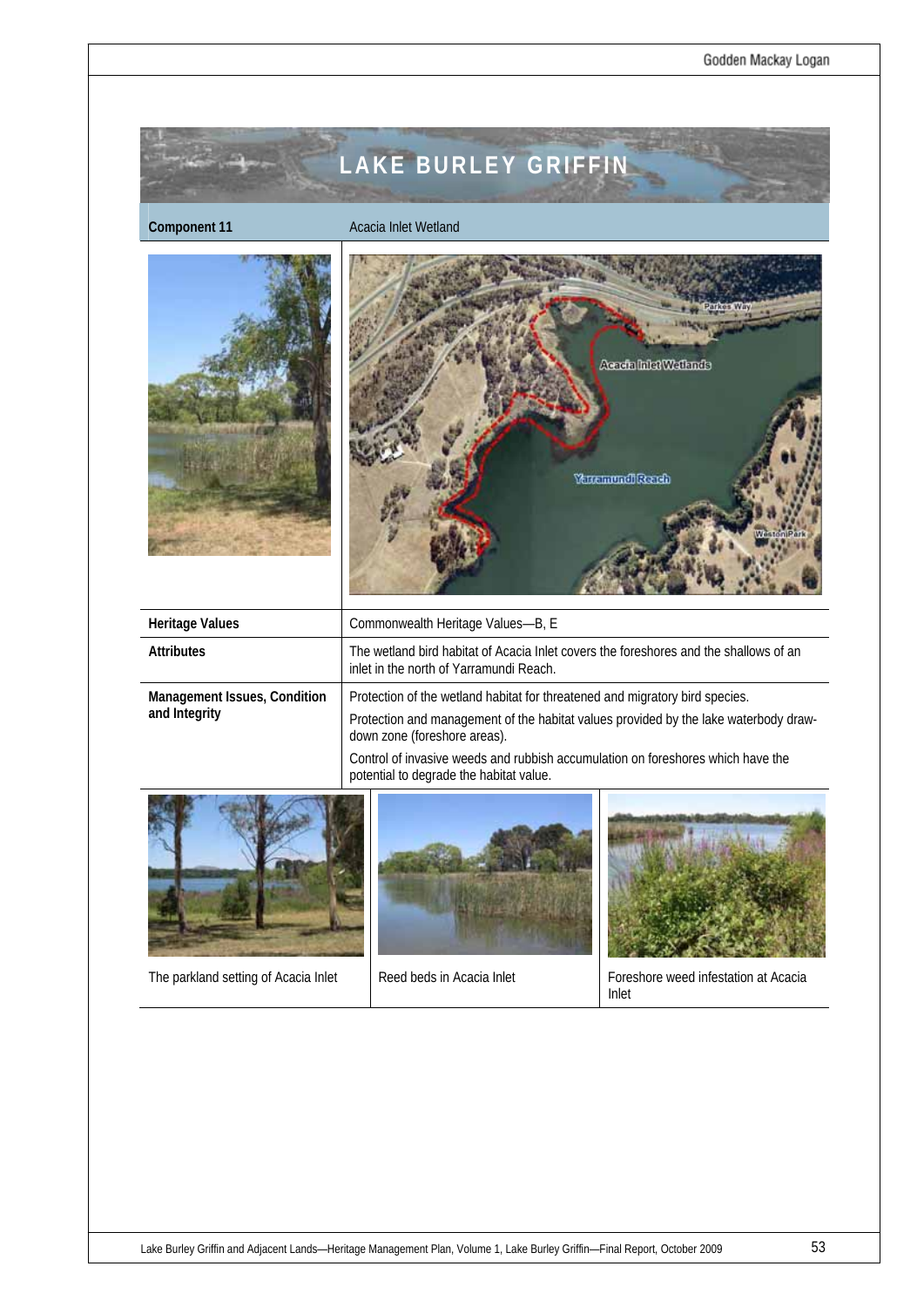# LAKE BURLEY GRIFFIN

| Component 11 | Acacia Inlet Wetland |
|---|---|
| Heritage Values | Commonwealth Heritage Values—B, E |
| Attributes | The wetland bird habitat of Acacia Inlet covers the foreshores and the shallows of an inlet in the north of Yarramundi Reach. |
| Management Issues, Condition and Integrity | Protection of the wetland habitat for threatened and migratory bird species.<br>Protection and management of the habitat values provided by the lake waterbody draw-down zone (foreshore areas).<br>Control of invasive weeds and rubbish accumulation on foreshores which have the potential to degrade the habitat value. |

The parkland setting of Acacia Inlet

Reed beds in Acacia Inlet

Foreshore weed infestation at Acacia Inlet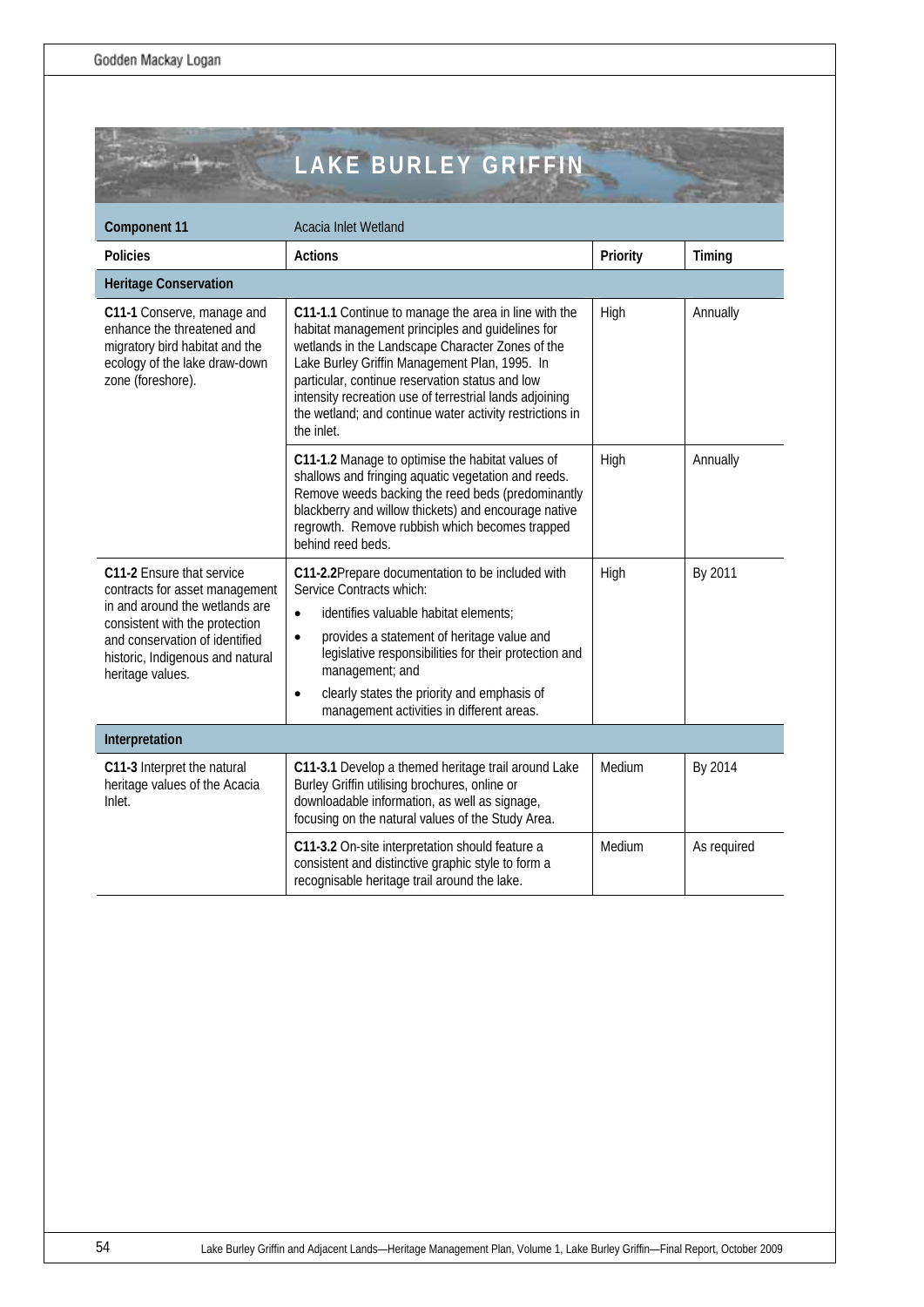# LAKE BURLEY GRIFFIN

| Component 11 | Acacia Inlet Wetland | | |
|---|---|---|---|
| **Policies** | **Actions** | **Priority** | **Timing** |
| **Heritage Conservation** | | | |
| **C11-1** Conserve, manage and enhance the threatened and migratory bird habitat and the ecology of the lake draw-down zone (foreshore). | **C11-1.1** Continue to manage the area in line with the habitat management principles and guidelines for wetlands in the Landscape Character Zones of the Lake Burley Griffin Management Plan, 1995. In particular, continue reservation status and low intensity recreation use of terrestrial lands adjoining the wetland; and continue water activity restrictions in the inlet. | High | Annually |
| | **C11-1.2** Manage to optimise the habitat values of shallows and fringing aquatic vegetation and reeds. Remove weeds backing the reed beds (predominantly blackberry and willow thickets) and encourage native regrowth. Remove rubbish which becomes trapped behind reed beds. | High | Annually |
| **C11-2** Ensure that service contracts for asset management in and around the wetlands are consistent with the protection and conservation of identified historic, Indigenous and natural heritage values. | **C11-2.2**Prepare documentation to be included with Service Contracts which: <br>• identifies valuable habitat elements; <br>• provides a statement of heritage value and legislative responsibilities for their protection and management; and <br>• clearly states the priority and emphasis of management activities in different areas. | High | By 2011 |
| **Interpretation** | | | |
| **C11-3** Interpret the natural heritage values of the Acacia Inlet. | **C11-3.1** Develop a themed heritage trail around Lake Burley Griffin utilising brochures, online or downloadable information, as well as signage, focusing on the natural values of the Study Area. | Medium | By 2014 |
| | **C11-3.2** On-site interpretation should feature a consistent and distinctive graphic style to form a recognisable heritage trail around the lake. | Medium | As required |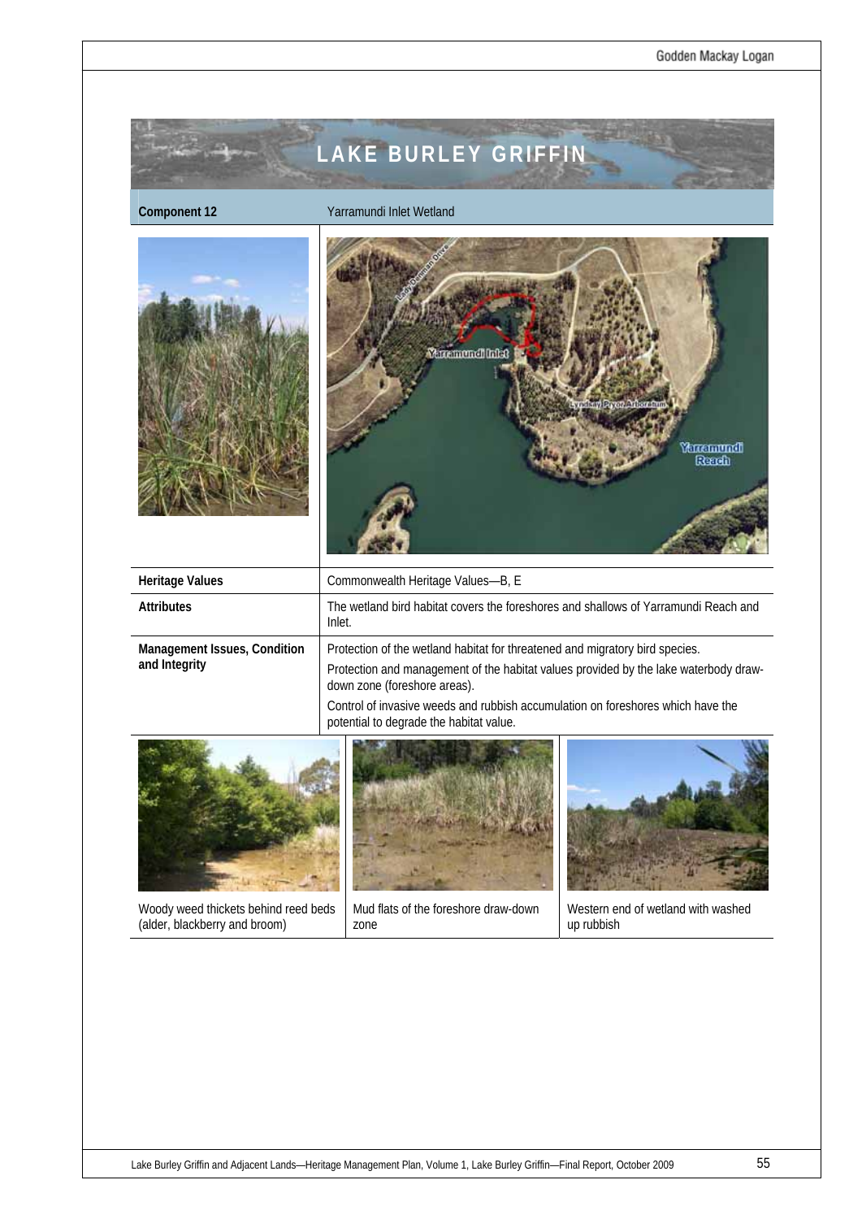# LAKE BURLEY GRIFFIN

| Component 12 | Yarramundi Inlet Wetland |
|---|---|
| Heritage Values | Commonwealth Heritage Values—B, E |
| Attributes | The wetland bird habitat covers the foreshores and shallows of Yarramundi Reach and Inlet. |
| Management Issues, Condition and Integrity | Protection of the wetland habitat for threatened and migratory bird species.<br>Protection and management of the habitat values provided by the lake waterbody draw-down zone (foreshore areas).<br>Control of invasive weeds and rubbish accumulation on foreshores which have the potential to degrade the habitat value. |

| Woody weed thickets behind reed beds (alder, blackberry and broom) | Mud flats of the foreshore draw-down zone | Western end of wetland with washed up rubbish |
|---|---|---|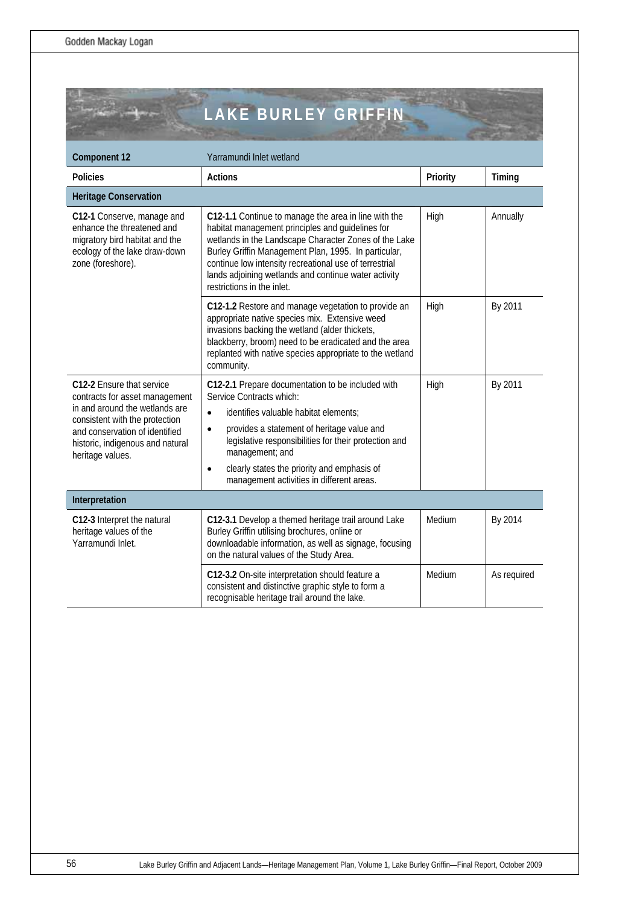# LAKE BURLEY GRIFFIN

| Component 12 | Yarramundi Inlet wetland | | |
|---|---|---|---|
| **Policies** | **Actions** | **Priority** | **Timing** |
| **Heritage Conservation** | | | |
| **C12-1** Conserve, manage and enhance the threatened and migratory bird habitat and the ecology of the lake draw-down zone (foreshore). | **C12-1.1** Continue to manage the area in line with the habitat management principles and guidelines for wetlands in the Landscape Character Zones of the Lake Burley Griffin Management Plan, 1995. In particular, continue low intensity recreational use of terrestrial lands adjoining wetlands and continue water activity restrictions in the inlet. | High | Annually |
| | **C12-1.2** Restore and manage vegetation to provide an appropriate native species mix. Extensive weed invasions backing the wetland (alder thickets, blackberry, broom) need to be eradicated and the area replanted with native species appropriate to the wetland community. | High | By 2011 |
| **C12-2** Ensure that service contracts for asset management in and around the wetlands are consistent with the protection and conservation of identified historic, indigenous and natural heritage values. | **C12-2.1** Prepare documentation to be included with Service Contracts which: <br>• identifies valuable habitat elements; <br>• provides a statement of heritage value and legislative responsibilities for their protection and management; and <br>• clearly states the priority and emphasis of management activities in different areas. | High | By 2011 |
| **Interpretation** | | | |
| **C12-3** Interpret the natural heritage values of the Yarramundi Inlet. | **C12-3.1** Develop a themed heritage trail around Lake Burley Griffin utilising brochures, online or downloadable information, as well as signage, focusing on the natural values of the Study Area. | Medium | By 2014 |
| | **C12-3.2** On-site interpretation should feature a consistent and distinctive graphic style to form a recognisable heritage trail around the lake. | Medium | As required |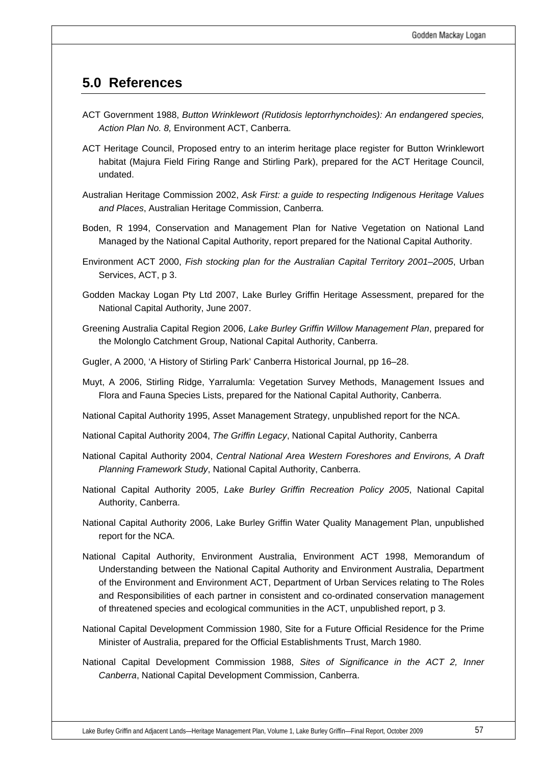## 5.0 References

ACT Government 1988, *Button Wrinklewort (Rutidosis leptorrhynchoides): An endangered species, Action Plan No. 8,* Environment ACT, Canberra.

ACT Heritage Council, Proposed entry to an interim heritage place register for Button Wrinklewort habitat (Majura Field Firing Range and Stirling Park), prepared for the ACT Heritage Council, undated.

Australian Heritage Commission 2002, *Ask First: a guide to respecting Indigenous Heritage Values and Places*, Australian Heritage Commission, Canberra.

Boden, R 1994, Conservation and Management Plan for Native Vegetation on National Land Managed by the National Capital Authority, report prepared for the National Capital Authority.

Environment ACT 2000, *Fish stocking plan for the Australian Capital Territory 2001–2005*, Urban Services, ACT, p 3.

Godden Mackay Logan Pty Ltd 2007, Lake Burley Griffin Heritage Assessment, prepared for the National Capital Authority, June 2007.

Greening Australia Capital Region 2006, *Lake Burley Griffin Willow Management Plan*, prepared for the Molonglo Catchment Group, National Capital Authority, Canberra.

Gugler, A 2000, 'A History of Stirling Park' Canberra Historical Journal, pp 16–28.

Muyt, A 2006, Stirling Ridge, Yarralumla: Vegetation Survey Methods, Management Issues and Flora and Fauna Species Lists, prepared for the National Capital Authority, Canberra.

National Capital Authority 1995, Asset Management Strategy, unpublished report for the NCA.

National Capital Authority 2004, *The Griffin Legacy*, National Capital Authority, Canberra

National Capital Authority 2004, *Central National Area Western Foreshores and Environs, A Draft Planning Framework Study*, National Capital Authority, Canberra.

National Capital Authority 2005, *Lake Burley Griffin Recreation Policy 2005*, National Capital Authority, Canberra.

National Capital Authority 2006, Lake Burley Griffin Water Quality Management Plan, unpublished report for the NCA.

National Capital Authority, Environment Australia, Environment ACT 1998, Memorandum of Understanding between the National Capital Authority and Environment Australia, Department of the Environment and Environment ACT, Department of Urban Services relating to The Roles and Responsibilities of each partner in consistent and co-ordinated conservation management of threatened species and ecological communities in the ACT, unpublished report, p 3.

National Capital Development Commission 1980, Site for a Future Official Residence for the Prime Minister of Australia, prepared for the Official Establishments Trust, March 1980.

National Capital Development Commission 1988, *Sites of Significance in the ACT 2, Inner Canberra*, National Capital Development Commission, Canberra.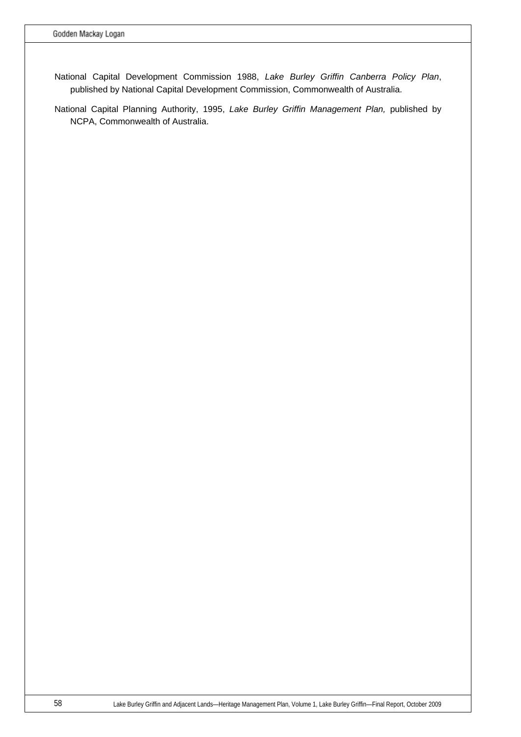National Capital Development Commission 1988, *Lake Burley Griffin Canberra Policy Plan*, published by National Capital Development Commission, Commonwealth of Australia.

National Capital Planning Authority, 1995, *Lake Burley Griffin Management Plan,* published by NCPA, Commonwealth of Australia.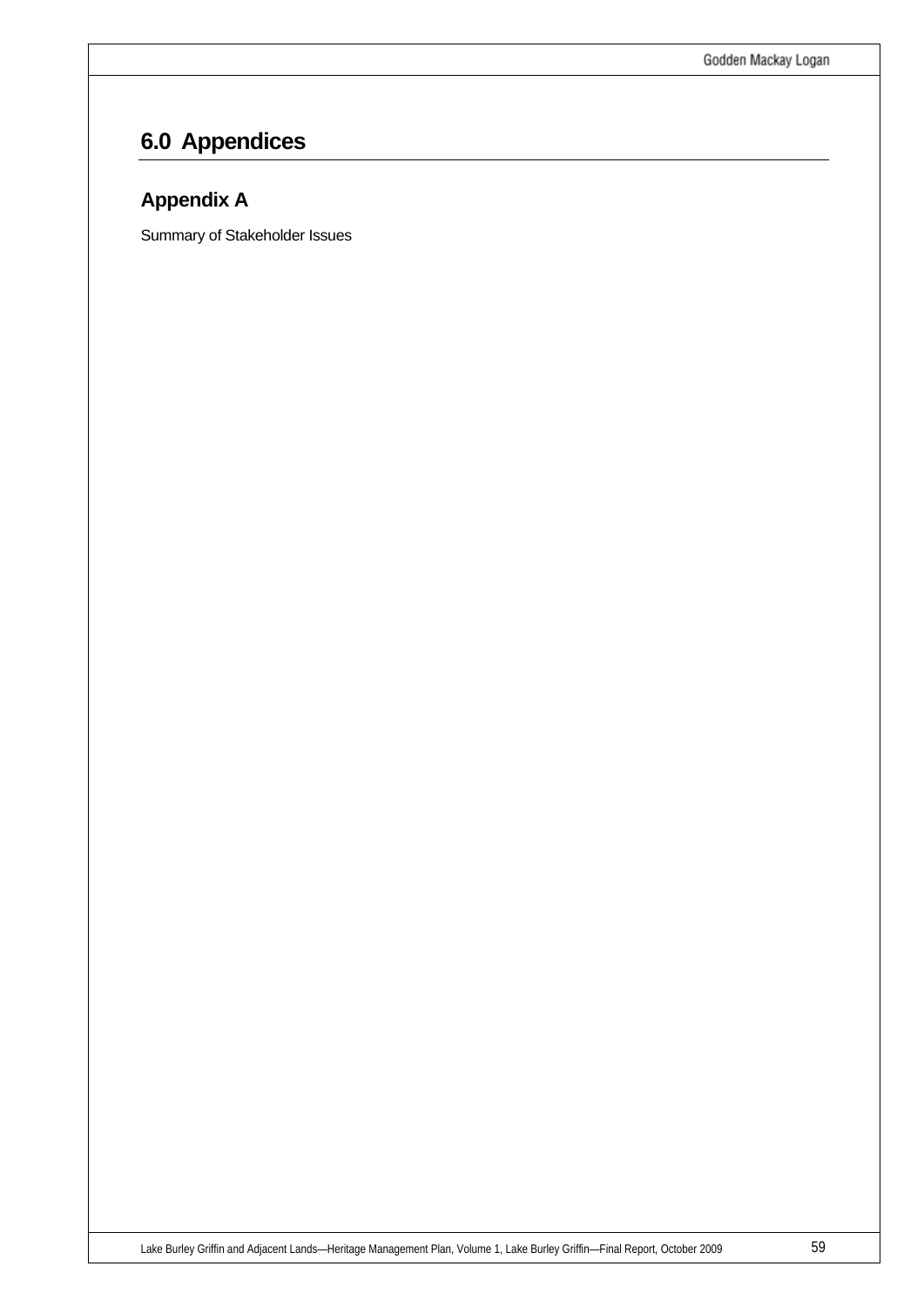# 6.0 Appendices

## Appendix A

Summary of Stakeholder Issues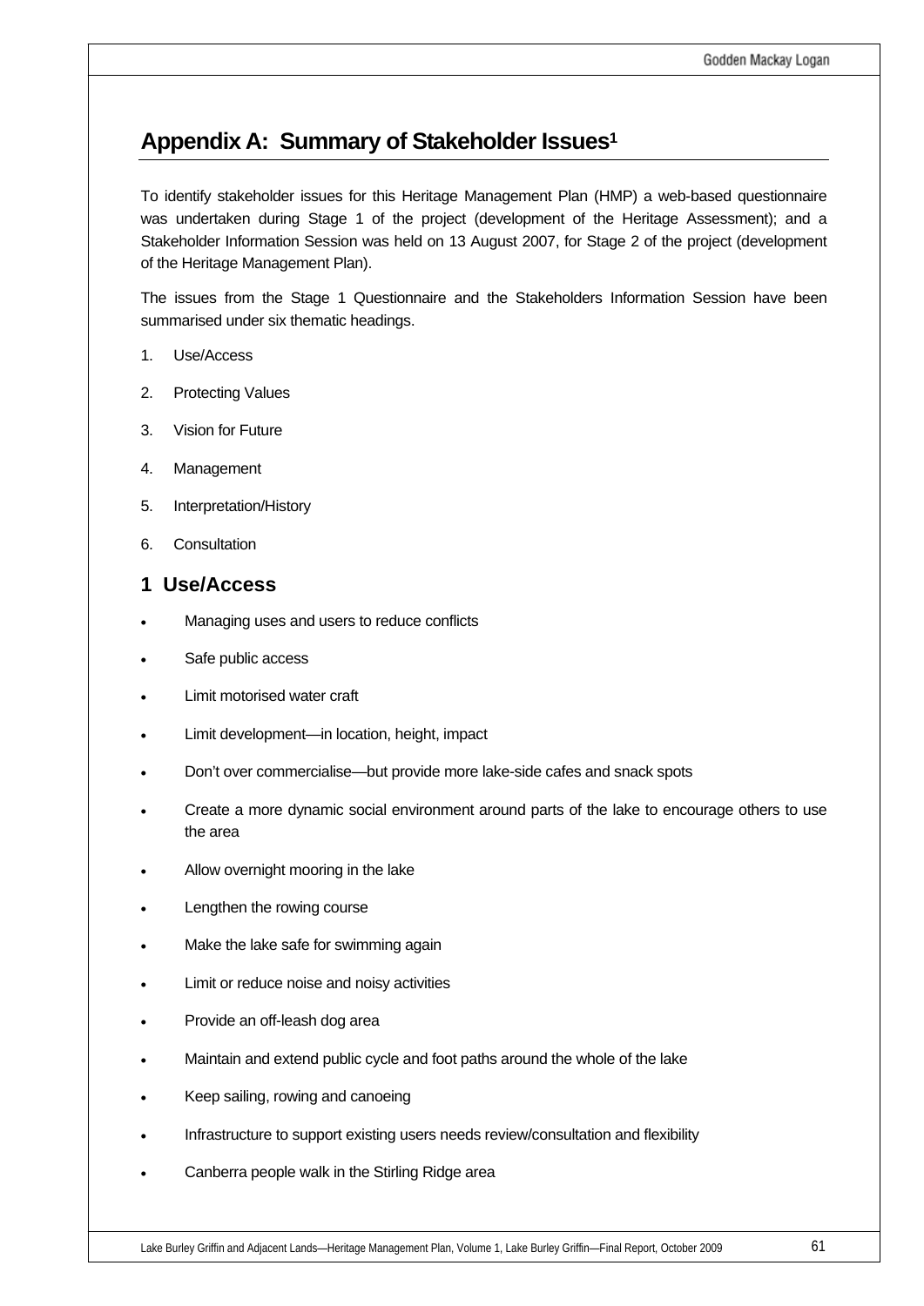# Appendix A: Summary of Stakeholder Issues[1]

To identify stakeholder issues for this Heritage Management Plan (HMP) a web-based questionnaire was undertaken during Stage 1 of the project (development of the Heritage Assessment); and a Stakeholder Information Session was held on 13 August 2007, for Stage 2 of the project (development of the Heritage Management Plan).

The issues from the Stage 1 Questionnaire and the Stakeholders Information Session have been summarised under six thematic headings.

1. Use/Access
2. Protecting Values
3. Vision for Future
4. Management
5. Interpretation/History
6. Consultation

## 1 Use/Access

- Managing uses and users to reduce conflicts
- Safe public access
- Limit motorised water craft
- Limit development—in location, height, impact
- Don't over commercialise—but provide more lake-side cafes and snack spots
- Create a more dynamic social environment around parts of the lake to encourage others to use the area
- Allow overnight mooring in the lake
- Lengthen the rowing course
- Make the lake safe for swimming again
- Limit or reduce noise and noisy activities
- Provide an off-leash dog area
- Maintain and extend public cycle and foot paths around the whole of the lake
- Keep sailing, rowing and canoeing
- Infrastructure to support existing users needs review/consultation and flexibility
- Canberra people walk in the Stirling Ridge area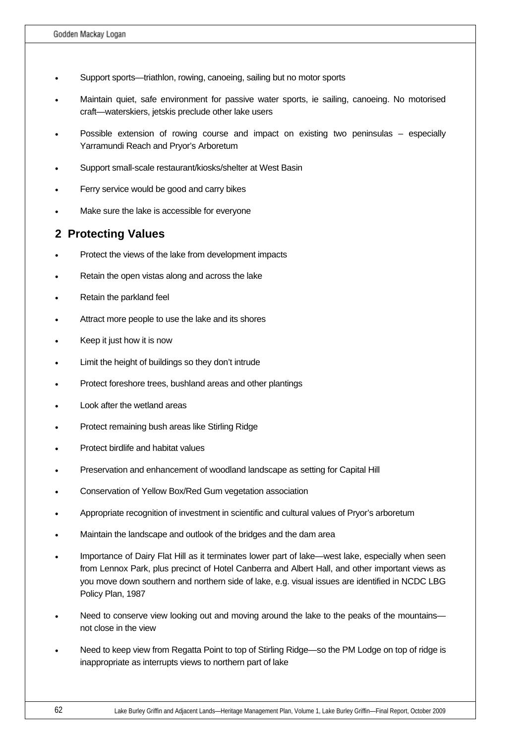- Support sports—triathlon, rowing, canoeing, sailing but no motor sports
- Maintain quiet, safe environment for passive water sports, ie sailing, canoeing. No motorised craft—waterskiers, jetskis preclude other lake users
- Possible extension of rowing course and impact on existing two peninsulas – especially Yarramundi Reach and Pryor's Arboretum
- Support small-scale restaurant/kiosks/shelter at West Basin
- Ferry service would be good and carry bikes
- Make sure the lake is accessible for everyone

## 2 Protecting Values

- Protect the views of the lake from development impacts
- Retain the open vistas along and across the lake
- Retain the parkland feel
- Attract more people to use the lake and its shores
- Keep it just how it is now
- Limit the height of buildings so they don't intrude
- Protect foreshore trees, bushland areas and other plantings
- Look after the wetland areas
- Protect remaining bush areas like Stirling Ridge
- Protect birdlife and habitat values
- Preservation and enhancement of woodland landscape as setting for Capital Hill
- Conservation of Yellow Box/Red Gum vegetation association
- Appropriate recognition of investment in scientific and cultural values of Pryor's arboretum
- Maintain the landscape and outlook of the bridges and the dam area
- Importance of Dairy Flat Hill as it terminates lower part of lake—west lake, especially when seen from Lennox Park, plus precinct of Hotel Canberra and Albert Hall, and other important views as you move down southern and northern side of lake, e.g. visual issues are identified in NCDC LBG Policy Plan, 1987
- Need to conserve view looking out and moving around the lake to the peaks of the mountains—not close in the view
- Need to keep view from Regatta Point to top of Stirling Ridge—so the PM Lodge on top of ridge is inappropriate as interrupts views to northern part of lake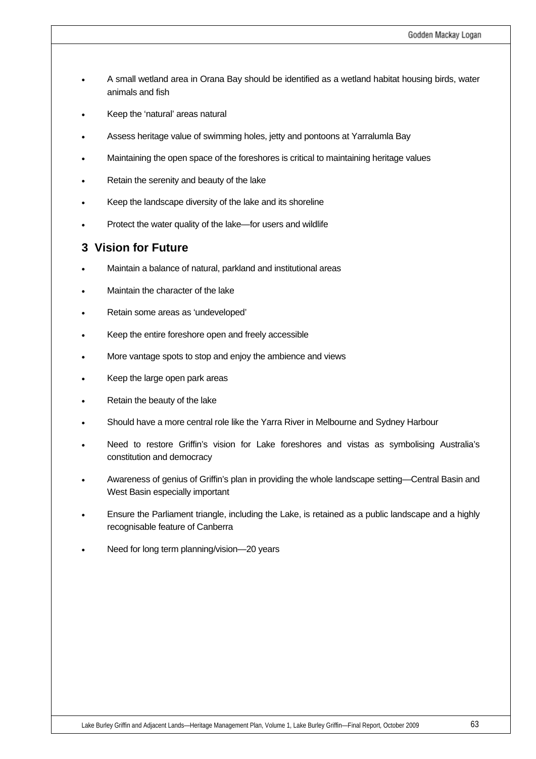- A small wetland area in Orana Bay should be identified as a wetland habitat housing birds, water animals and fish
- Keep the 'natural' areas natural
- Assess heritage value of swimming holes, jetty and pontoons at Yarralumla Bay
- Maintaining the open space of the foreshores is critical to maintaining heritage values
- Retain the serenity and beauty of the lake
- Keep the landscape diversity of the lake and its shoreline
- Protect the water quality of the lake—for users and wildlife

## 3 Vision for Future

- Maintain a balance of natural, parkland and institutional areas
- Maintain the character of the lake
- Retain some areas as 'undeveloped'
- Keep the entire foreshore open and freely accessible
- More vantage spots to stop and enjoy the ambience and views
- Keep the large open park areas
- Retain the beauty of the lake
- Should have a more central role like the Yarra River in Melbourne and Sydney Harbour
- Need to restore Griffin's vision for Lake foreshores and vistas as symbolising Australia's constitution and democracy
- Awareness of genius of Griffin's plan in providing the whole landscape setting—Central Basin and West Basin especially important
- Ensure the Parliament triangle, including the Lake, is retained as a public landscape and a highly recognisable feature of Canberra
- Need for long term planning/vision—20 years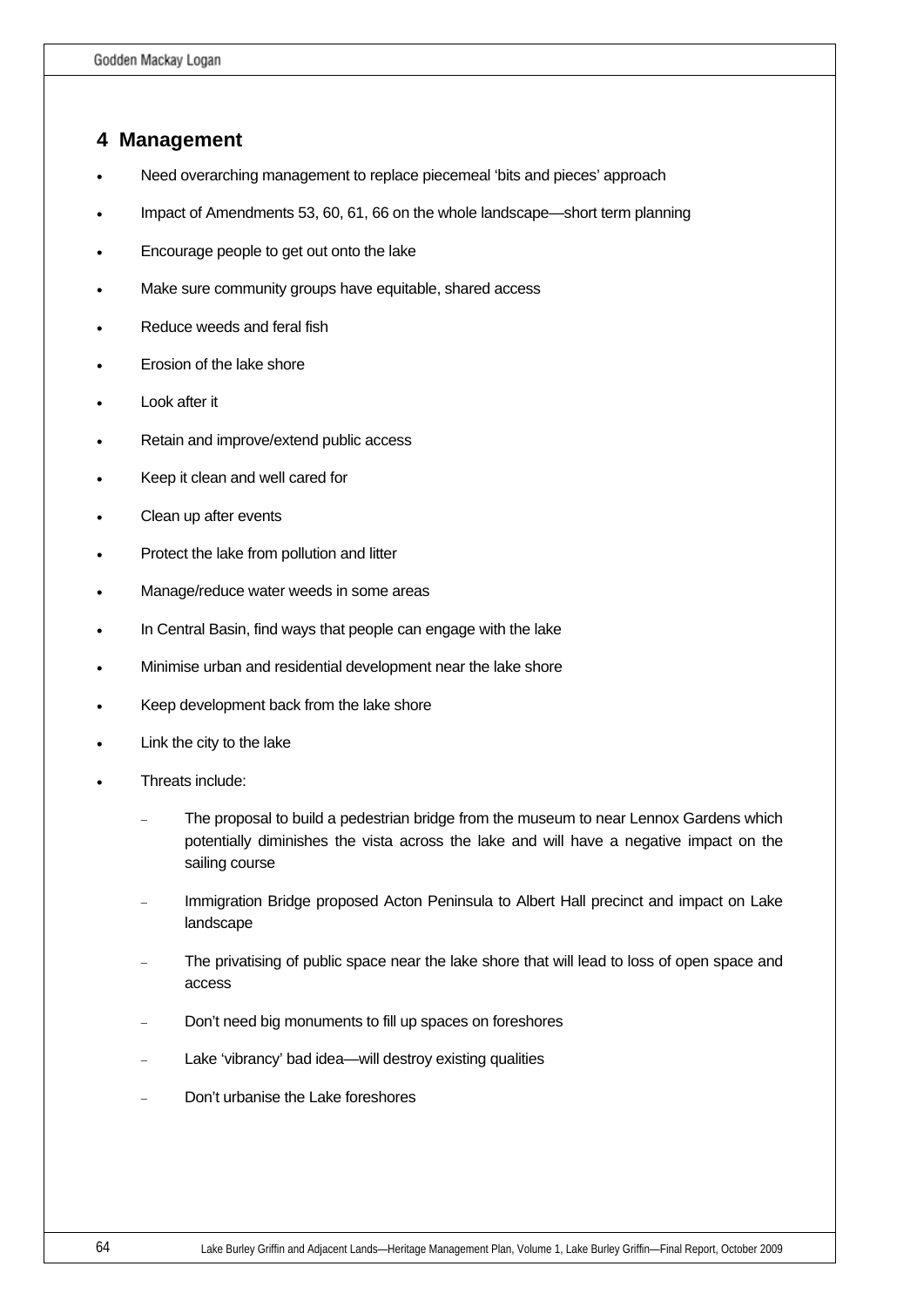## 4 Management

- Need overarching management to replace piecemeal 'bits and pieces' approach
- Impact of Amendments 53, 60, 61, 66 on the whole landscape—short term planning
- Encourage people to get out onto the lake
- Make sure community groups have equitable, shared access
- Reduce weeds and feral fish
- Erosion of the lake shore
- Look after it
- Retain and improve/extend public access
- Keep it clean and well cared for
- Clean up after events
- Protect the lake from pollution and litter
- Manage/reduce water weeds in some areas
- In Central Basin, find ways that people can engage with the lake
- Minimise urban and residential development near the lake shore
- Keep development back from the lake shore
- Link the city to the lake
- Threats include:
  - The proposal to build a pedestrian bridge from the museum to near Lennox Gardens which potentially diminishes the vista across the lake and will have a negative impact on the sailing course
  - Immigration Bridge proposed Acton Peninsula to Albert Hall precinct and impact on Lake landscape
  - The privatising of public space near the lake shore that will lead to loss of open space and access
  - Don't need big monuments to fill up spaces on foreshores
  - Lake 'vibrancy' bad idea—will destroy existing qualities
  - Don't urbanise the Lake foreshores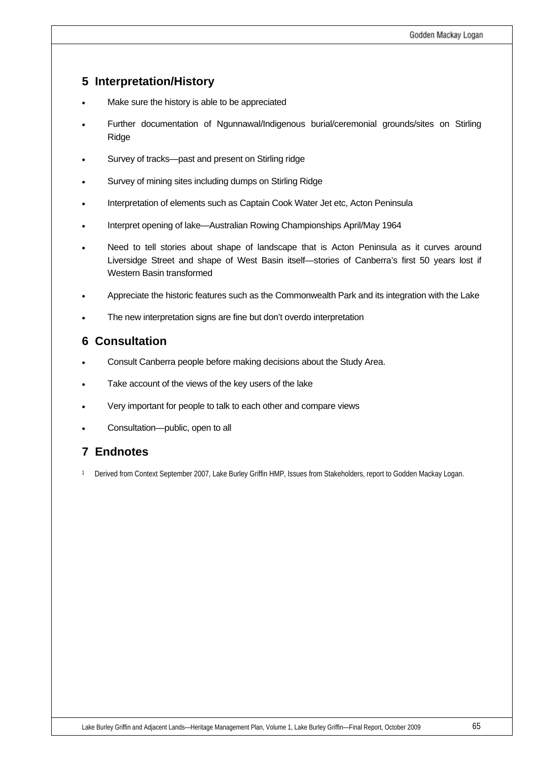## 5 Interpretation/History

- Make sure the history is able to be appreciated
- Further documentation of Ngunnawal/Indigenous burial/ceremonial grounds/sites on Stirling Ridge
- Survey of tracks—past and present on Stirling ridge
- Survey of mining sites including dumps on Stirling Ridge
- Interpretation of elements such as Captain Cook Water Jet etc, Acton Peninsula
- Interpret opening of lake—Australian Rowing Championships April/May 1964
- Need to tell stories about shape of landscape that is Acton Peninsula as it curves around Liversidge Street and shape of West Basin itself—stories of Canberra's first 50 years lost if Western Basin transformed
- Appreciate the historic features such as the Commonwealth Park and its integration with the Lake
- The new interpretation signs are fine but don't overdo interpretation

## 6 Consultation

- Consult Canberra people before making decisions about the Study Area.
- Take account of the views of the key users of the lake
- Very important for people to talk to each other and compare views
- Consultation—public, open to all

## 7 Endnotes

[1] Derived from Context September 2007, Lake Burley Griffin HMP, Issues from Stakeholders, report to Godden Mackay Logan.